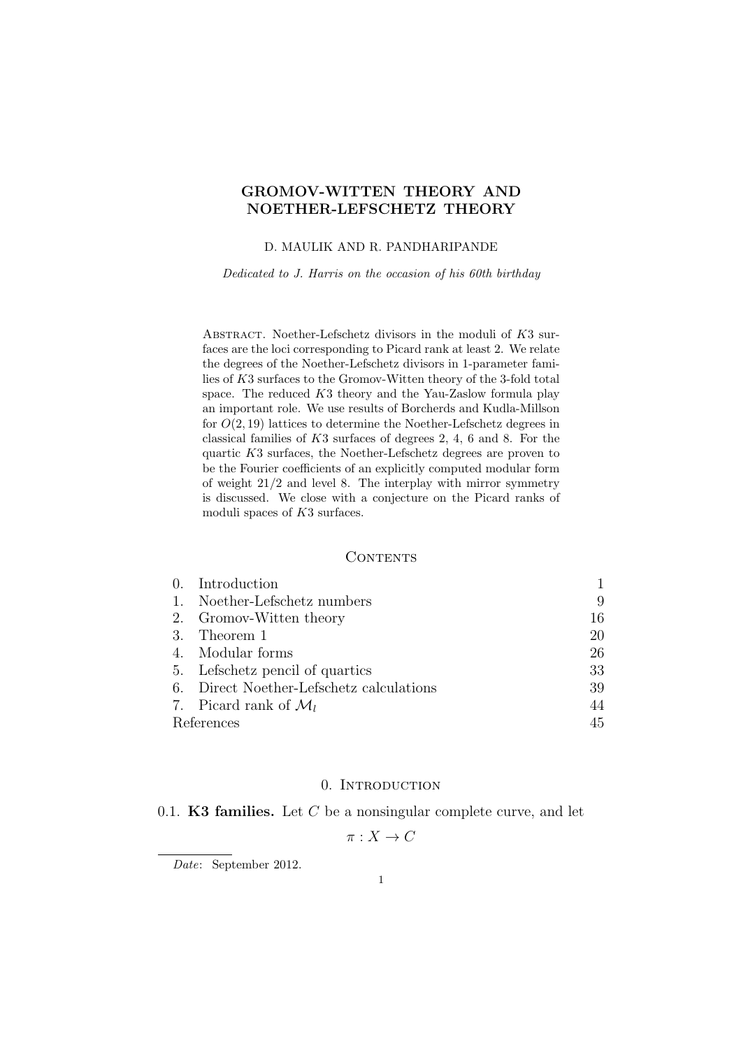# GROMOV-WITTEN THEORY AND NOETHER-LEFSCHETZ THEORY

D. MAULIK AND R. PANDHARIPANDE

*Dedicated to J. Harris on the occasion of his 60th birthday*

Abstract. Noether-Lefschetz divisors in the moduli of $K3$ surfaces are the loci corresponding to Picard rank at least 2. We relate the degrees of the Noether-Lefschetz divisors in 1-parameter families of $K3$ surfaces to the Gromov-Witten theory of the 3-fold total space. The reduced $K3$ theory and the Yau-Zaslow formula play an important role. We use results of Borcherds and Kudla-Millson for $O(2, 19)$ lattices to determine the Noether-Lefschetz degrees in classical families of $K3$ surfaces of degrees 2, 4, 6 and 8. For the quartic $K3$ surfaces, the Noether-Lefschetz degrees are proven to be the Fourier coefficients of an explicitly computed modular form of weight 21/2 and level 8. The interplay with mirror symmetry is discussed. We close with a conjecture on the Picard ranks of moduli spaces of $K3$ surfaces.

## Contents

| | | |
|---|---|---|
| 0. | Introduction | 1 |
| 1. | Noether-Lefschetz numbers | 9 |
| 2. | Gromov-Witten theory | 16 |
| 3. | Theorem 1 | 20 |
| 4. | Modular forms | 26 |
| 5. | Lefschetz pencil of quartics | 33 |
| 6. | Direct Noether-Lefschetz calculations | 39 |
| 7. | Picard rank of $\mathcal{M}_l$ | 44 |
| | References | 45 |

## 0. Introduction

0.1. **K3 families.** Let $C$ be a nonsingular complete curve, and let

$$\pi : X \to C$$

*Date*: September 2012.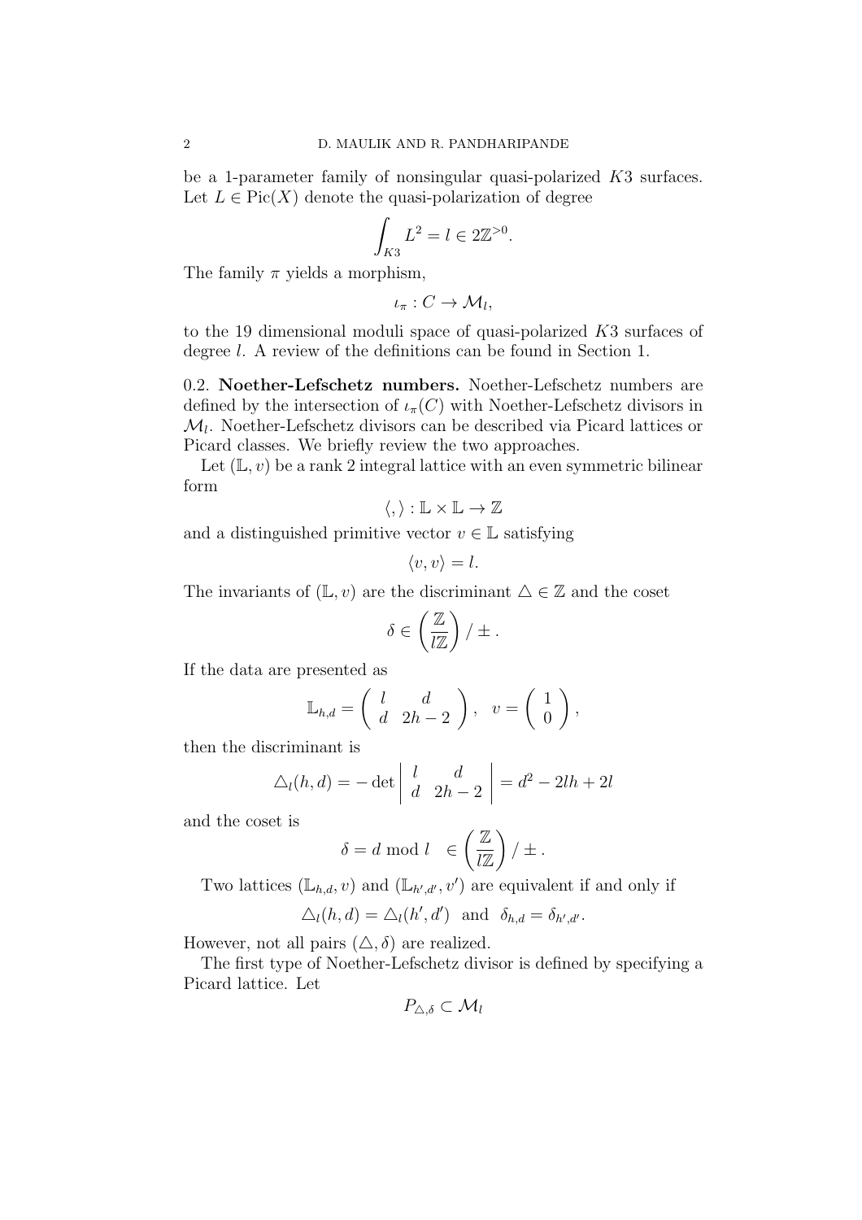be a 1-parameter family of nonsingular quasi-polarized $K3$ surfaces. Let $L \in \text{Pic}(X)$ denote the quasi-polarization of degree

$$\int_{K3} L^2 = l \in 2\mathbb{Z}^{>0}.$$

The family $\pi$ yields a morphism,

$$\iota_\pi : C \to \mathcal{M}_l,$$

to the 19 dimensional moduli space of quasi-polarized $K3$ surfaces of degree $l$. A review of the definitions can be found in Section 1.

**0.2. Noether-Lefschetz numbers.** Noether-Lefschetz numbers are defined by the intersection of $\iota_\pi(C)$ with Noether-Lefschetz divisors in $\mathcal{M}_l$. Noether-Lefschetz divisors can be described via Picard lattices or Picard classes. We briefly review the two approaches.

Let $(\mathbb{L}, v)$ be a rank 2 integral lattice with an even symmetric bilinear form

$$\langle , \rangle : \mathbb{L} \times \mathbb{L} \to \mathbb{Z}$$

and a distinguished primitive vector $v \in \mathbb{L}$ satisfying

$$\langle v, v \rangle = l.$$

The invariants of $(\mathbb{L}, v)$ are the discriminant $\triangle \in \mathbb{Z}$ and the coset

$$\delta \in \left( \frac{\mathbb{Z}}{l\mathbb{Z}} \right) / \pm .$$

If the data are presented as

$$\mathbb{L}_{h,d} = \begin{pmatrix} l & d \\ d & 2h-2 \end{pmatrix}, \quad v = \begin{pmatrix} 1 \\ 0 \end{pmatrix},$$

then the discriminant is

$$\triangle_l(h, d) = -\det \begin{vmatrix} l & d \\ d & 2h-2 \end{vmatrix} = d^2 - 2lh + 2l$$

and the coset is

$$\delta = d \bmod l \quad \in \left( \frac{\mathbb{Z}}{l\mathbb{Z}} \right) / \pm .$$

Two lattices $(\mathbb{L}_{h,d}, v)$ and $(\mathbb{L}_{h',d'}, v')$ are equivalent if and only if

$$\triangle_l(h, d) = \triangle_l(h', d') \ \text{ and } \ \delta_{h,d} = \delta_{h',d'}.$$

However, not all pairs $(\triangle, \delta)$ are realized.

The first type of Noether-Lefschetz divisor is defined by specifying a Picard lattice. Let

$$P_{\triangle,\delta} \subset \mathcal{M}_l$$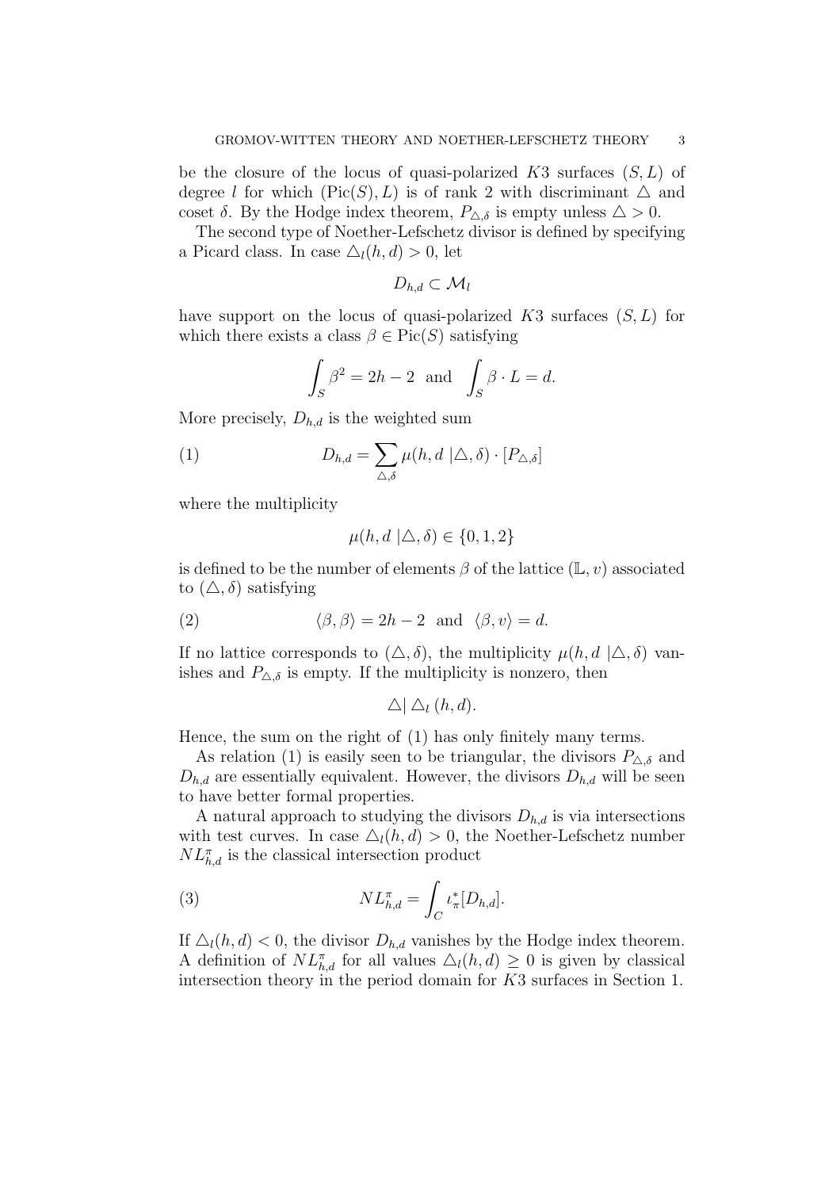be the closure of the locus of quasi-polarized $K3$ surfaces $(S, L)$ of degree $l$ for which $(\text{Pic}(S), L)$ is of rank 2 with discriminant $\triangle$ and coset $\delta$. By the Hodge index theorem, $P_{\triangle,\delta}$ is empty unless $\triangle > 0$.

The second type of Noether-Lefschetz divisor is defined by specifying a Picard class. In case $\triangle_l(h,d) > 0$, let

$$D_{h,d} \subset \mathcal{M}_l$$

have support on the locus of quasi-polarized $K3$ surfaces $(S, L)$ for which there exists a class $\beta \in \text{Pic}(S)$ satisfying

$$\int_S \beta^2 = 2h - 2 \quad \text{and} \quad \int_S \beta \cdot L = d.$$

More precisely, $D_{h,d}$ is the weighted sum

$$D_{h,d} = \sum_{\triangle,\delta} \mu(h, d \,|\triangle, \delta) \cdot [P_{\triangle,\delta}] \tag{1}$$

where the multiplicity

$$\mu(h, d \,|\triangle, \delta) \in \{0, 1, 2\}$$

is defined to be the number of elements $\beta$ of the lattice $(\mathbb{L}, v)$ associated to $(\triangle, \delta)$ satisfying

$$\langle \beta, \beta \rangle = 2h - 2 \quad \text{and} \quad \langle \beta, v \rangle = d. \tag{2}$$

If no lattice corresponds to $(\triangle, \delta)$, the multiplicity $\mu(h, d \,|\triangle, \delta)$ vanishes and $P_{\triangle,\delta}$ is empty. If the multiplicity is nonzero, then

$$\triangle | \triangle_l(h, d).$$

Hence, the sum on the right of (1) has only finitely many terms.

As relation (1) is easily seen to be triangular, the divisors $P_{\triangle,\delta}$ and $D_{h,d}$ are essentially equivalent. However, the divisors $D_{h,d}$ will be seen to have better formal properties.

A natural approach to studying the divisors $D_{h,d}$ is via intersections with test curves. In case $\triangle_l(h,d) > 0$, the Noether-Lefschetz number $NL^\pi_{h,d}$ is the classical intersection product

$$NL^\pi_{h,d} = \int_C \iota^*_\pi [D_{h,d}]. \tag{3}$$

If $\triangle_l(h,d) < 0$, the divisor $D_{h,d}$ vanishes by the Hodge index theorem. A definition of $NL^\pi_{h,d}$ for all values $\triangle_l(h,d) \geq 0$ is given by classical intersection theory in the period domain for $K3$ surfaces in Section 1.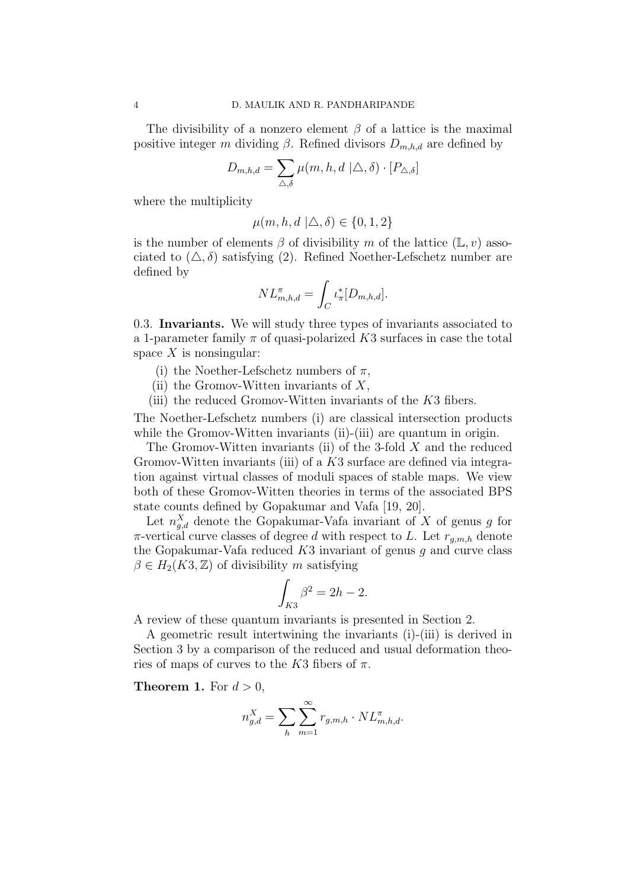The divisibility of a nonzero element $\beta$ of a lattice is the maximal positive integer $m$ dividing $\beta$. Refined divisors $D_{m,h,d}$ are defined by

$$D_{m,h,d} = \sum_{\triangle,\delta} \mu(m, h, d \mid \triangle, \delta) \cdot [P_{\triangle,\delta}]$$

where the multiplicity

$$\mu(m, h, d \mid \triangle, \delta) \in \{0, 1, 2\}$$

is the number of elements $\beta$ of divisibility $m$ of the lattice $(\mathbb{L}, v)$ associated to $(\triangle, \delta)$ satisfying (2). Refined Noether-Lefschetz number are defined by

$$NL^{\pi}_{m,h,d} = \int_C \iota^*_\pi [D_{m,h,d}].$$

0.3. **Invariants.** We will study three types of invariants associated to a 1-parameter family $\pi$ of quasi-polarized $K3$ surfaces in case the total space $X$ is nonsingular:

(i) the Noether-Lefschetz numbers of $\pi$,
(ii) the Gromov-Witten invariants of $X$,
(iii) the reduced Gromov-Witten invariants of the $K3$ fibers.

The Noether-Lefschetz numbers (i) are classical intersection products while the Gromov-Witten invariants (ii)-(iii) are quantum in origin.

The Gromov-Witten invariants (ii) of the 3-fold $X$ and the reduced Gromov-Witten invariants (iii) of a $K3$ surface are defined via integration against virtual classes of moduli spaces of stable maps. We view both of these Gromov-Witten theories in terms of the associated BPS state counts defined by Gopakumar and Vafa [19, 20].

Let $n^X_{g,d}$ denote the Gopakumar-Vafa invariant of $X$ of genus $g$ for $\pi$-vertical curve classes of degree $d$ with respect to $L$. Let $r_{g,m,h}$ denote the Gopakumar-Vafa reduced $K3$ invariant of genus $g$ and curve class $\beta \in H_2(K3, \mathbb{Z})$ of divisibility $m$ satisfying

$$\int_{K3} \beta^2 = 2h - 2.$$

A review of these quantum invariants is presented in Section 2.

A geometric result intertwining the invariants (i)-(iii) is derived in Section 3 by a comparison of the reduced and usual deformation theories of maps of curves to the $K3$ fibers of $\pi$.

**Theorem 1.** *For $d > 0$,*

$$n^X_{g,d} = \sum_h \sum_{m=1}^{\infty} r_{g,m,h} \cdot NL^{\pi}_{m,h,d}.$$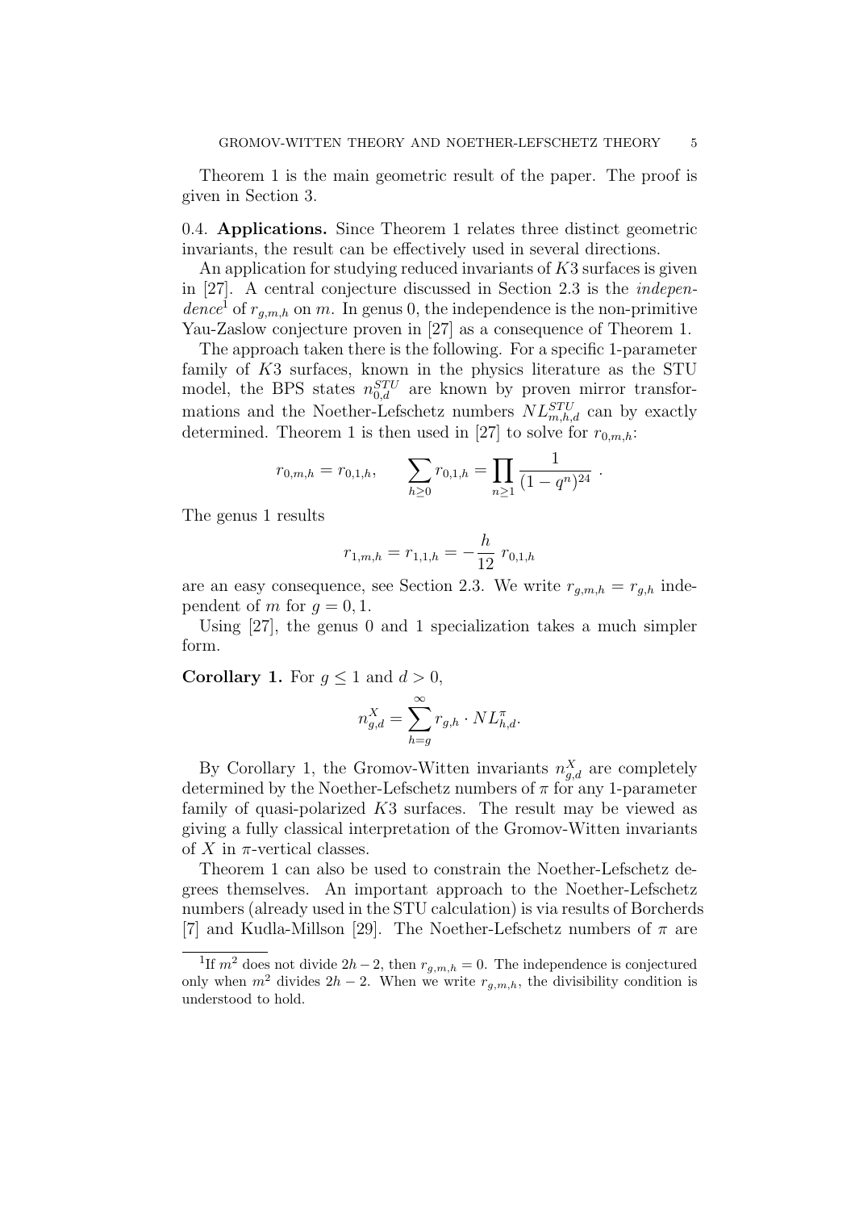Theorem 1 is the main geometric result of the paper. The proof is given in Section 3.

0.4. **Applications.** Since Theorem 1 relates three distinct geometric invariants, the result can be effectively used in several directions.

An application for studying reduced invariants of $K3$ surfaces is given in [27]. A central conjecture discussed in Section 2.3 is the *independence*[1] of $r_{g,m,h}$ on $m$. In genus 0, the independence is the non-primitive Yau-Zaslow conjecture proven in [27] as a consequence of Theorem 1.

The approach taken there is the following. For a specific 1-parameter family of $K3$ surfaces, known in the physics literature as the STU model, the BPS states $n_{0,d}^{STU}$ are known by proven mirror transformations and the Noether-Lefschetz numbers $NL_{m,h,d}^{STU}$ can by exactly determined. Theorem 1 is then used in [27] to solve for $r_{0,m,h}$:

$$r_{0,m,h} = r_{0,1,h}, \qquad \sum_{h \geq 0} r_{0,1,h} = \prod_{n \geq 1} \frac{1}{(1-q^n)^{24}} \ .$$

The genus 1 results

$$r_{1,m,h} = r_{1,1,h} = -\frac{h}{12}\ r_{0,1,h}$$

are an easy consequence, see Section 2.3. We write $r_{g,m,h} = r_{g,h}$ independent of $m$ for $g = 0, 1$.

Using [27], the genus 0 and 1 specialization takes a much simpler form.

**Corollary 1.** For $g \leq 1$ and $d > 0$,

$$n_{g,d}^X = \sum_{h=g}^{\infty} r_{g,h} \cdot NL_{h,d}^{\pi}.$$

By Corollary 1, the Gromov-Witten invariants $n_{g,d}^X$ are completely determined by the Noether-Lefschetz numbers of $\pi$ for any 1-parameter family of quasi-polarized $K3$ surfaces. The result may be viewed as giving a fully classical interpretation of the Gromov-Witten invariants of $X$ in $\pi$-vertical classes.

Theorem 1 can also be used to constrain the Noether-Lefschetz degrees themselves. An important approach to the Noether-Lefschetz numbers (already used in the STU calculation) is via results of Borcherds [7] and Kudla-Millson [29]. The Noether-Lefschetz numbers of $\pi$ are

[1] If $m^2$ does not divide $2h-2$, then $r_{g,m,h} = 0$. The independence is conjectured only when $m^2$ divides $2h-2$. When we write $r_{g,m,h}$, the divisibility condition is understood to hold.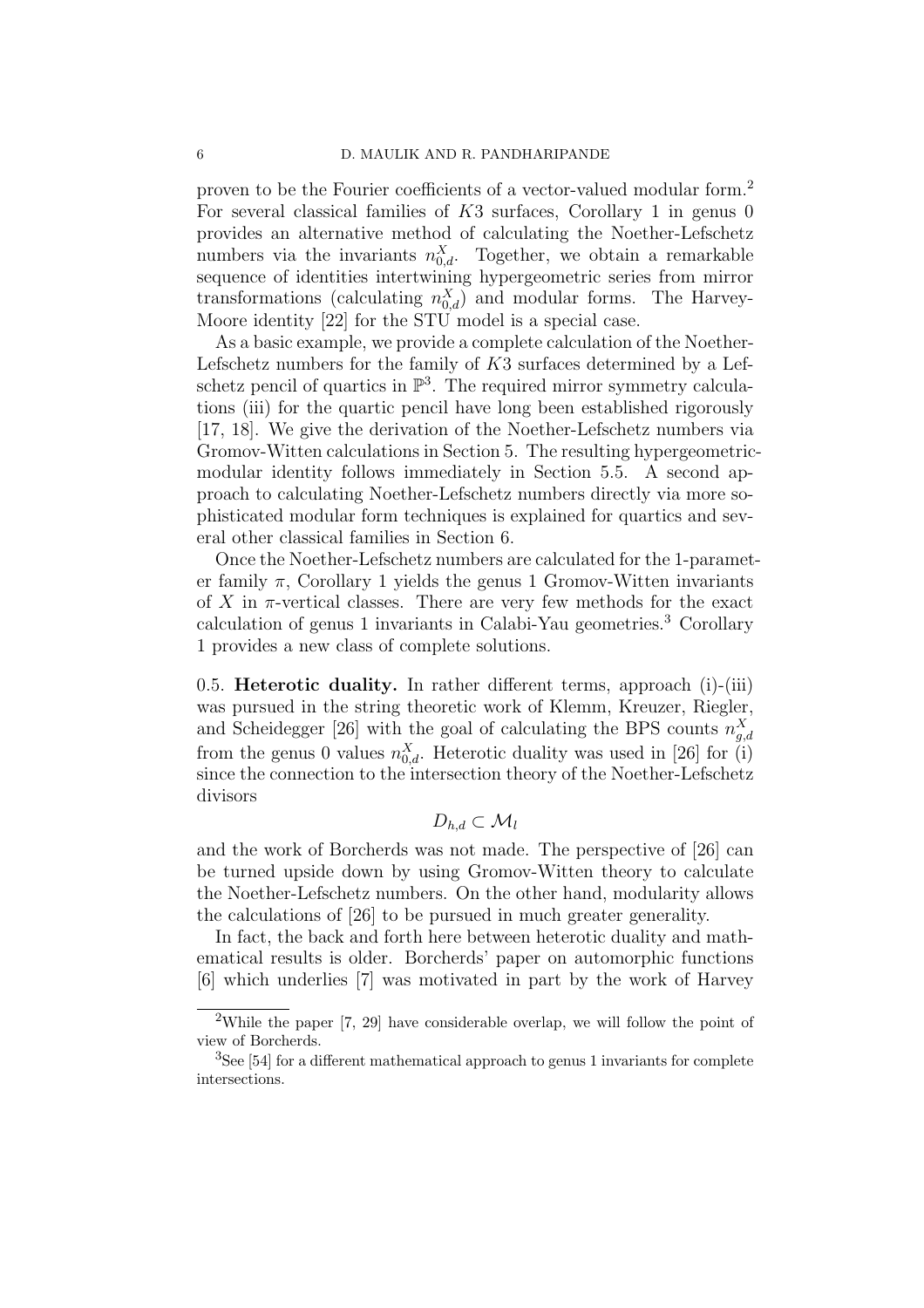proven to be the Fourier coefficients of a vector-valued modular form.[2] For several classical families of $K3$ surfaces, Corollary 1 in genus 0 provides an alternative method of calculating the Noether-Lefschetz numbers via the invariants $n^X_{0,d}$. Together, we obtain a remarkable sequence of identities intertwining hypergeometric series from mirror transformations (calculating $n^X_{0,d}$) and modular forms. The Harvey-Moore identity [22] for the STU model is a special case.

As a basic example, we provide a complete calculation of the Noether-Lefschetz numbers for the family of $K3$ surfaces determined by a Lefschetz pencil of quartics in $\mathbb{P}^3$. The required mirror symmetry calculations (iii) for the quartic pencil have long been established rigorously [17, 18]. We give the derivation of the Noether-Lefschetz numbers via Gromov-Witten calculations in Section 5. The resulting hypergeometric-modular identity follows immediately in Section 5.5. A second approach to calculating Noether-Lefschetz numbers directly via more sophisticated modular form techniques is explained for quartics and several other classical families in Section 6.

Once the Noether-Lefschetz numbers are calculated for the 1-parameter family $\pi$, Corollary 1 yields the genus 1 Gromov-Witten invariants of $X$ in $\pi$-vertical classes. There are very few methods for the exact calculation of genus 1 invariants in Calabi-Yau geometries.[3] Corollary 1 provides a new class of complete solutions.

0.5. **Heterotic duality.** In rather different terms, approach (i)-(iii) was pursued in the string theoretic work of Klemm, Kreuzer, Riegler, and Scheidegger [26] with the goal of calculating the BPS counts $n^X_{g,d}$ from the genus 0 values $n^X_{0,d}$. Heterotic duality was used in [26] for (i) since the connection to the intersection theory of the Noether-Lefschetz divisors

$$D_{h,d} \subset \mathcal{M}_l$$

and the work of Borcherds was not made. The perspective of [26] can be turned upside down by using Gromov-Witten theory to calculate the Noether-Lefschetz numbers. On the other hand, modularity allows the calculations of [26] to be pursued in much greater generality.

In fact, the back and forth here between heterotic duality and mathematical results is older. Borcherds' paper on automorphic functions [6] which underlies [7] was motivated in part by the work of Harvey

[2] While the paper [7, 29] have considerable overlap, we will follow the point of view of Borcherds.

[3] See [54] for a different mathematical approach to genus 1 invariants for complete intersections.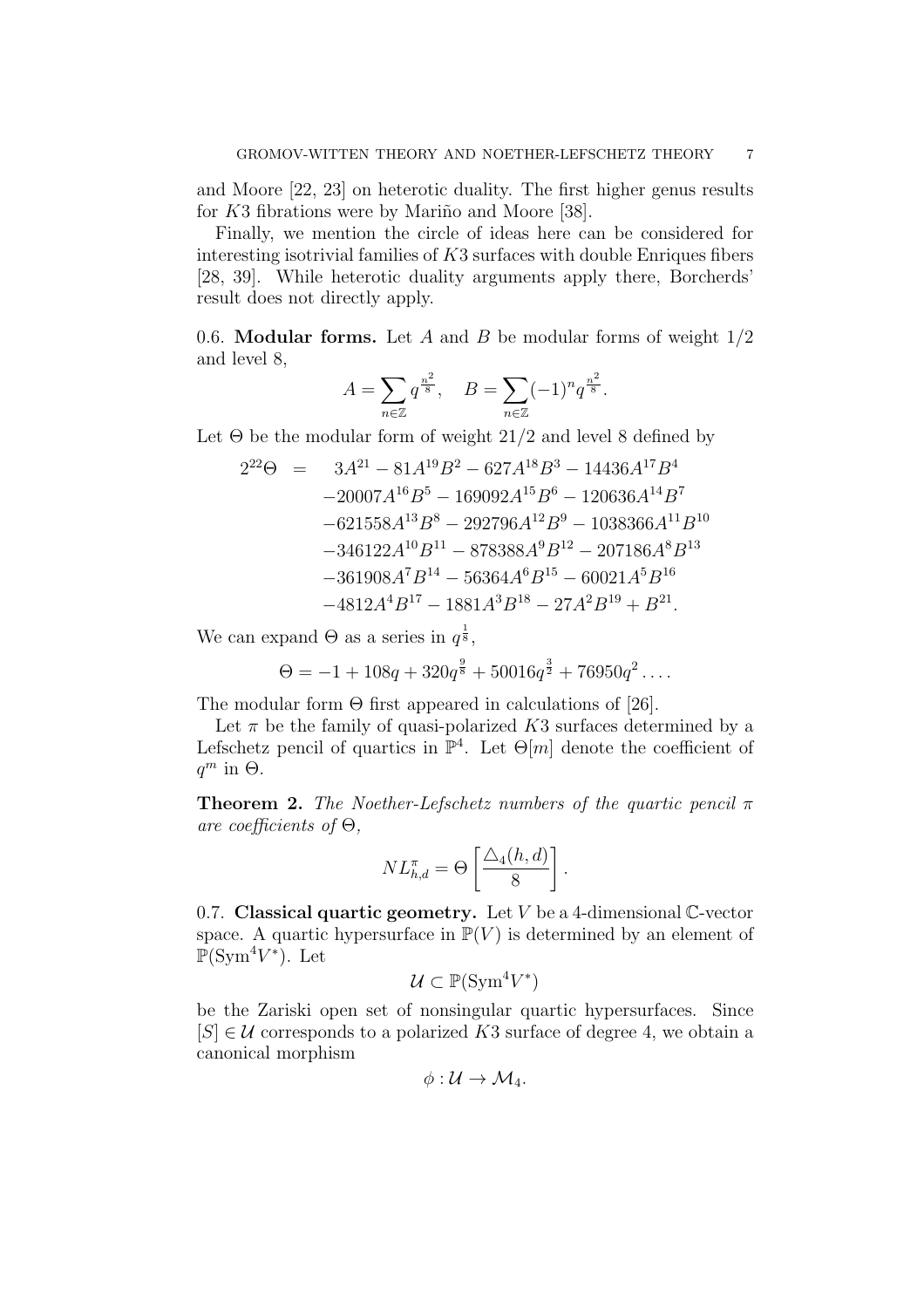and Moore [22, 23] on heterotic duality. The first higher genus results for $K3$ fibrations were by Mariño and Moore [38].

Finally, we mention the circle of ideas here can be considered for interesting isotrivial families of $K3$ surfaces with double Enriques fibers [28, 39]. While heterotic duality arguments apply there, Borcherds' result does not directly apply.

0.6. **Modular forms.** Let $A$ and $B$ be modular forms of weight $1/2$ and level 8,

$$A = \sum_{n \in \mathbb{Z}} q^{\frac{n^2}{8}}, \quad B = \sum_{n \in \mathbb{Z}} (-1)^n q^{\frac{n^2}{8}}.$$

Let $\Theta$ be the modular form of weight $21/2$ and level 8 defined by

$$\begin{aligned}
2^{22}\Theta \;=\;& 3A^{21} - 81A^{19}B^2 - 627A^{18}B^3 - 14436A^{17}B^4 \\
& -20007A^{16}B^5 - 169092A^{15}B^6 - 120636A^{14}B^7 \\
& -621558A^{13}B^8 - 292796A^{12}B^9 - 1038366A^{11}B^{10} \\
& -346122A^{10}B^{11} - 878388A^9B^{12} - 207186A^8B^{13} \\
& -361908A^7B^{14} - 56364A^6B^{15} - 60021A^5B^{16} \\
& -4812A^4B^{17} - 1881A^3B^{18} - 27A^2B^{19} + B^{21}.
\end{aligned}$$

We can expand $\Theta$ as a series in $q^{\frac{1}{8}}$,

$$\Theta = -1 + 108q + 320q^{\frac{9}{8}} + 50016q^{\frac{3}{2}} + 76950q^2 \ldots.$$

The modular form $\Theta$ first appeared in calculations of [26].

Let $\pi$ be the family of quasi-polarized $K3$ surfaces determined by a Lefschetz pencil of quartics in $\mathbb{P}^4$. Let $\Theta[m]$ denote the coefficient of $q^m$ in $\Theta$.

**Theorem 2.** *The Noether-Lefschetz numbers of the quartic pencil $\pi$ are coefficients of $\Theta$,*

$$NL^{\pi}_{h,d} = \Theta\left[\frac{\triangle_4(h,d)}{8}\right].$$

0.7. **Classical quartic geometry.** Let $V$ be a 4-dimensional $\mathbb{C}$-vector space. A quartic hypersurface in $\mathbb{P}(V)$ is determined by an element of $\mathbb{P}(\text{Sym}^4 V^*)$. Let

$$\mathcal{U} \subset \mathbb{P}(\text{Sym}^4 V^*)$$

be the Zariski open set of nonsingular quartic hypersurfaces. Since $[S] \in \mathcal{U}$ corresponds to a polarized $K3$ surface of degree 4, we obtain a canonical morphism

$$\phi : \mathcal{U} \to \mathcal{M}_4.$$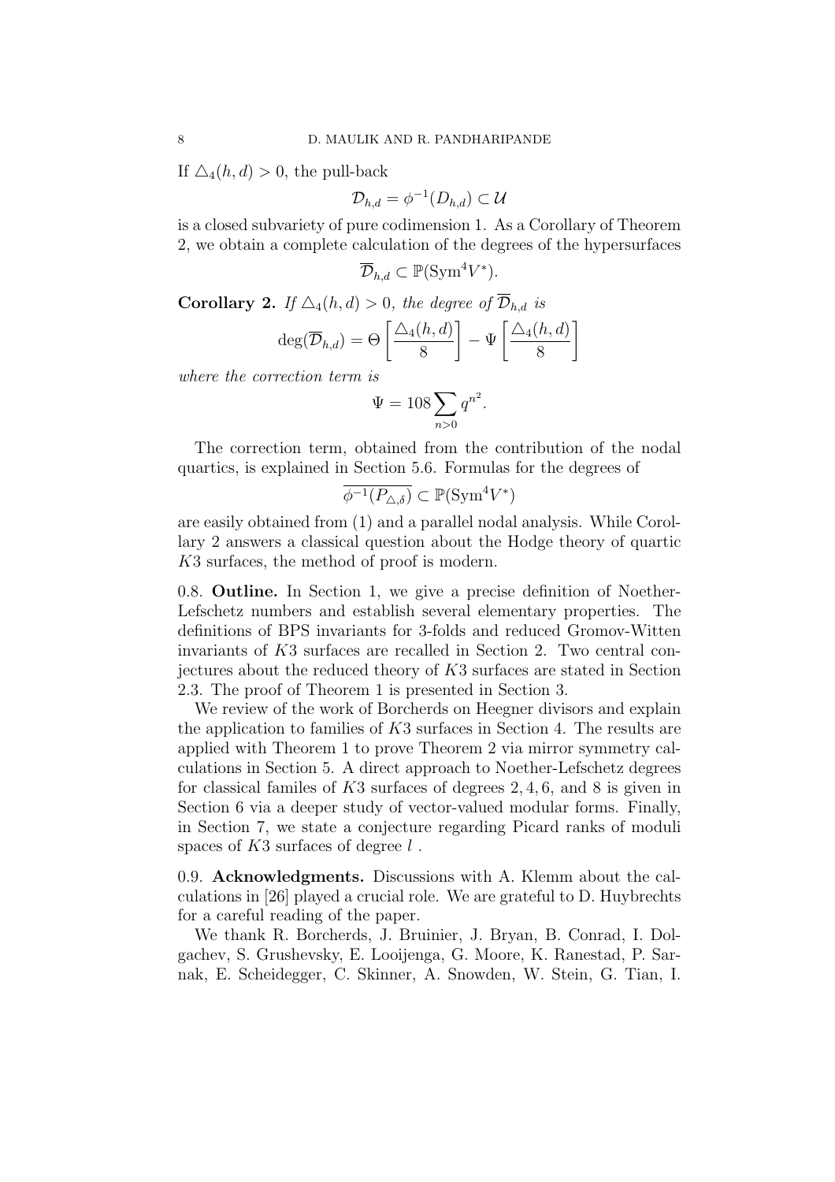If $\triangle_4(h,d) > 0$, the pull-back

$$\mathcal{D}_{h,d} = \phi^{-1}(D_{h,d}) \subset \mathcal{U}$$

is a closed subvariety of pure codimension 1. As a Corollary of Theorem 2, we obtain a complete calculation of the degrees of the hypersurfaces

$$\overline{\mathcal{D}}_{h,d} \subset \mathbb{P}(\mathrm{Sym}^4 V^*).$$

**Corollary 2.** *If $\triangle_4(h,d) > 0$, the degree of $\overline{\mathcal{D}}_{h,d}$ is*

$$\deg(\overline{\mathcal{D}}_{h,d}) = \Theta\left[\frac{\triangle_4(h,d)}{8}\right] - \Psi\left[\frac{\triangle_4(h,d)}{8}\right]$$

*where the correction term is*

$$\Psi = 108 \sum_{n>0} q^{n^2}.$$

The correction term, obtained from the contribution of the nodal quartics, is explained in Section 5.6. Formulas for the degrees of

$$\overline{\phi^{-1}(P_{\triangle,\delta})} \subset \mathbb{P}(\mathrm{Sym}^4 V^*)$$

are easily obtained from (1) and a parallel nodal analysis. While Corollary 2 answers a classical question about the Hodge theory of quartic $K3$ surfaces, the method of proof is modern.

0.8. **Outline.** In Section 1, we give a precise definition of Noether-Lefschetz numbers and establish several elementary properties. The definitions of BPS invariants for 3-folds and reduced Gromov-Witten invariants of $K3$ surfaces are recalled in Section 2. Two central conjectures about the reduced theory of $K3$ surfaces are stated in Section 2.3. The proof of Theorem 1 is presented in Section 3.

We review of the work of Borcherds on Heegner divisors and explain the application to families of $K3$ surfaces in Section 4. The results are applied with Theorem 1 to prove Theorem 2 via mirror symmetry calculations in Section 5. A direct approach to Noether-Lefschetz degrees for classical familes of $K3$ surfaces of degrees $2, 4, 6$, and $8$ is given in Section 6 via a deeper study of vector-valued modular forms. Finally, in Section 7, we state a conjecture regarding Picard ranks of moduli spaces of $K3$ surfaces of degree $l$ .

0.9. **Acknowledgments.** Discussions with A. Klemm about the calculations in [26] played a crucial role. We are grateful to D. Huybrechts for a careful reading of the paper.

We thank R. Borcherds, J. Bruinier, J. Bryan, B. Conrad, I. Dolgachev, S. Grushevsky, E. Looijenga, G. Moore, K. Ranestad, P. Sarnak, E. Scheidegger, C. Skinner, A. Snowden, W. Stein, G. Tian, I.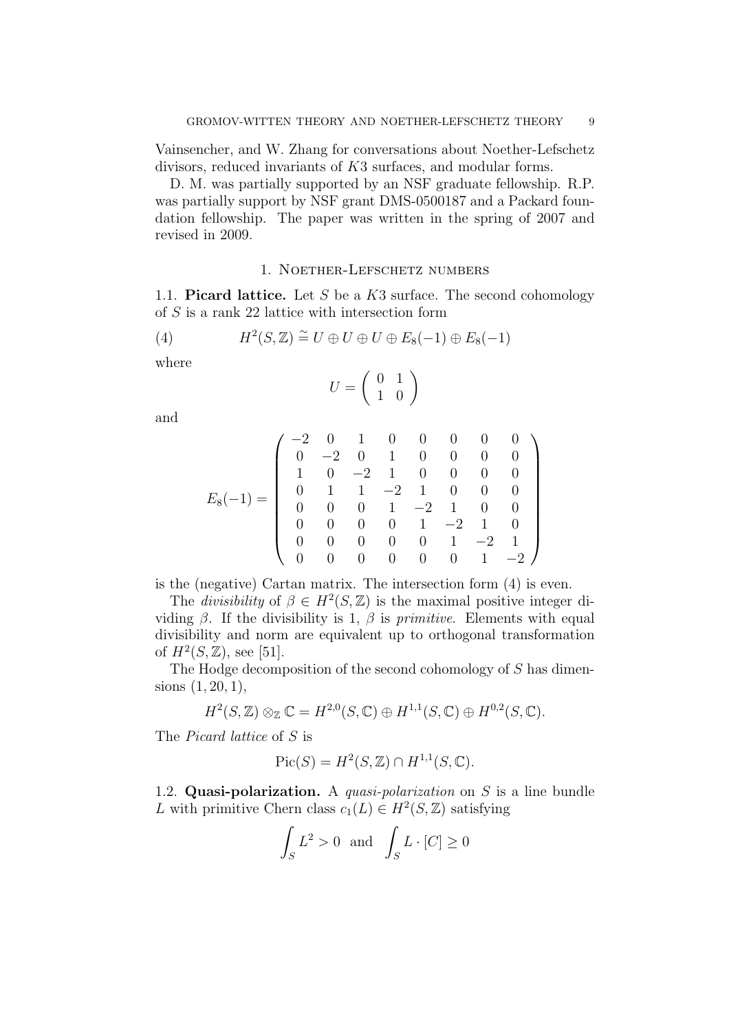Vainsencher, and W. Zhang for conversations about Noether-Lefschetz divisors, reduced invariants of $K3$ surfaces, and modular forms.

D. M. was partially supported by an NSF graduate fellowship. R.P. was partially support by NSF grant DMS-0500187 and a Packard foundation fellowship. The paper was written in the spring of 2007 and revised in 2009.

## 1. Noether-Lefschetz numbers

**1.1. Picard lattice.** Let $S$ be a $K3$ surface. The second cohomology of $S$ is a rank 22 lattice with intersection form

$$H^2(S, \mathbb{Z}) \cong U \oplus U \oplus U \oplus E_8(-1) \oplus E_8(-1) \tag{4}$$

where

$$U = \begin{pmatrix} 0 & 1 \\ 1 & 0 \end{pmatrix}$$

and

$$E_8(-1) = \begin{pmatrix} -2 & 0 & 1 & 0 & 0 & 0 & 0 & 0 \\ 0 & -2 & 0 & 1 & 0 & 0 & 0 & 0 \\ 1 & 0 & -2 & 1 & 0 & 0 & 0 & 0 \\ 0 & 1 & 1 & -2 & 1 & 0 & 0 & 0 \\ 0 & 0 & 0 & 1 & -2 & 1 & 0 & 0 \\ 0 & 0 & 0 & 0 & 1 & -2 & 1 & 0 \\ 0 & 0 & 0 & 0 & 0 & 1 & -2 & 1 \\ 0 & 0 & 0 & 0 & 0 & 0 & 1 & -2 \end{pmatrix}$$

is the (negative) Cartan matrix. The intersection form (4) is even.

The *divisibility* of $\beta \in H^2(S, \mathbb{Z})$ is the maximal positive integer dividing $\beta$. If the divisibility is 1, $\beta$ is *primitive*. Elements with equal divisibility and norm are equivalent up to orthogonal transformation of $H^2(S, \mathbb{Z})$, see [51].

The Hodge decomposition of the second cohomology of $S$ has dimensions $(1, 20, 1)$,

$$H^2(S, \mathbb{Z}) \otimes_{\mathbb{Z}} \mathbb{C} = H^{2,0}(S, \mathbb{C}) \oplus H^{1,1}(S, \mathbb{C}) \oplus H^{0,2}(S, \mathbb{C}).$$

The *Picard lattice* of $S$ is

$$\mathrm{Pic}(S) = H^2(S, \mathbb{Z}) \cap H^{1,1}(S, \mathbb{C}).$$

**1.2. Quasi-polarization.** A *quasi-polarization* on $S$ is a line bundle $L$ with primitive Chern class $c_1(L) \in H^2(S, \mathbb{Z})$ satisfying

$$\int_S L^2 > 0 \ \text{ and } \ \int_S L \cdot [C] \geq 0$$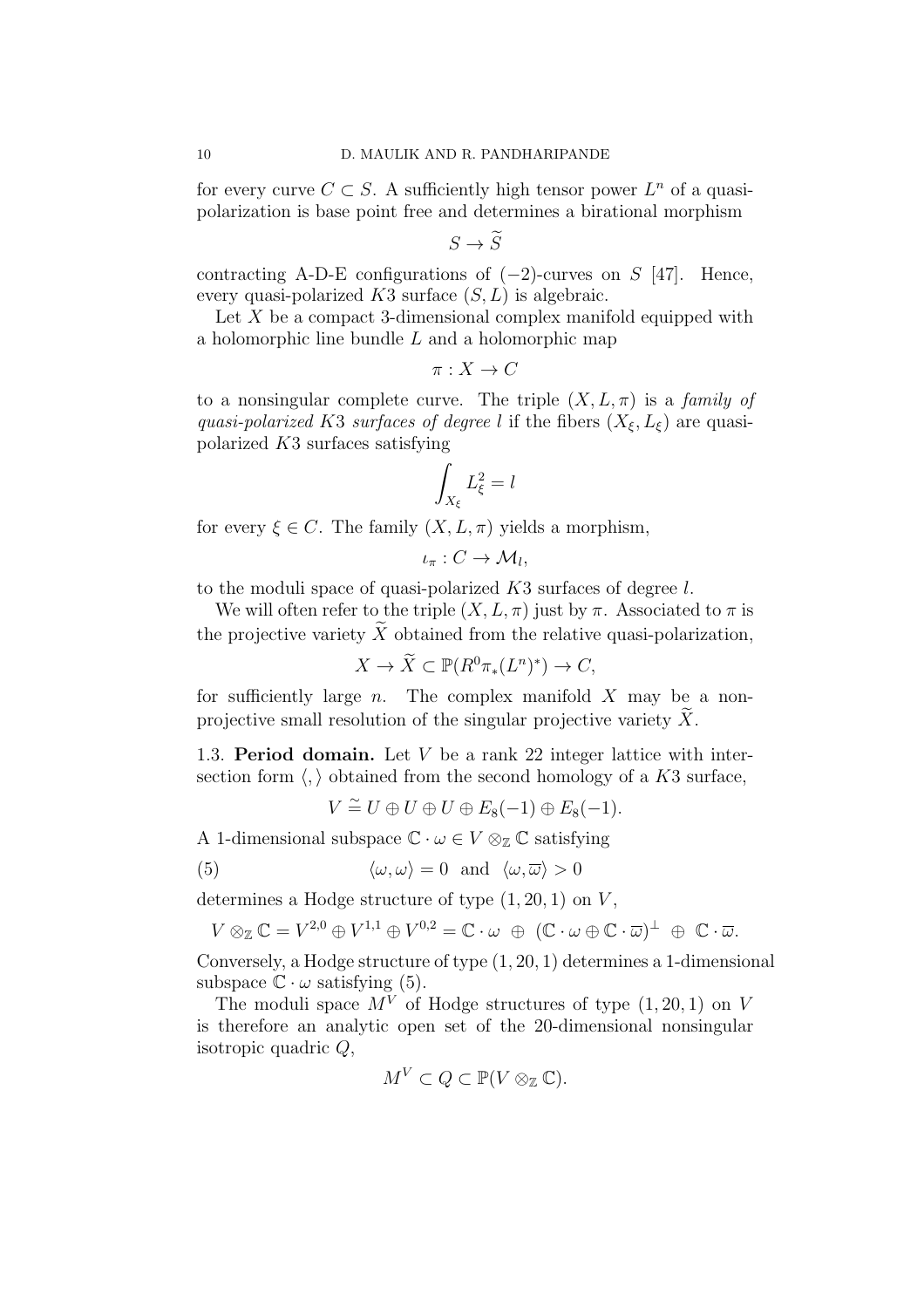for every curve $C \subset S$. A sufficiently high tensor power $L^n$ of a quasi-polarization is base point free and determines a birational morphism

$$S \to \widetilde{S}$$

contracting A-D-E configurations of $(-2)$-curves on $S$ [47]. Hence, every quasi-polarized $K3$ surface $(S, L)$ is algebraic.

Let $X$ be a compact 3-dimensional complex manifold equipped with a holomorphic line bundle $L$ and a holomorphic map

$$\pi : X \to C$$

to a nonsingular complete curve. The triple $(X, L, \pi)$ is a *family of quasi-polarized $K3$ surfaces of degree $l$* if the fibers $(X_\xi, L_\xi)$ are quasi-polarized $K3$ surfaces satisfying

$$\int_{X_\xi} L_\xi^2 = l$$

for every $\xi \in C$. The family $(X, L, \pi)$ yields a morphism,

$$\iota_\pi : C \to \mathcal{M}_l,$$

to the moduli space of quasi-polarized $K3$ surfaces of degree $l$.

We will often refer to the triple $(X, L, \pi)$ just by $\pi$. Associated to $\pi$ is the projective variety $\widetilde{X}$ obtained from the relative quasi-polarization,

$$X \to \widetilde{X} \subset \mathbb{P}(R^0\pi_*(L^n)^*) \to C,$$

for sufficiently large $n$. The complex manifold $X$ may be a non-projective small resolution of the singular projective variety $\widetilde{X}$.

1.3. **Period domain.** Let $V$ be a rank 22 integer lattice with intersection form $\langle , \rangle$ obtained from the second homology of a $K3$ surface,

$$V \stackrel{\sim}{=} U \oplus U \oplus U \oplus E_8(-1) \oplus E_8(-1).$$

A 1-dimensional subspace $\mathbb{C} \cdot \omega \in V \otimes_{\mathbb{Z}} \mathbb{C}$ satisfying

$$\langle \omega, \omega \rangle = 0 \ \text{ and } \ \langle \omega, \overline{\omega} \rangle > 0 \tag{5}$$

determines a Hodge structure of type $(1, 20, 1)$ on $V$,

$$V \otimes_{\mathbb{Z}} \mathbb{C} = V^{2,0} \oplus V^{1,1} \oplus V^{0,2} = \mathbb{C} \cdot \omega \ \oplus \ (\mathbb{C} \cdot \omega \oplus \mathbb{C} \cdot \overline{\omega})^{\perp} \ \oplus \ \mathbb{C} \cdot \overline{\omega}.$$

Conversely, a Hodge structure of type $(1, 20, 1)$ determines a 1-dimensional subspace $\mathbb{C} \cdot \omega$ satisfying (5).

The moduli space $M^V$ of Hodge structures of type $(1, 20, 1)$ on $V$ is therefore an analytic open set of the 20-dimensional nonsingular isotropic quadric $Q$,

$$M^V \subset Q \subset \mathbb{P}(V \otimes_{\mathbb{Z}} \mathbb{C}).$$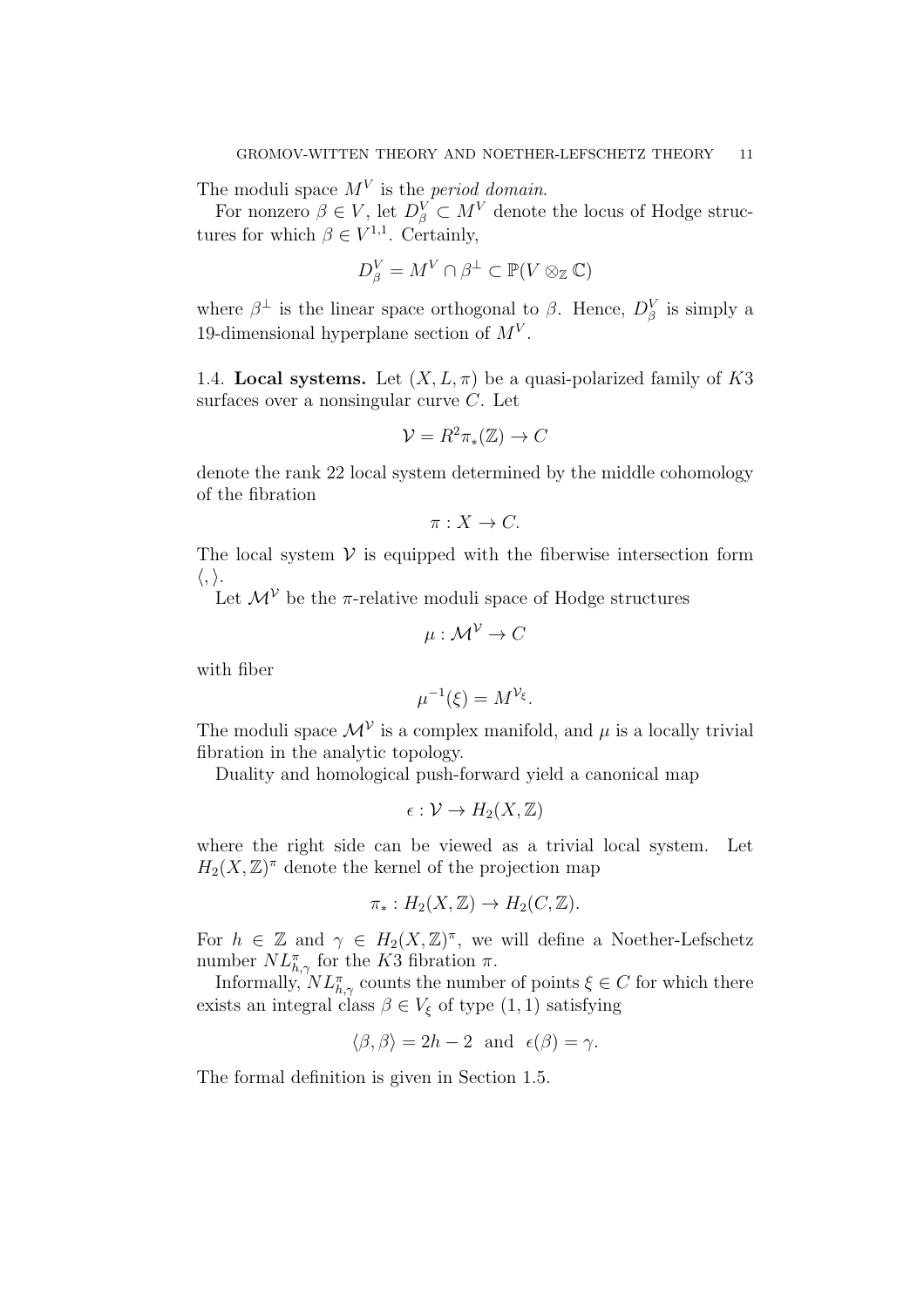The moduli space $M^V$ is the *period domain*.

For nonzero $\beta \in V$, let $D_\beta^V \subset M^V$ denote the locus of Hodge structures for which $\beta \in V^{1,1}$. Certainly,

$$D_\beta^V = M^V \cap \beta^\perp \subset \mathbb{P}(V \otimes_{\mathbb{Z}} \mathbb{C})$$

where $\beta^\perp$ is the linear space orthogonal to $\beta$. Hence, $D_\beta^V$ is simply a 19-dimensional hyperplane section of $M^V$.

1.4. **Local systems.** Let $(X, L, \pi)$ be a quasi-polarized family of $K3$ surfaces over a nonsingular curve $C$. Let

$$\mathcal{V} = R^2\pi_*(\mathbb{Z}) \to C$$

denote the rank 22 local system determined by the middle cohomology of the fibration

$$\pi : X \to C.$$

The local system $\mathcal{V}$ is equipped with the fiberwise intersection form $\langle , \rangle$.

Let $\mathcal{M}^{\mathcal{V}}$ be the $\pi$-relative moduli space of Hodge structures

$$\mu : \mathcal{M}^{\mathcal{V}} \to C$$

with fiber

$$\mu^{-1}(\xi) = M^{\mathcal{V}_\xi}.$$

The moduli space $\mathcal{M}^{\mathcal{V}}$ is a complex manifold, and $\mu$ is a locally trivial fibration in the analytic topology.

Duality and homological push-forward yield a canonical map

$$\epsilon : \mathcal{V} \to H_2(X, \mathbb{Z})$$

where the right side can be viewed as a trivial local system. Let $H_2(X, \mathbb{Z})^\pi$ denote the kernel of the projection map

$$\pi_* : H_2(X, \mathbb{Z}) \to H_2(C, \mathbb{Z}).$$

For $h \in \mathbb{Z}$ and $\gamma \in H_2(X, \mathbb{Z})^\pi$, we will define a Noether-Lefschetz number $NL_{h,\gamma}^\pi$ for the $K3$ fibration $\pi$.

Informally, $NL_{h,\gamma}^\pi$ counts the number of points $\xi \in C$ for which there exists an integral class $\beta \in V_\xi$ of type $(1, 1)$ satisfying

$$\langle \beta, \beta \rangle = 2h - 2 \quad \text{and} \quad \epsilon(\beta) = \gamma.$$

The formal definition is given in Section 1.5.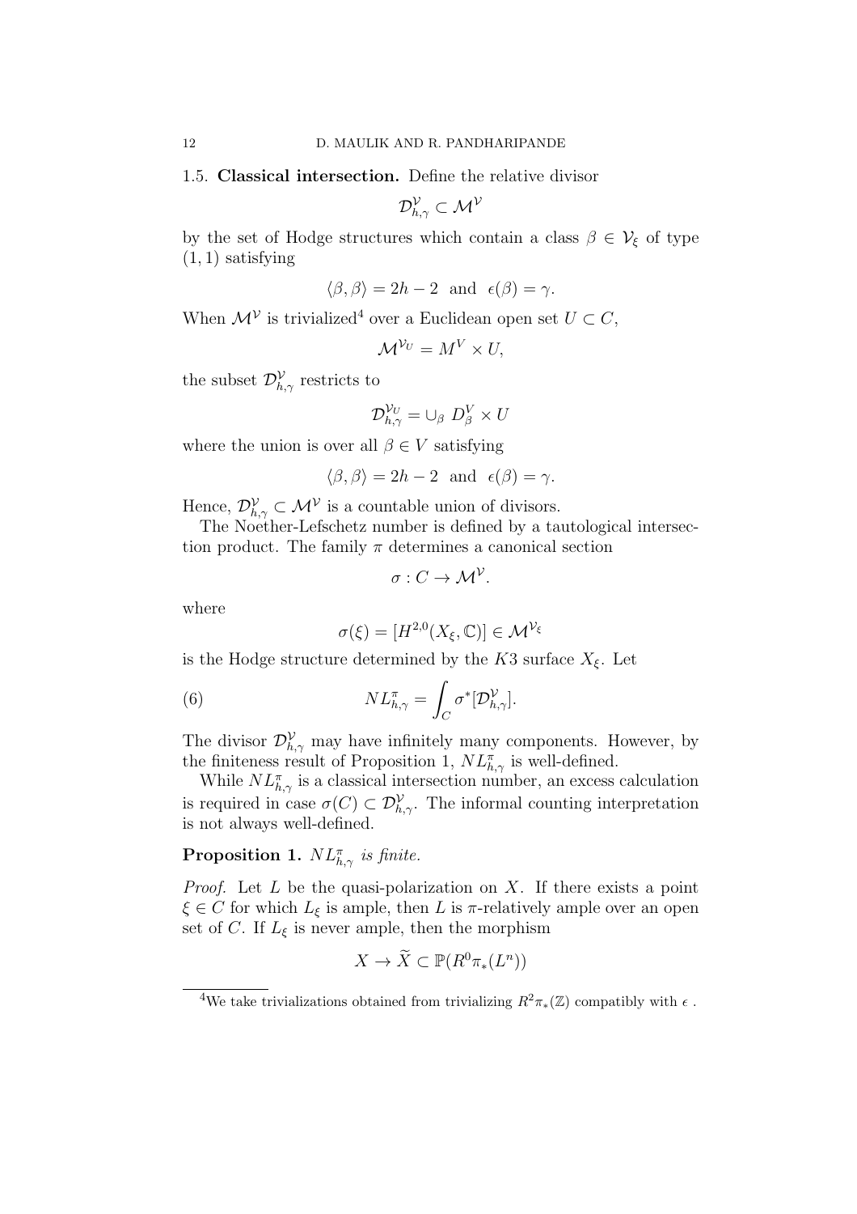**1.5. Classical intersection.** Define the relative divisor

$$\mathcal{D}^{\mathcal{V}}_{h,\gamma} \subset \mathcal{M}^{\mathcal{V}}$$

by the set of Hodge structures which contain a class $\beta \in \mathcal{V}_\xi$ of type $(1,1)$ satisfying

$$\langle \beta, \beta \rangle = 2h-2 \ \text{ and } \ \epsilon(\beta) = \gamma.$$

When $\mathcal{M}^{\mathcal{V}}$ is trivialized[4] over a Euclidean open set $U \subset C$,

$$\mathcal{M}^{\mathcal{V}_U} = M^V \times U,$$

the subset $\mathcal{D}^{\mathcal{V}}_{h,\gamma}$ restricts to

$$\mathcal{D}^{\mathcal{V}_U}_{h,\gamma} = \cup_\beta \ D^V_\beta \times U$$

where the union is over all $\beta \in V$ satisfying

$$\langle \beta, \beta \rangle = 2h-2 \ \text{ and } \ \epsilon(\beta) = \gamma.$$

Hence, $\mathcal{D}^{\mathcal{V}}_{h,\gamma} \subset \mathcal{M}^{\mathcal{V}}$ is a countable union of divisors.

The Noether-Lefschetz number is defined by a tautological intersection product. The family $\pi$ determines a canonical section

$$\sigma : C \to \mathcal{M}^{\mathcal{V}}.$$

where

$$\sigma(\xi) = [H^{2,0}(X_\xi, \mathbb{C})] \in \mathcal{M}^{\mathcal{V}_\xi}$$

is the Hodge structure determined by the $K3$ surface $X_\xi$. Let

$$NL^\pi_{h,\gamma} = \int_C \sigma^*[\mathcal{D}^{\mathcal{V}}_{h,\gamma}]. \tag{6}$$

The divisor $\mathcal{D}^{\mathcal{V}}_{h,\gamma}$ may have infinitely many components. However, by the finiteness result of Proposition 1, $NL^\pi_{h,\gamma}$ is well-defined.

While $NL^\pi_{h,\gamma}$ is a classical intersection number, an excess calculation is required in case $\sigma(C) \subset \mathcal{D}^{\mathcal{V}}_{h,\gamma}$. The informal counting interpretation is not always well-defined.

**Proposition 1.** *$NL^\pi_{h,\gamma}$ is finite.*

*Proof.* Let $L$ be the quasi-polarization on $X$. If there exists a point $\xi \in C$ for which $L_\xi$ is ample, then $L$ is $\pi$-relatively ample over an open set of $C$. If $L_\xi$ is never ample, then the morphism

$$X \to \widetilde{X} \subset \mathbb{P}(R^0\pi_*(L^n))$$

---

[4] We take trivializations obtained from trivializing $R^2\pi_*(\mathbb{Z})$ compatibly with $\epsilon$ .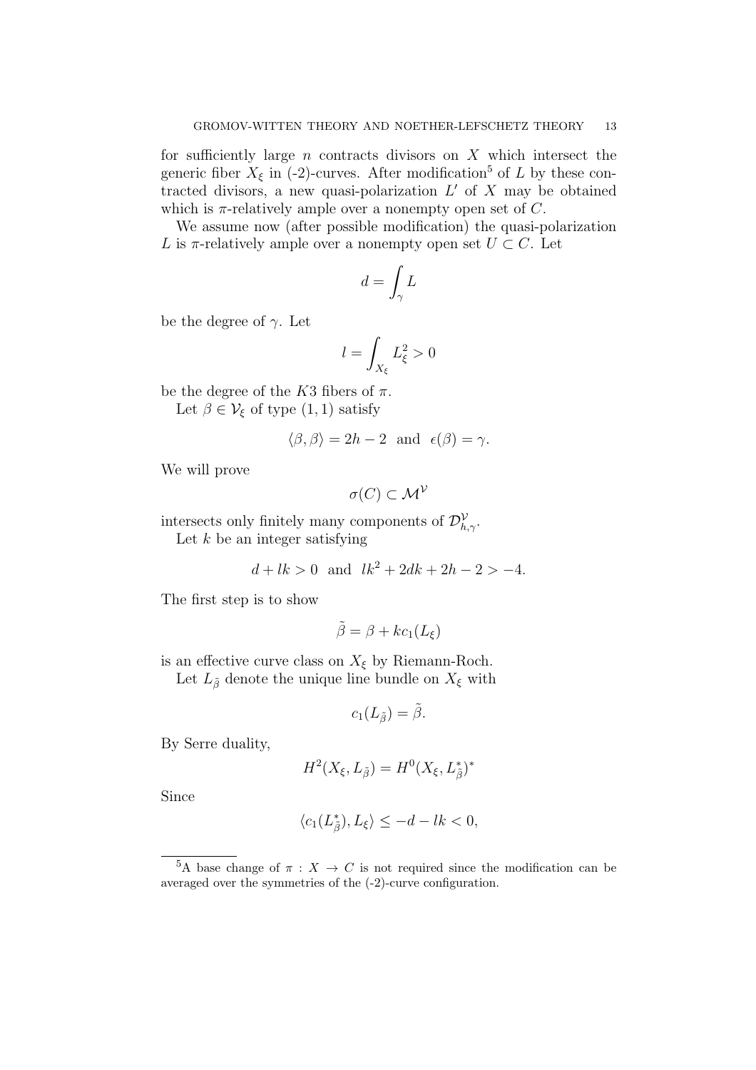for sufficiently large $n$ contracts divisors on $X$ which intersect the generic fiber $X_\xi$ in (-2)-curves. After modification[5] of $L$ by these contracted divisors, a new quasi-polarization $L'$ of $X$ may be obtained which is $\pi$-relatively ample over a nonempty open set of $C$.

We assume now (after possible modification) the quasi-polarization $L$ is $\pi$-relatively ample over a nonempty open set $U \subset C$. Let

$$d = \int_\gamma L$$

be the degree of $\gamma$. Let

$$l = \int_{X_\xi} L_\xi^2 > 0$$

be the degree of the $K3$ fibers of $\pi$.

Let $\beta \in \mathcal{V}_\xi$ of type $(1,1)$ satisfy

$$\langle \beta, \beta \rangle = 2h-2 \quad \text{and} \quad \epsilon(\beta) = \gamma.$$

We will prove

$$\sigma(C) \subset \mathcal{M}^{\mathcal{V}}$$

intersects only finitely many components of $\mathcal{D}^{\mathcal{V}}_{h,\gamma}$.

Let $k$ be an integer satisfying

$$d + lk > 0 \quad \text{and} \quad lk^2 + 2dk + 2h - 2 > -4.$$

The first step is to show

$$\tilde{\beta} = \beta + kc_1(L_\xi)$$

is an effective curve class on $X_\xi$ by Riemann-Roch.

Let $L_{\tilde{\beta}}$ denote the unique line bundle on $X_\xi$ with

$$c_1(L_{\tilde{\beta}}) = \tilde{\beta}.$$

By Serre duality,

$$H^2(X_\xi, L_{\tilde{\beta}}) = H^0(X_\xi, L^*_{\tilde{\beta}})^*$$

Since

$$\langle c_1(L^*_{\tilde{\beta}}), L_\xi \rangle \leq -d - lk < 0,$$

---

[5] A base change of $\pi : X \to C$ is not required since the modification can be averaged over the symmetries of the (-2)-curve configuration.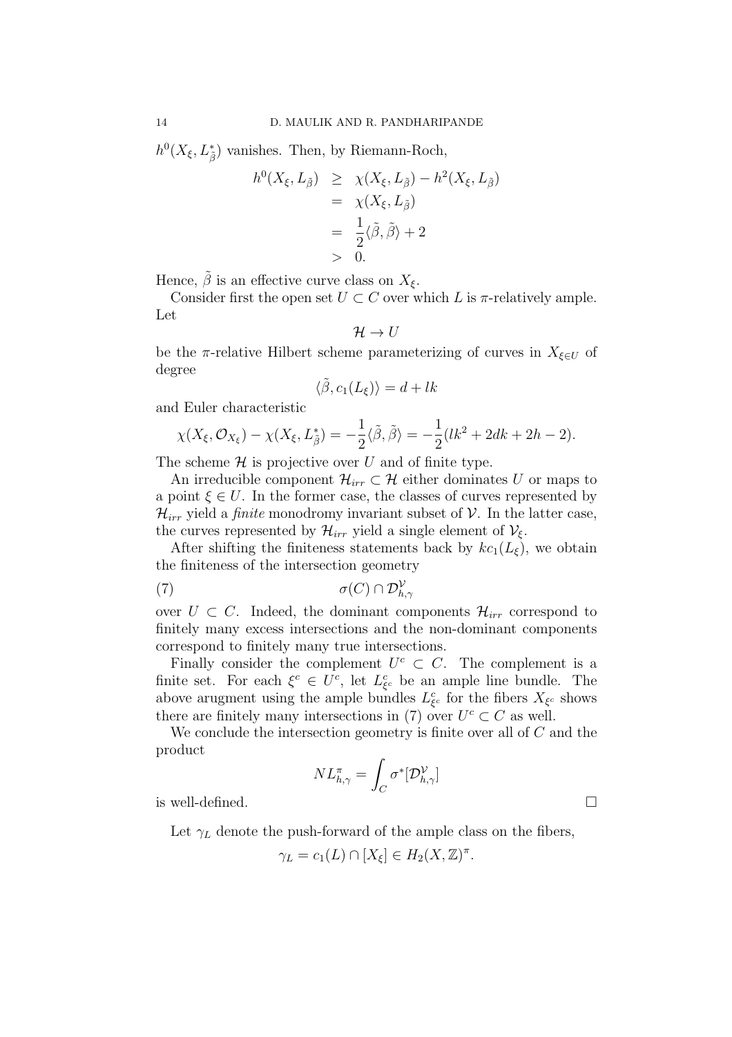$h^0(X_\xi, L^*_{\tilde{\beta}})$ vanishes. Then, by Riemann-Roch,

$$\begin{aligned} h^0(X_\xi, L_{\tilde{\beta}}) &\geq \chi(X_\xi, L_{\tilde{\beta}}) - h^2(X_\xi, L_{\tilde{\beta}}) \\ &= \chi(X_\xi, L_{\tilde{\beta}}) \\ &= \frac{1}{2}\langle \tilde{\beta}, \tilde{\beta} \rangle + 2 \\ &> 0. \end{aligned}$$

Hence, $\tilde{\beta}$ is an effective curve class on $X_\xi$.

Consider first the open set $U \subset C$ over which $L$ is $\pi$-relatively ample. Let

$$\mathcal{H} \to U$$

be the $\pi$-relative Hilbert scheme parameterizing of curves in $X_{\xi \in U}$ of degree

$$\langle \tilde{\beta}, c_1(L_\xi) \rangle = d + lk$$

and Euler characteristic

$$\chi(X_\xi, \mathcal{O}_{X_\xi}) - \chi(X_\xi, L^*_{\tilde{\beta}}) = -\frac{1}{2}\langle \tilde{\beta}, \tilde{\beta} \rangle = -\frac{1}{2}(lk^2 + 2dk + 2h - 2).$$

The scheme $\mathcal{H}$ is projective over $U$ and of finite type.

An irreducible component $\mathcal{H}_{irr} \subset \mathcal{H}$ either dominates $U$ or maps to a point $\xi \in U$. In the former case, the classes of curves represented by $\mathcal{H}_{irr}$ yield a *finite* monodromy invariant subset of $\mathcal{V}$. In the latter case, the curves represented by $\mathcal{H}_{irr}$ yield a single element of $\mathcal{V}_\xi$.

After shifting the finiteness statements back by $kc_1(L_\xi)$, we obtain the finiteness of the intersection geometry

$$\sigma(C) \cap \mathcal{D}^{\mathcal{V}}_{h,\gamma} \tag{7}$$

over $U \subset C$. Indeed, the dominant components $\mathcal{H}_{irr}$ correspond to finitely many excess intersections and the non-dominant components correspond to finitely many true intersections.

Finally consider the complement $U^c \subset C$. The complement is a finite set. For each $\xi^c \in U^c$, let $L^c_{\xi^c}$ be an ample line bundle. The above arugment using the ample bundles $L^c_{\xi^c}$ for the fibers $X_{\xi^c}$ shows there are finitely many intersections in (7) over $U^c \subset C$ as well.

We conclude the intersection geometry is finite over all of $C$ and the product

$$NL^\pi_{h,\gamma} = \int_C \sigma^*[\mathcal{D}^{\mathcal{V}}_{h,\gamma}]$$

is well-defined. □

Let $\gamma_L$ denote the push-forward of the ample class on the fibers,

$$\gamma_L = c_1(L) \cap [X_\xi] \in H_2(X, \mathbb{Z})^\pi.$$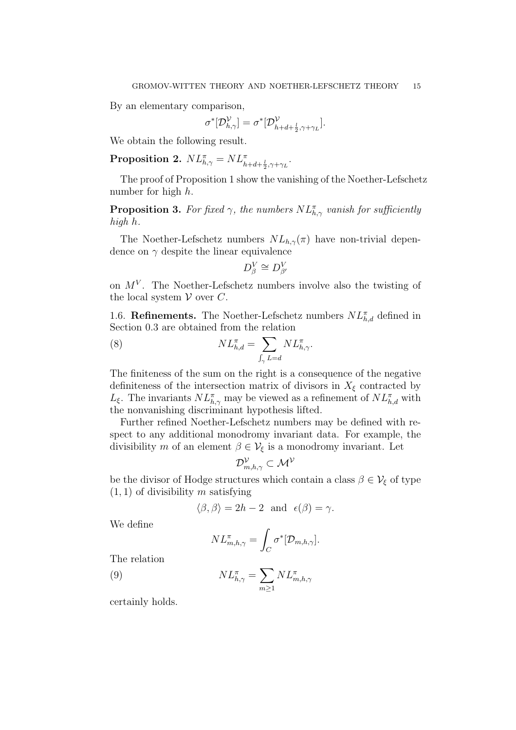By an elementary comparison,

$$\sigma^*[\mathcal{D}^{\mathcal{V}}_{h,\gamma}] = \sigma^*[\mathcal{D}^{\mathcal{V}}_{h+d+\frac{l}{2},\gamma+\gamma_L}].$$

We obtain the following result.

**Proposition 2.** $NL^{\pi}_{h,\gamma} = NL^{\pi}_{h+d+\frac{l}{2},\gamma+\gamma_L}$.

The proof of Proposition 1 show the vanishing of the Noether-Lefschetz number for high $h$.

**Proposition 3.** *For fixed $\gamma$, the numbers $NL^{\pi}_{h,\gamma}$ vanish for sufficiently high $h$.*

The Noether-Lefschetz numbers $NL_{h,\gamma}(\pi)$ have non-trivial dependence on $\gamma$ despite the linear equivalence

$$D^V_\beta \cong D^V_{\beta'}$$

on $M^V$. The Noether-Lefschetz numbers involve also the twisting of the local system $\mathcal{V}$ over $C$.

1.6. **Refinements.** The Noether-Lefschetz numbers $NL^{\pi}_{h,d}$ defined in Section 0.3 are obtained from the relation

$$NL^{\pi}_{h,d} = \sum_{\int_\gamma L = d} NL^{\pi}_{h,\gamma}. \tag{8}$$

The finiteness of the sum on the right is a consequence of the negative definiteness of the intersection matrix of divisors in $X_\xi$ contracted by $L_\xi$. The invariants $NL^{\pi}_{h,\gamma}$ may be viewed as a refinement of $NL^{\pi}_{h,d}$ with the nonvanishing discriminant hypothesis lifted.

Further refined Noether-Lefschetz numbers may be defined with respect to any additional monodromy invariant data. For example, the divisibility $m$ of an element $\beta \in \mathcal{V}_\xi$ is a monodromy invariant. Let

$$\mathcal{D}^{\mathcal{V}}_{m,h,\gamma} \subset \mathcal{M}^{\mathcal{V}}$$

be the divisor of Hodge structures which contain a class $\beta \in \mathcal{V}_\xi$ of type $(1,1)$ of divisibility $m$ satisfying

$$\langle \beta, \beta \rangle = 2h - 2 \ \text{ and } \ \epsilon(\beta) = \gamma.$$

We define

$$NL^{\pi}_{m,h,\gamma} = \int_C \sigma^*[\mathcal{D}_{m,h,\gamma}].$$

The relation

$$NL^{\pi}_{h,\gamma} = \sum_{m \geq 1} NL^{\pi}_{m,h,\gamma} \tag{9}$$

certainly holds.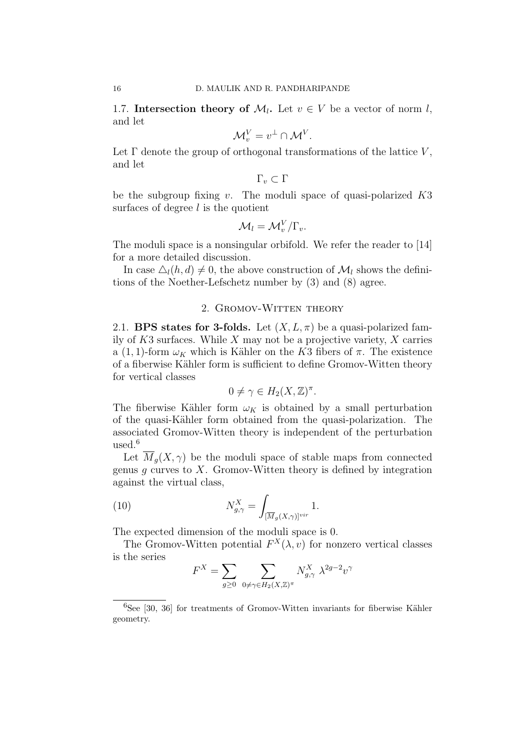**1.7. Intersection theory of $\mathcal{M}_l$.** Let $v \in V$ be a vector of norm $l$, and let

$$\mathcal{M}_v^V = v^\perp \cap \mathcal{M}^V.$$

Let $\Gamma$ denote the group of orthogonal transformations of the lattice $V$, and let

$$\Gamma_v \subset \Gamma$$

be the subgroup fixing $v$. The moduli space of quasi-polarized $K3$ surfaces of degree $l$ is the quotient

$$\mathcal{M}_l = \mathcal{M}_v^V / \Gamma_v.$$

The moduli space is a nonsingular orbifold. We refer the reader to [14] for a more detailed discussion.

In case $\triangle_l(h,d) \neq 0$, the above construction of $\mathcal{M}_l$ shows the definitions of the Noether-Lefschetz number by (3) and (8) agree.

## 2. Gromov-Witten theory

**2.1. BPS states for 3-folds.** Let $(X, L, \pi)$ be a quasi-polarized family of $K3$ surfaces. While $X$ may not be a projective variety, $X$ carries a $(1,1)$-form $\omega_K$ which is Kähler on the $K3$ fibers of $\pi$. The existence of a fiberwise Kähler form is sufficient to define Gromov-Witten theory for vertical classes

$$0 \neq \gamma \in H_2(X, \mathbb{Z})^\pi.$$

The fiberwise Kähler form $\omega_K$ is obtained by a small perturbation of the quasi-Kähler form obtained from the quasi-polarization. The associated Gromov-Witten theory is independent of the perturbation used.[6]

Let $\overline{M}_g(X,\gamma)$ be the moduli space of stable maps from connected genus $g$ curves to $X$. Gromov-Witten theory is defined by integration against the virtual class,

$$N_{g,\gamma}^X = \int_{[\overline{M}_g(X,\gamma)]^{vir}} 1. \tag{10}$$

The expected dimension of the moduli space is 0.

The Gromov-Witten potential $F^X(\lambda, v)$ for nonzero vertical classes is the series

$$F^X = \sum_{g \geq 0} \sum_{0 \neq \gamma \in H_2(X,\mathbb{Z})^\pi} N_{g,\gamma}^X \; \lambda^{2g-2} v^\gamma$$

---

[6] See [30, 36] for treatments of Gromov-Witten invariants for fiberwise Kähler geometry.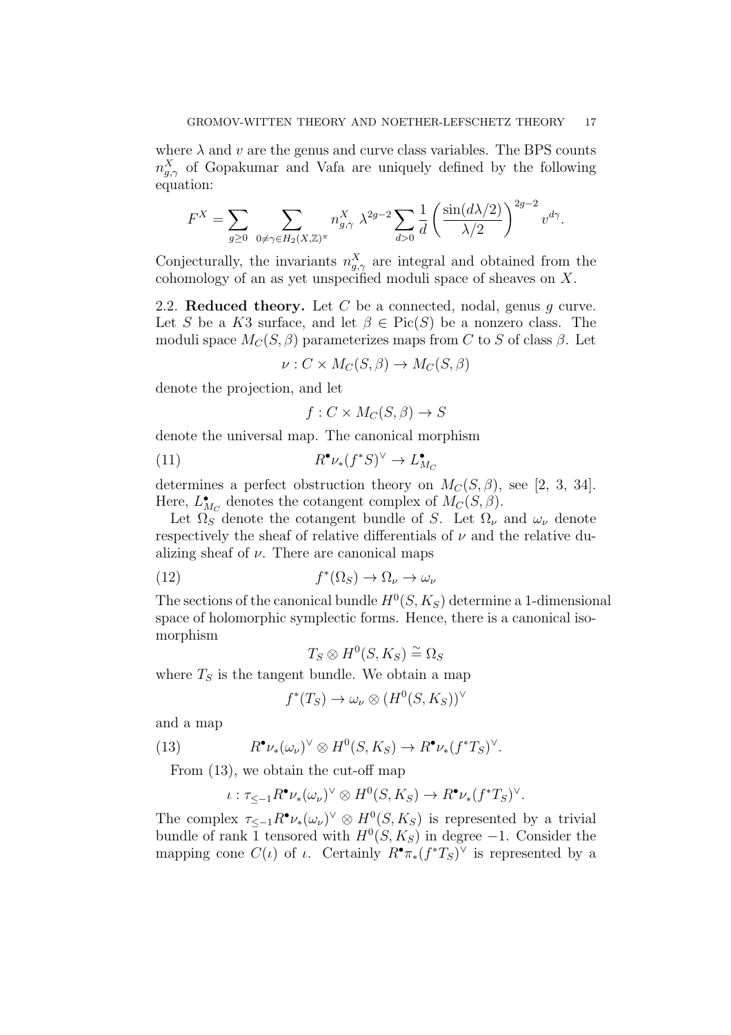where $\lambda$ and $v$ are the genus and curve class variables. The BPS counts $n^X_{g,\gamma}$ of Gopakumar and Vafa are uniquely defined by the following equation:

$$F^X = \sum_{g \geq 0} \sum_{0 \neq \gamma \in H_2(X,\mathbb{Z})^\pi} n^X_{g,\gamma} \; \lambda^{2g-2} \sum_{d>0} \frac{1}{d} \left( \frac{\sin(d\lambda/2)}{\lambda/2} \right)^{2g-2} v^{d\gamma}.$$

Conjecturally, the invariants $n^X_{g,\gamma}$ are integral and obtained from the cohomology of an as yet unspecified moduli space of sheaves on $X$.

**2.2. Reduced theory.** Let $C$ be a connected, nodal, genus $g$ curve. Let $S$ be a $K3$ surface, and let $\beta \in \mathrm{Pic}(S)$ be a nonzero class. The moduli space $M_C(S,\beta)$ parameterizes maps from $C$ to $S$ of class $\beta$. Let

$$\nu : C \times M_C(S,\beta) \to M_C(S,\beta)$$

denote the projection, and let

$$f : C \times M_C(S,\beta) \to S$$

denote the universal map. The canonical morphism

$$R^\bullet \nu_*(f^*S)^\vee \to L^\bullet_{M_C} \tag{11}$$

determines a perfect obstruction theory on $M_C(S,\beta)$, see [2, 3, 34]. Here, $L^\bullet_{M_C}$ denotes the cotangent complex of $M_C(S,\beta)$.

Let $\Omega_S$ denote the cotangent bundle of $S$. Let $\Omega_\nu$ and $\omega_\nu$ denote respectively the sheaf of relative differentials of $\nu$ and the relative dualizing sheaf of $\nu$. There are canonical maps

$$f^*(\Omega_S) \to \Omega_\nu \to \omega_\nu \tag{12}$$

The sections of the canonical bundle $H^0(S,K_S)$ determine a 1-dimensional space of holomorphic symplectic forms. Hence, there is a canonical isomorphism

$$T_S \otimes H^0(S,K_S) \stackrel{\sim}{=} \Omega_S$$

where $T_S$ is the tangent bundle. We obtain a map

$$f^*(T_S) \to \omega_\nu \otimes (H^0(S,K_S))^\vee$$

and a map

$$R^\bullet \nu_*(\omega_\nu)^\vee \otimes H^0(S,K_S) \to R^\bullet \nu_*(f^*T_S)^\vee. \tag{13}$$

From (13), we obtain the cut-off map

$$\iota : \tau_{\leq -1} R^\bullet \nu_*(\omega_\nu)^\vee \otimes H^0(S,K_S) \to R^\bullet \nu_*(f^*T_S)^\vee.$$

The complex $\tau_{\leq -1} R^\bullet \nu_*(\omega_\nu)^\vee \otimes H^0(S,K_S)$ is represented by a trivial bundle of rank 1 tensored with $H^0(S,K_S)$ in degree $-1$. Consider the mapping cone $C(\iota)$ of $\iota$. Certainly $R^\bullet \pi_*(f^*T_S)^\vee$ is represented by a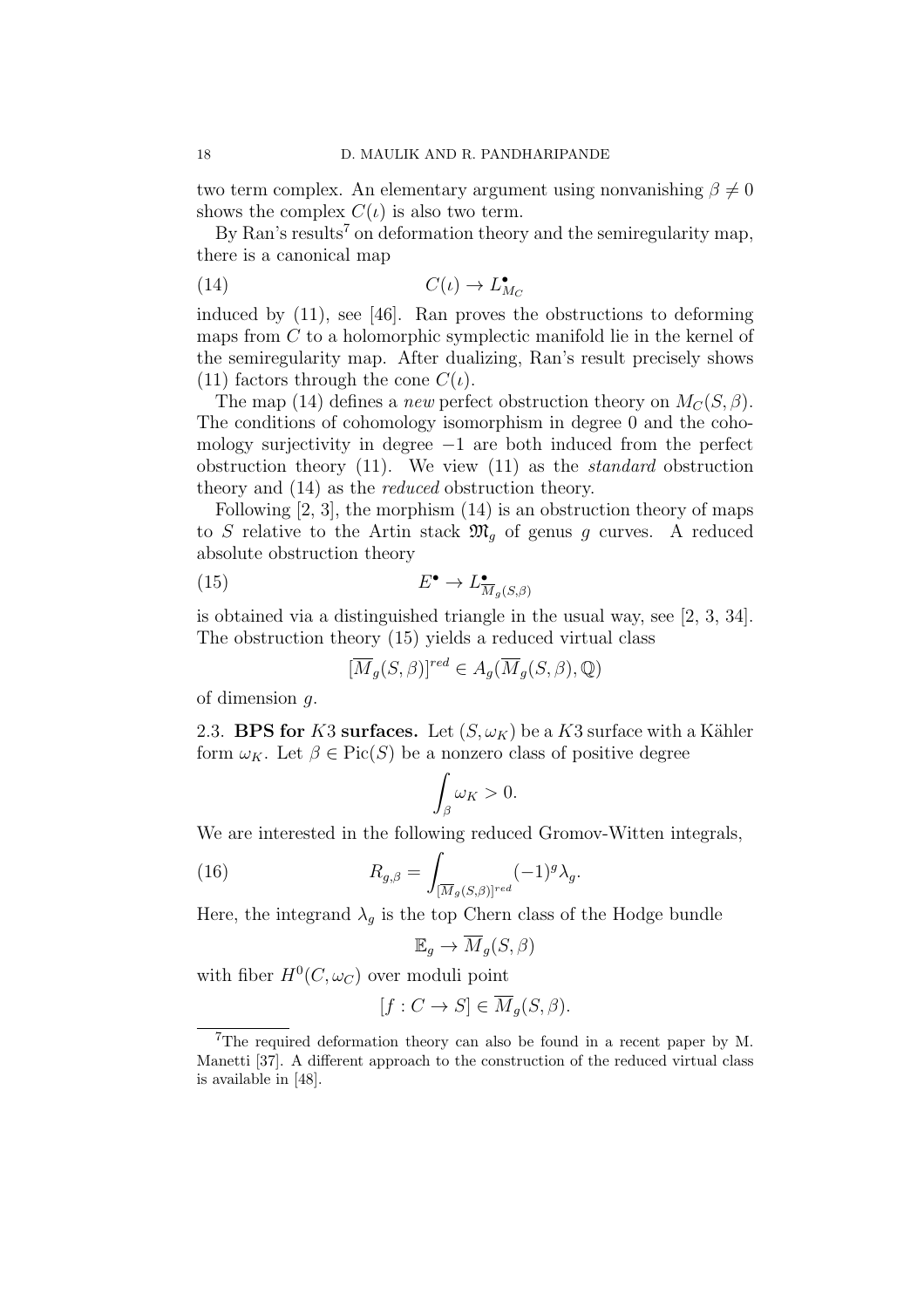two term complex. An elementary argument using nonvanishing $\beta \neq 0$ shows the complex $C(\iota)$ is also two term.

By Ran's results[7] on deformation theory and the semiregularity map, there is a canonical map

$$C(\iota) \to L^\bullet_{M_C} \tag{14}$$

induced by (11), see [46]. Ran proves the obstructions to deforming maps from $C$ to a holomorphic symplectic manifold lie in the kernel of the semiregularity map. After dualizing, Ran's result precisely shows (11) factors through the cone $C(\iota)$.

The map (14) defines a *new* perfect obstruction theory on $M_C(S,\beta)$. The conditions of cohomology isomorphism in degree 0 and the cohomology surjectivity in degree $-1$ are both induced from the perfect obstruction theory (11). We view (11) as the *standard* obstruction theory and (14) as the *reduced* obstruction theory.

Following [2, 3], the morphism (14) is an obstruction theory of maps to $S$ relative to the Artin stack $\mathfrak{M}_g$ of genus $g$ curves. A reduced absolute obstruction theory

$$E^\bullet \to L^\bullet_{\overline{M}_g(S,\beta)} \tag{15}$$

is obtained via a distinguished triangle in the usual way, see [2, 3, 34]. The obstruction theory (15) yields a reduced virtual class

$$[\overline{M}_g(S,\beta)]^{red} \in A_g(\overline{M}_g(S,\beta),\mathbb{Q})$$

of dimension $g$.

2.3. **BPS for $K3$ surfaces.** Let $(S,\omega_K)$ be a $K3$ surface with a Kähler form $\omega_K$. Let $\beta \in \mathrm{Pic}(S)$ be a nonzero class of positive degree

$$\int_\beta \omega_K > 0.$$

We are interested in the following reduced Gromov-Witten integrals,

$$R_{g,\beta} = \int_{[\overline{M}_g(S,\beta)]^{red}} (-1)^g \lambda_g. \tag{16}$$

Here, the integrand $\lambda_g$ is the top Chern class of the Hodge bundle

$$\mathbb{E}_g \to \overline{M}_g(S,\beta)$$

with fiber $H^0(C,\omega_C)$ over moduli point

$$[f : C \to S] \in \overline{M}_g(S,\beta).$$

[7] The required deformation theory can also be found in a recent paper by M. Manetti [37]. A different approach to the construction of the reduced virtual class is available in [48].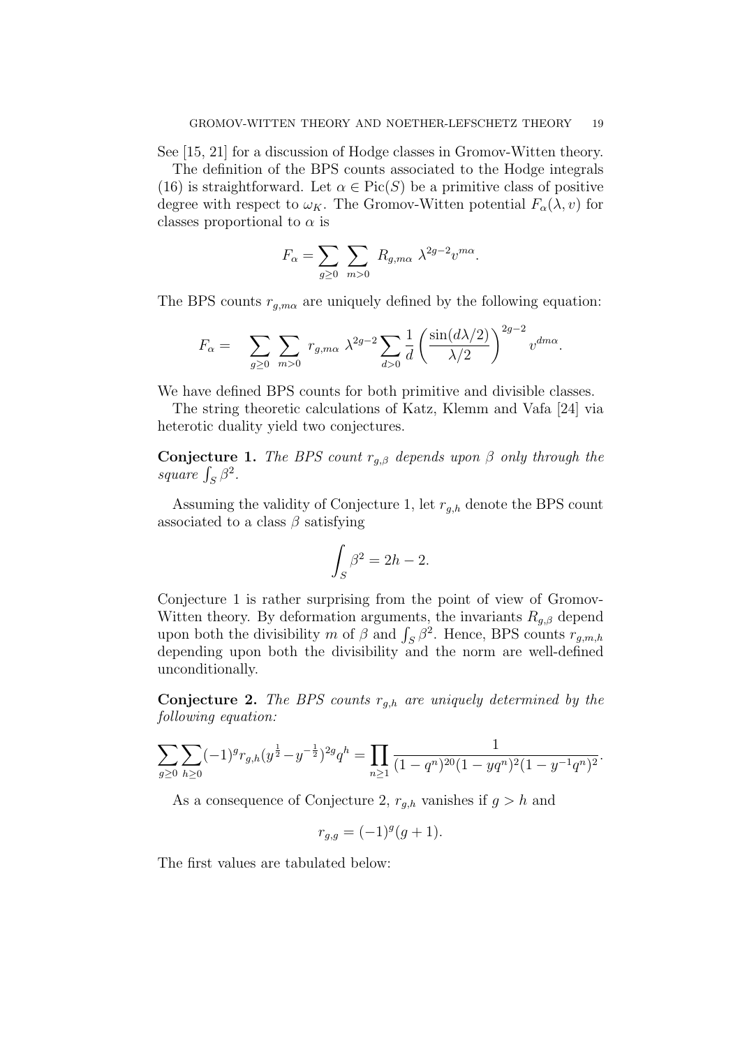See [15, 21] for a discussion of Hodge classes in Gromov-Witten theory.

The definition of the BPS counts associated to the Hodge integrals (16) is straightforward. Let $\alpha \in \text{Pic}(S)$ be a primitive class of positive degree with respect to $\omega_K$. The Gromov-Witten potential $F_\alpha(\lambda, v)$ for classes proportional to $\alpha$ is

$$F_\alpha = \sum_{g \geq 0} \sum_{m > 0} R_{g,m\alpha} \ \lambda^{2g-2} v^{m\alpha}.$$

The BPS counts $r_{g,m\alpha}$ are uniquely defined by the following equation:

$$F_\alpha = \quad \sum_{g \geq 0} \sum_{m > 0} r_{g,m\alpha} \ \lambda^{2g-2} \sum_{d>0} \frac{1}{d} \left( \frac{\sin(d\lambda/2)}{\lambda/2} \right)^{2g-2} v^{dm\alpha}.$$

We have defined BPS counts for both primitive and divisible classes.

The string theoretic calculations of Katz, Klemm and Vafa [24] via heterotic duality yield two conjectures.

**Conjecture 1.** *The BPS count $r_{g,\beta}$ depends upon $\beta$ only through the square $\int_S \beta^2$.*

Assuming the validity of Conjecture 1, let $r_{g,h}$ denote the BPS count associated to a class $\beta$ satisfying

$$\int_S \beta^2 = 2h - 2.$$

Conjecture 1 is rather surprising from the point of view of Gromov-Witten theory. By deformation arguments, the invariants $R_{g,\beta}$ depend upon both the divisibility $m$ of $\beta$ and $\int_S \beta^2$. Hence, BPS counts $r_{g,m,h}$ depending upon both the divisibility and the norm are well-defined unconditionally.

**Conjecture 2.** *The BPS counts $r_{g,h}$ are uniquely determined by the following equation:*

$$\sum_{g \geq 0} \sum_{h \geq 0} (-1)^g r_{g,h} (y^{\frac{1}{2}} - y^{-\frac{1}{2}})^{2g} q^h = \prod_{n \geq 1} \frac{1}{(1-q^n)^{20}(1-yq^n)^2(1-y^{-1}q^n)^2}.$$

As a consequence of Conjecture 2, $r_{g,h}$ vanishes if $g > h$ and

$$r_{g,g} = (-1)^g (g+1).$$

The first values are tabulated below: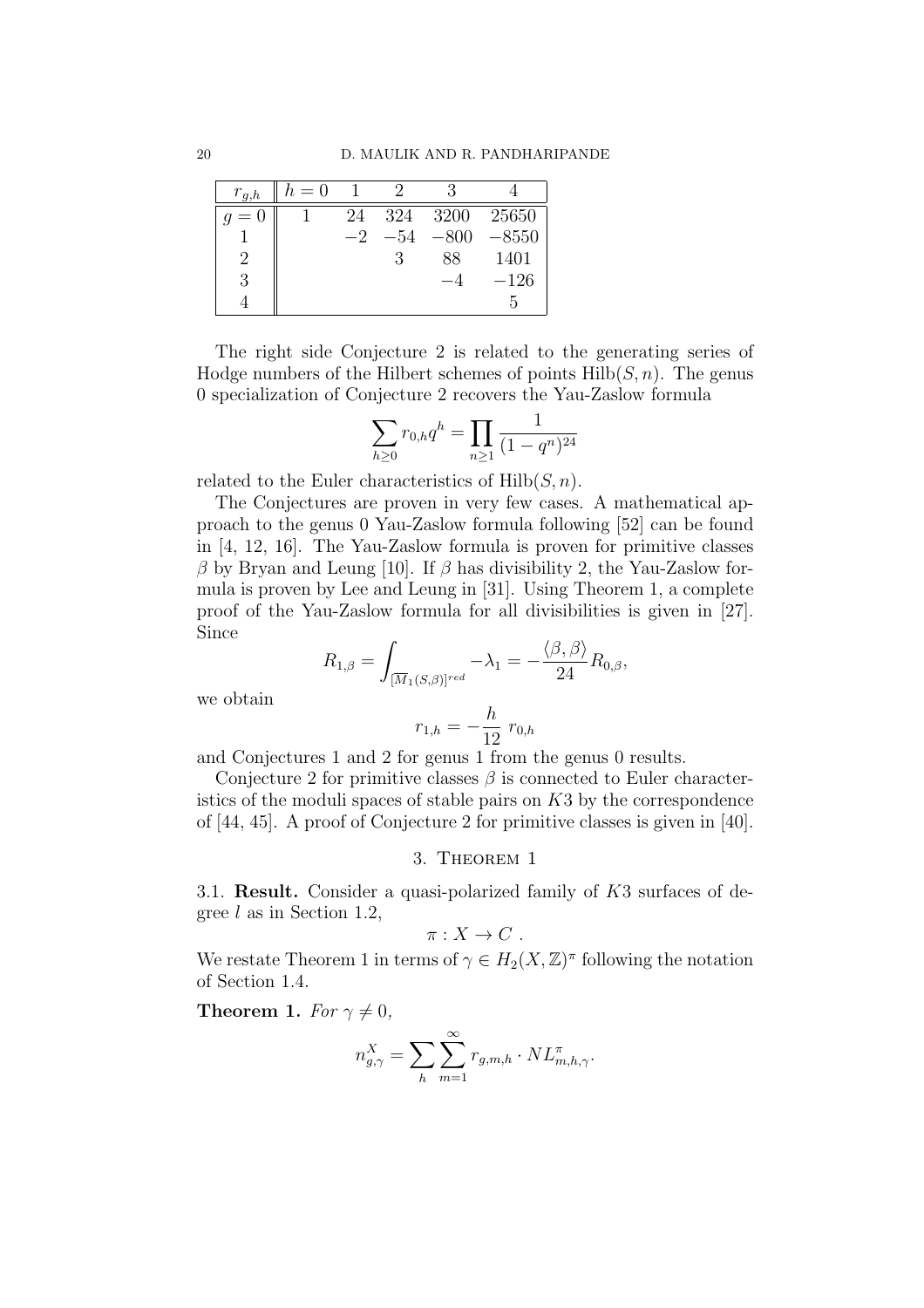| $r_{g,h}$ | $h=0$ | 1 | 2 | 3 | 4 |
|---|---|---|---|---|---|
| $g=0$ | 1 | 24 | 324 | 3200 | 25650 |
| 1 | | $-2$ | $-54$ | $-800$ | $-8550$ |
| 2 | | | 3 | 88 | 1401 |
| 3 | | | | $-4$ | $-126$ |
| 4 | | | | | 5 |

The right side Conjecture 2 is related to the generating series of Hodge numbers of the Hilbert schemes of points $\mathrm{Hilb}(S,n)$. The genus 0 specialization of Conjecture 2 recovers the Yau-Zaslow formula

$$\sum_{h\geq 0} r_{0,h} q^h = \prod_{n\geq 1} \frac{1}{(1-q^n)^{24}}$$

related to the Euler characteristics of $\mathrm{Hilb}(S,n)$.

The Conjectures are proven in very few cases. A mathematical approach to the genus 0 Yau-Zaslow formula following [52] can be found in [4, 12, 16]. The Yau-Zaslow formula is proven for primitive classes $\beta$ by Bryan and Leung [10]. If $\beta$ has divisibility 2, the Yau-Zaslow formula is proven by Lee and Leung in [31]. Using Theorem 1, a complete proof of the Yau-Zaslow formula for all divisibilities is given in [27]. Since

$$R_{1,\beta} = \int_{[\overline{M}_1(S,\beta)]^{red}} -\lambda_1 = -\frac{\langle \beta,\beta\rangle}{24} R_{0,\beta},$$

we obtain

$$r_{1,h} = -\frac{h}{12}\ r_{0,h}$$

and Conjectures 1 and 2 for genus 1 from the genus 0 results.

Conjecture 2 for primitive classes $\beta$ is connected to Euler characteristics of the moduli spaces of stable pairs on $K3$ by the correspondence of [44, 45]. A proof of Conjecture 2 for primitive classes is given in [40].

## 3. Theorem 1

3.1. **Result.** Consider a quasi-polarized family of $K3$ surfaces of degree $l$ as in Section 1.2,

$$\pi : X \to C\ .$$

We restate Theorem 1 in terms of $\gamma \in H_2(X,\mathbb{Z})^\pi$ following the notation of Section 1.4.

**Theorem 1.** *For* $\gamma \neq 0$,

$$n^X_{g,\gamma} = \sum_h \sum_{m=1}^{\infty} r_{g,m,h} \cdot NL^\pi_{m,h,\gamma}.$$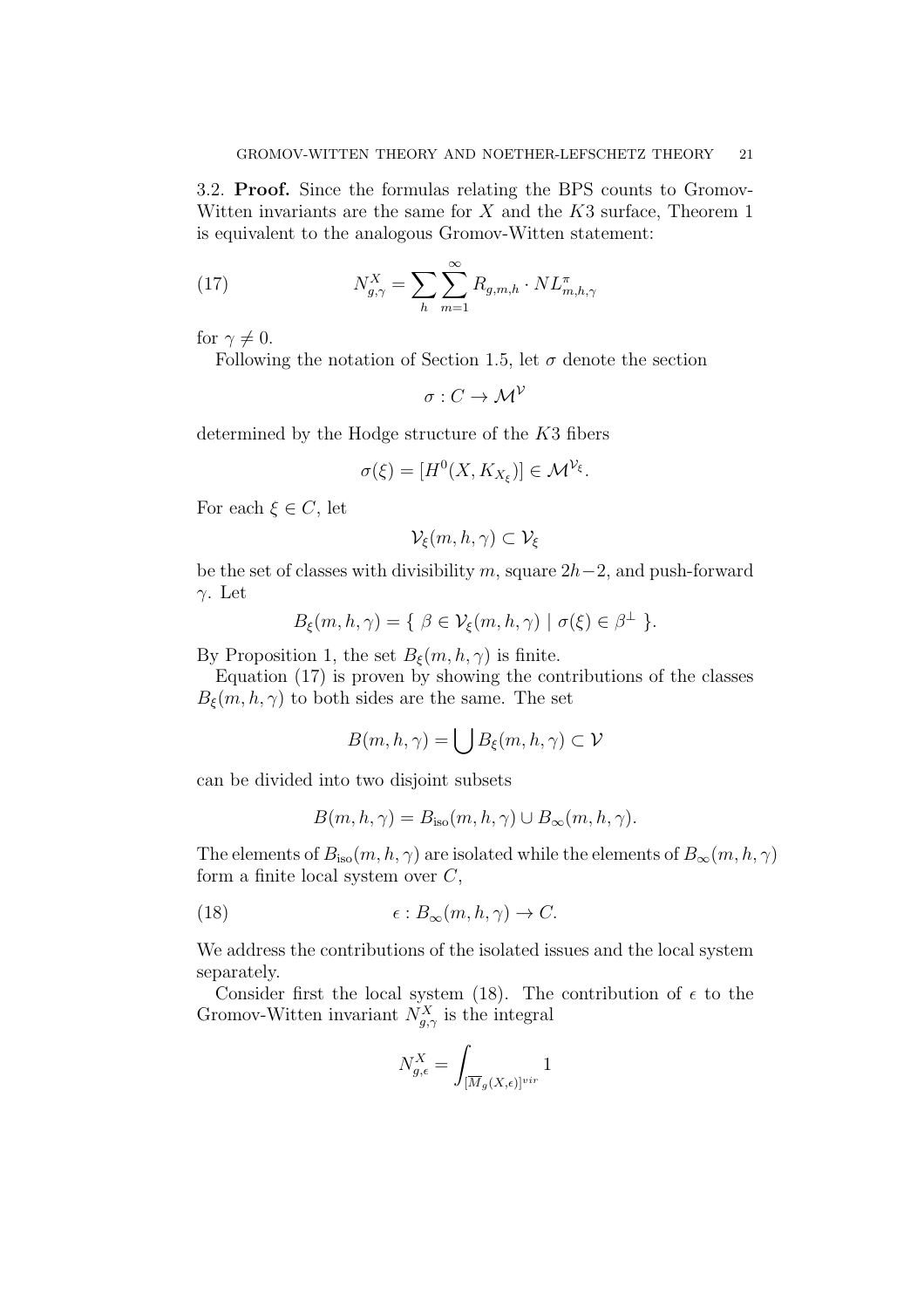3.2. **Proof.** Since the formulas relating the BPS counts to Gromov-Witten invariants are the same for $X$ and the $K3$ surface, Theorem 1 is equivalent to the analogous Gromov-Witten statement:

$$N^X_{g,\gamma} = \sum_h \sum_{m=1}^{\infty} R_{g,m,h} \cdot NL^{\pi}_{m,h,\gamma} \tag{17}$$

for $\gamma \neq 0$.

Following the notation of Section 1.5, let $\sigma$ denote the section

$$\sigma : C \to \mathcal{M}^{\mathcal{V}}$$

determined by the Hodge structure of the $K3$ fibers

$$\sigma(\xi) = [H^0(X, K_{X_\xi})] \in \mathcal{M}^{\mathcal{V}_\xi}.$$

For each $\xi \in C$, let

$$\mathcal{V}_\xi(m, h, \gamma) \subset \mathcal{V}_\xi$$

be the set of classes with divisibility $m$, square $2h-2$, and push-forward $\gamma$. Let

$$B_\xi(m, h, \gamma) = \{ \ \beta \in \mathcal{V}_\xi(m, h, \gamma) \mid \sigma(\xi) \in \beta^\perp \ \}.$$

By Proposition 1, the set $B_\xi(m, h, \gamma)$ is finite.

Equation (17) is proven by showing the contributions of the classes $B_\xi(m, h, \gamma)$ to both sides are the same. The set

$$B(m, h, \gamma) = \bigcup B_\xi(m, h, \gamma) \subset \mathcal{V}$$

can be divided into two disjoint subsets

$$B(m, h, \gamma) = B_{\text{iso}}(m, h, \gamma) \cup B_\infty(m, h, \gamma).$$

The elements of $B_{\text{iso}}(m, h, \gamma)$ are isolated while the elements of $B_\infty(m, h, \gamma)$ form a finite local system over $C$,

$$\epsilon : B_\infty(m, h, \gamma) \to C. \tag{18}$$

We address the contributions of the isolated issues and the local system separately.

Consider first the local system (18). The contribution of $\epsilon$ to the Gromov-Witten invariant $N^X_{g,\gamma}$ is the integral

$$N^X_{g,\epsilon} = \int_{[\overline{M}_g(X,\epsilon)]^{vir}} 1$$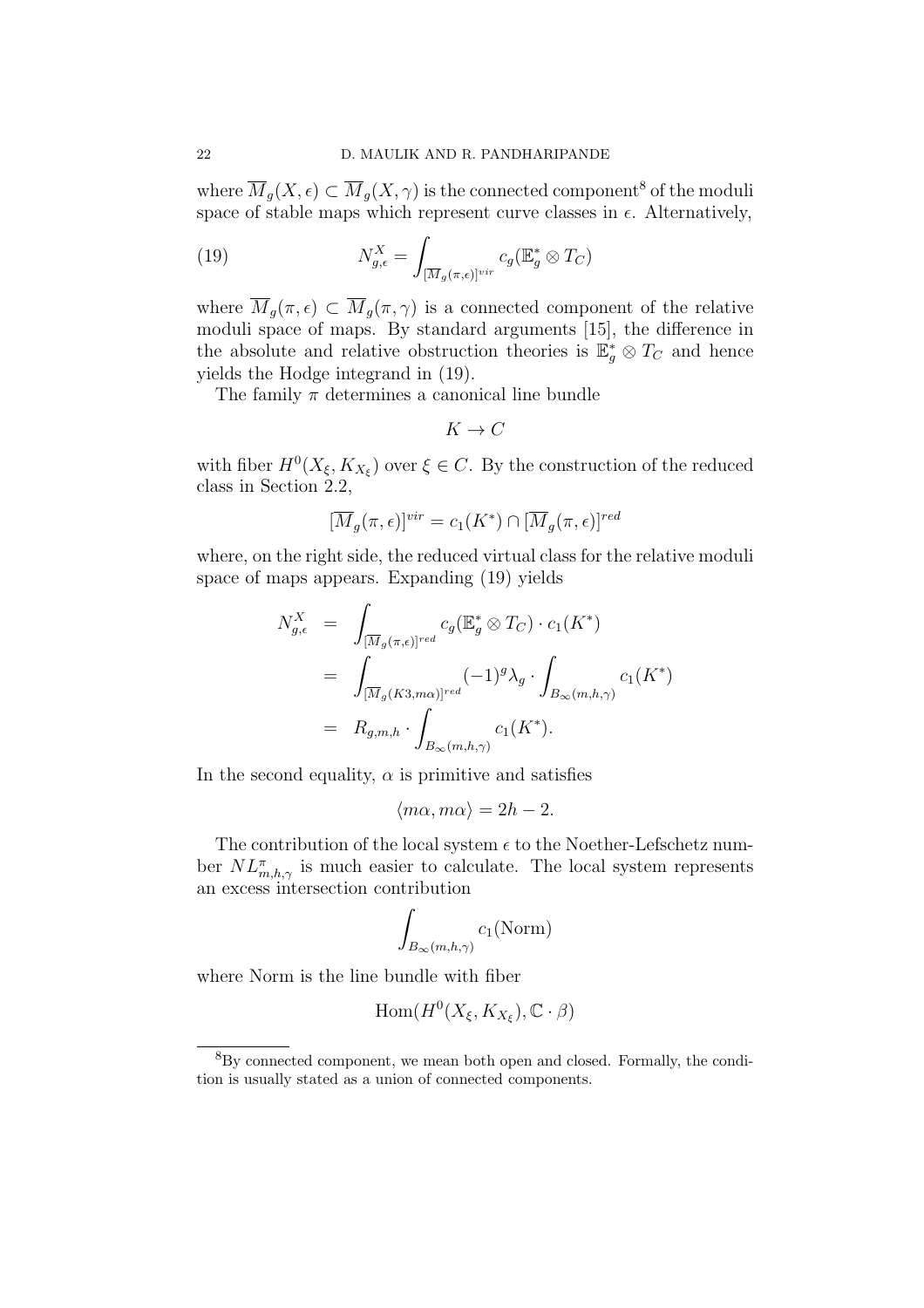where $\overline{M}_g(X, \epsilon) \subset \overline{M}_g(X, \gamma)$ is the connected component[8] of the moduli space of stable maps which represent curve classes in $\epsilon$. Alternatively,

$$N^X_{g,\epsilon} = \int_{[\overline{M}_g(\pi,\epsilon)]^{vir}} c_g(\mathbb{E}^*_g \otimes T_C) \tag{19}$$

where $\overline{M}_g(\pi, \epsilon) \subset \overline{M}_g(\pi, \gamma)$ is a connected component of the relative moduli space of maps. By standard arguments [15], the difference in the absolute and relative obstruction theories is $\mathbb{E}^*_g \otimes T_C$ and hence yields the Hodge integrand in (19).

The family $\pi$ determines a canonical line bundle

$$K \to C$$

with fiber $H^0(X_\xi, K_{X_\xi})$ over $\xi \in C$. By the construction of the reduced class in Section 2.2,

$$[\overline{M}_g(\pi, \epsilon)]^{vir} = c_1(K^*) \cap [\overline{M}_g(\pi, \epsilon)]^{red}$$

where, on the right side, the reduced virtual class for the relative moduli space of maps appears. Expanding (19) yields

$$\begin{aligned}
N^X_{g,\epsilon} &= \int_{[\overline{M}_g(\pi,\epsilon)]^{red}} c_g(\mathbb{E}^*_g \otimes T_C) \cdot c_1(K^*) \\
&= \int_{[\overline{M}_g(K3,m\alpha)]^{red}} (-1)^g \lambda_g \cdot \int_{B_\infty(m,h,\gamma)} c_1(K^*) \\
&= R_{g,m,h} \cdot \int_{B_\infty(m,h,\gamma)} c_1(K^*).
\end{aligned}$$

In the second equality, $\alpha$ is primitive and satisfies

$$\langle m\alpha, m\alpha \rangle = 2h - 2.$$

The contribution of the local system $\epsilon$ to the Noether-Lefschetz number $NL^\pi_{m,h,\gamma}$ is much easier to calculate. The local system represents an excess intersection contribution

$$\int_{B_\infty(m,h,\gamma)} c_1(\mathrm{Norm})$$

where Norm is the line bundle with fiber

$$\mathrm{Hom}(H^0(X_\xi, K_{X_\xi}), \mathbb{C} \cdot \beta)$$

[8] By connected component, we mean both open and closed. Formally, the condition is usually stated as a union of connected components.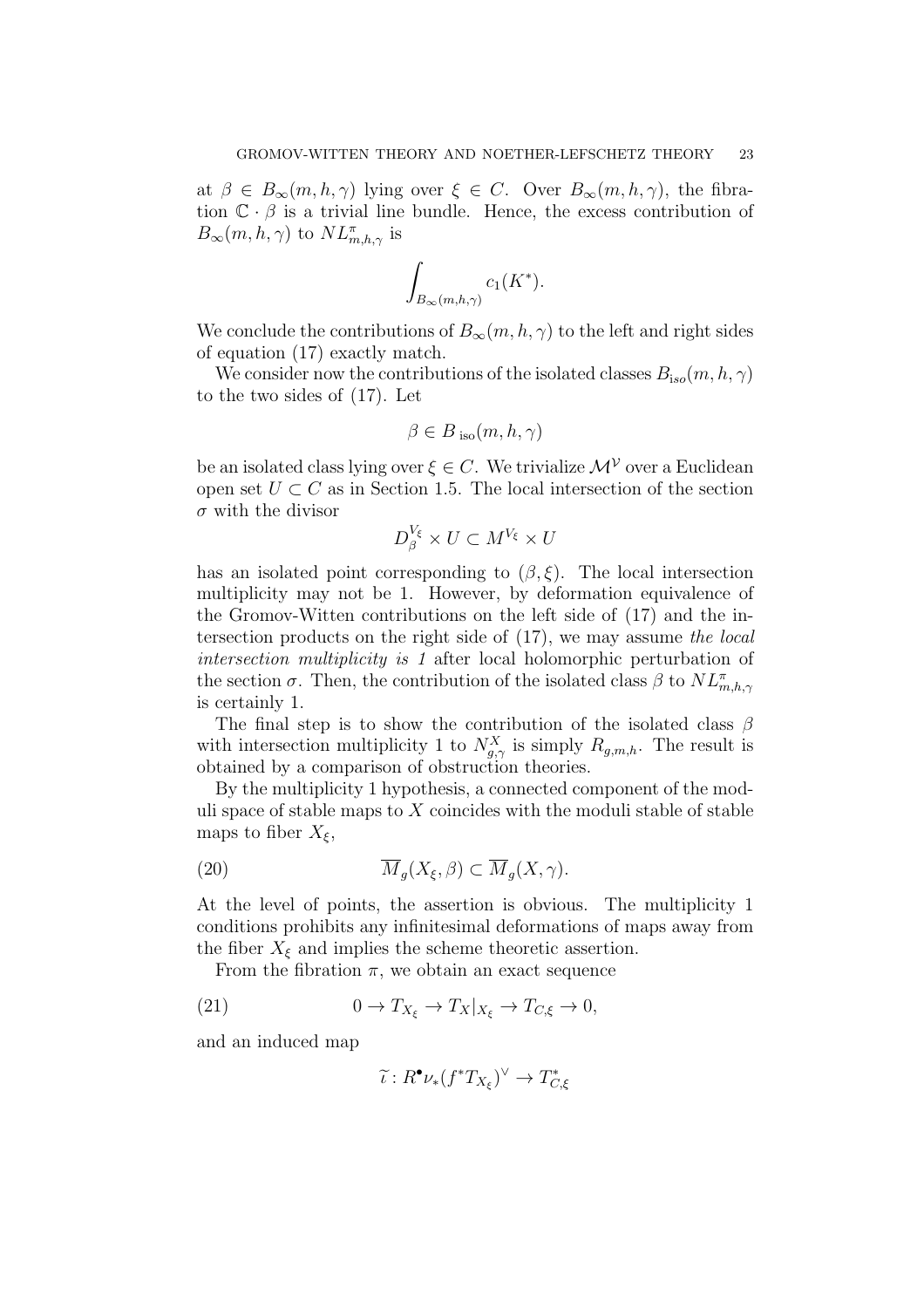at $\beta \in B_\infty(m,h,\gamma)$ lying over $\xi \in C$. Over $B_\infty(m,h,\gamma)$, the fibration $\mathbb{C}\cdot\beta$ is a trivial line bundle. Hence, the excess contribution of $B_\infty(m,h,\gamma)$ to $NL^\pi_{m,h,\gamma}$ is

$$\int_{B_\infty(m,h,\gamma)} c_1(K^*).$$

We conclude the contributions of $B_\infty(m,h,\gamma)$ to the left and right sides of equation (17) exactly match.

We consider now the contributions of the isolated classes $B_{iso}(m,h,\gamma)$ to the two sides of (17). Let

$$\beta \in B_{\,\mathrm{iso}}(m,h,\gamma)$$

be an isolated class lying over $\xi \in C$. We trivialize $\mathcal{M}^{\mathcal{V}}$ over a Euclidean open set $U \subset C$ as in Section 1.5. The local intersection of the section $\sigma$ with the divisor

$$D^{V_\xi}_\beta \times U \subset M^{V_\xi} \times U$$

has an isolated point corresponding to $(\beta,\xi)$. The local intersection multiplicity may not be 1. However, by deformation equivalence of the Gromov-Witten contributions on the left side of (17) and the intersection products on the right side of (17), we may assume *the local intersection multiplicity is 1* after local holomorphic perturbation of the section $\sigma$. Then, the contribution of the isolated class $\beta$ to $NL^\pi_{m,h,\gamma}$ is certainly 1.

The final step is to show the contribution of the isolated class $\beta$ with intersection multiplicity 1 to $N^X_{g,\gamma}$ is simply $R_{g,m,h}$. The result is obtained by a comparison of obstruction theories.

By the multiplicity 1 hypothesis, a connected component of the moduli space of stable maps to $X$ coincides with the moduli stable of stable maps to fiber $X_\xi$,

$$\overline{M}_g(X_\xi,\beta) \subset \overline{M}_g(X,\gamma). \tag{20}$$

At the level of points, the assertion is obvious. The multiplicity 1 conditions prohibits any infinitesimal deformations of maps away from the fiber $X_\xi$ and implies the scheme theoretic assertion.

From the fibration $\pi$, we obtain an exact sequence

$$0 \to T_{X_\xi} \to T_X|_{X_\xi} \to T_{C,\xi} \to 0, \tag{21}$$

and an induced map

$$\widetilde{\iota}: R^\bullet\nu_*(f^*T_{X_\xi})^\vee \to T^*_{C,\xi}$$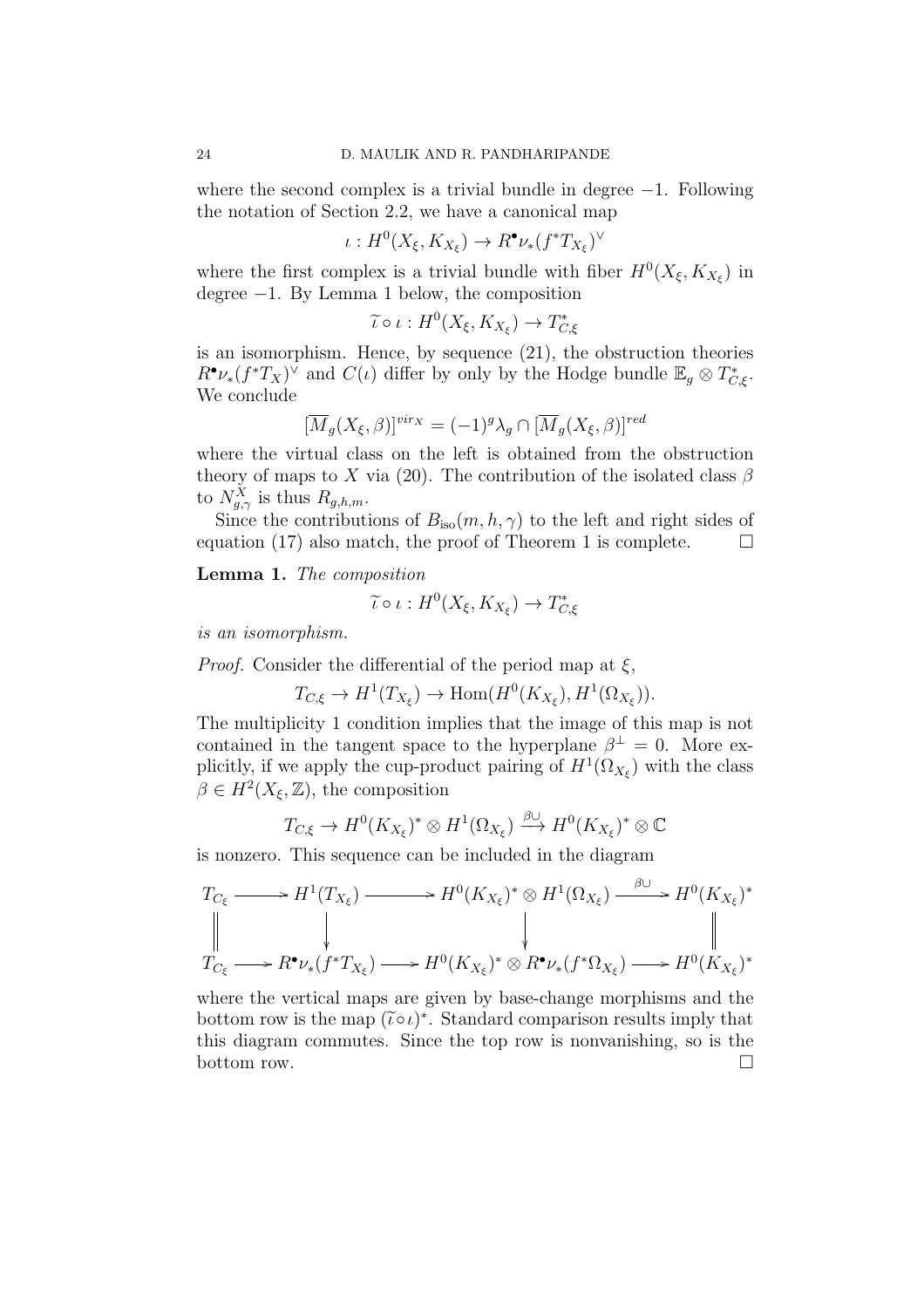where the second complex is a trivial bundle in degree $-1$. Following the notation of Section 2.2, we have a canonical map

$$\iota : H^0(X_\xi, K_{X_\xi}) \to R^\bullet \nu_*(f^*T_{X_\xi})^\vee$$

where the first complex is a trivial bundle with fiber $H^0(X_\xi, K_{X_\xi})$ in degree $-1$. By Lemma 1 below, the composition

$$\widetilde{\iota} \circ \iota : H^0(X_\xi, K_{X_\xi}) \to T^*_{C,\xi}$$

is an isomorphism. Hence, by sequence (21), the obstruction theories $R^\bullet \nu_*(f^*T_X)^\vee$ and $C(\iota)$ differ by only by the Hodge bundle $\mathbb{E}_g \otimes T^*_{C,\xi}$. We conclude

$$[\overline{M}_g(X_\xi, \beta)]^{virX} = (-1)^g \lambda_g \cap [\overline{M}_g(X_\xi, \beta)]^{red}$$

where the virtual class on the left is obtained from the obstruction theory of maps to $X$ via (20). The contribution of the isolated class $\beta$ to $N^X_{g,\gamma}$ is thus $R_{g,h,m}$.

Since the contributions of $B_{\text{iso}}(m, h, \gamma)$ to the left and right sides of equation (17) also match, the proof of Theorem 1 is complete. $\square$

**Lemma 1.** *The composition*

$$\widetilde{\iota} \circ \iota : H^0(X_\xi, K_{X_\xi}) \to T^*_{C,\xi}$$

*is an isomorphism.*

*Proof.* Consider the differential of the period map at $\xi$,

$$T_{C,\xi} \to H^1(T_{X_\xi}) \to \text{Hom}(H^0(K_{X_\xi}), H^1(\Omega_{X_\xi})).$$

The multiplicity 1 condition implies that the image of this map is not contained in the tangent space to the hyperplane $\beta^\perp = 0$. More explicitly, if we apply the cup-product pairing of $H^1(\Omega_{X_\xi})$ with the class $\beta \in H^2(X_\xi, \mathbb{Z})$, the composition

$$T_{C,\xi} \to H^0(K_{X_\xi})^* \otimes H^1(\Omega_{X_\xi}) \xrightarrow{\beta \cup} H^0(K_{X_\xi})^* \otimes \mathbb{C}$$

is nonzero. This sequence can be included in the diagram

$$\begin{array}{ccccccc}
T_{C_\xi} & \longrightarrow & H^1(T_{X_\xi}) & \longrightarrow & H^0(K_{X_\xi})^* \otimes H^1(\Omega_{X_\xi}) & \xrightarrow{\beta\cup} & H^0(K_{X_\xi})^* \\
\| & & \downarrow & & \downarrow & & \| \\
T_{C_\xi} & \longrightarrow & R^\bullet \nu_*(f^*T_{X_\xi}) & \longrightarrow & H^0(K_{X_\xi})^* \otimes R^\bullet \nu_*(f^*\Omega_{X_\xi}) & \longrightarrow & H^0(K_{X_\xi})^*
\end{array}$$

where the vertical maps are given by base-change morphisms and the bottom row is the map $(\widetilde{\iota} \circ \iota)^*$. Standard comparison results imply that this diagram commutes. Since the top row is nonvanishing, so is the bottom row. $\square$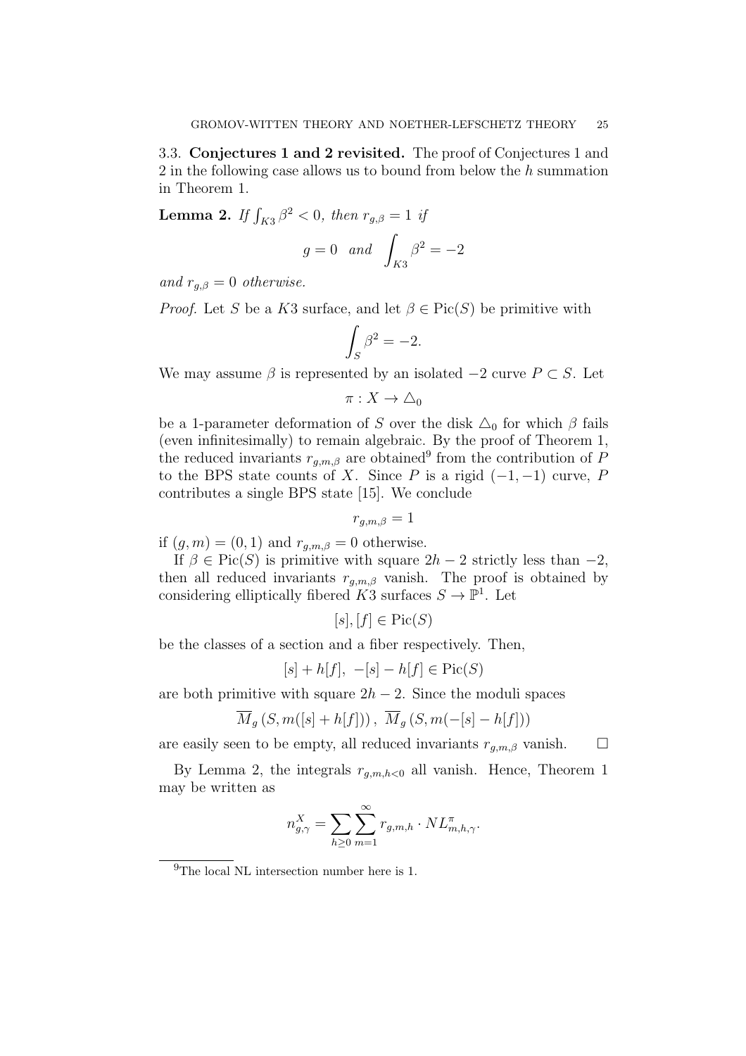### 3.3. Conjectures 1 and 2 revisited.

The proof of Conjectures 1 and 2 in the following case allows us to bound from below the $h$ summation in Theorem 1.

**Lemma 2.** *If $\int_{K3} \beta^2 < 0$, then $r_{g,\beta} = 1$ if*

$$g = 0 \quad and \quad \int_{K3} \beta^2 = -2$$

*and $r_{g,\beta} = 0$ otherwise.*

*Proof.* Let $S$ be a $K3$ surface, and let $\beta \in \mathrm{Pic}(S)$ be primitive with

$$\int_S \beta^2 = -2.$$

We may assume $\beta$ is represented by an isolated $-2$ curve $P \subset S$. Let

$$\pi : X \to \triangle_0$$

be a 1-parameter deformation of $S$ over the disk $\triangle_0$ for which $\beta$ fails (even infinitesimally) to remain algebraic. By the proof of Theorem 1, the reduced invariants $r_{g,m,\beta}$ are obtained[9] from the contribution of $P$ to the BPS state counts of $X$. Since $P$ is a rigid $(-1,-1)$ curve, $P$ contributes a single BPS state [15]. We conclude

$$r_{g,m,\beta} = 1$$

if $(g,m) = (0,1)$ and $r_{g,m,\beta} = 0$ otherwise.

If $\beta \in \mathrm{Pic}(S)$ is primitive with square $2h-2$ strictly less than $-2$, then all reduced invariants $r_{g,m,\beta}$ vanish. The proof is obtained by considering elliptically fibered $K3$ surfaces $S \to \mathbb{P}^1$. Let

$$[s], [f] \in \mathrm{Pic}(S)$$

be the classes of a section and a fiber respectively. Then,

$$[s] + h[f], \ -[s] - h[f] \in \mathrm{Pic}(S)$$

are both primitive with square $2h-2$. Since the moduli spaces

$$\overline{M}_g\left(S, m([s] + h[f])\right), \ \overline{M}_g\left(S, m(-[s] - h[f])\right)$$

are easily seen to be empty, all reduced invariants $r_{g,m,\beta}$ vanish. $\square$

By Lemma 2, the integrals $r_{g,m,h<0}$ all vanish. Hence, Theorem 1 may be written as

$$n^X_{g,\gamma} = \sum_{h \geq 0} \sum_{m=1}^{\infty} r_{g,m,h} \cdot NL^{\pi}_{m,h,\gamma}.$$

[9] The local NL intersection number here is 1.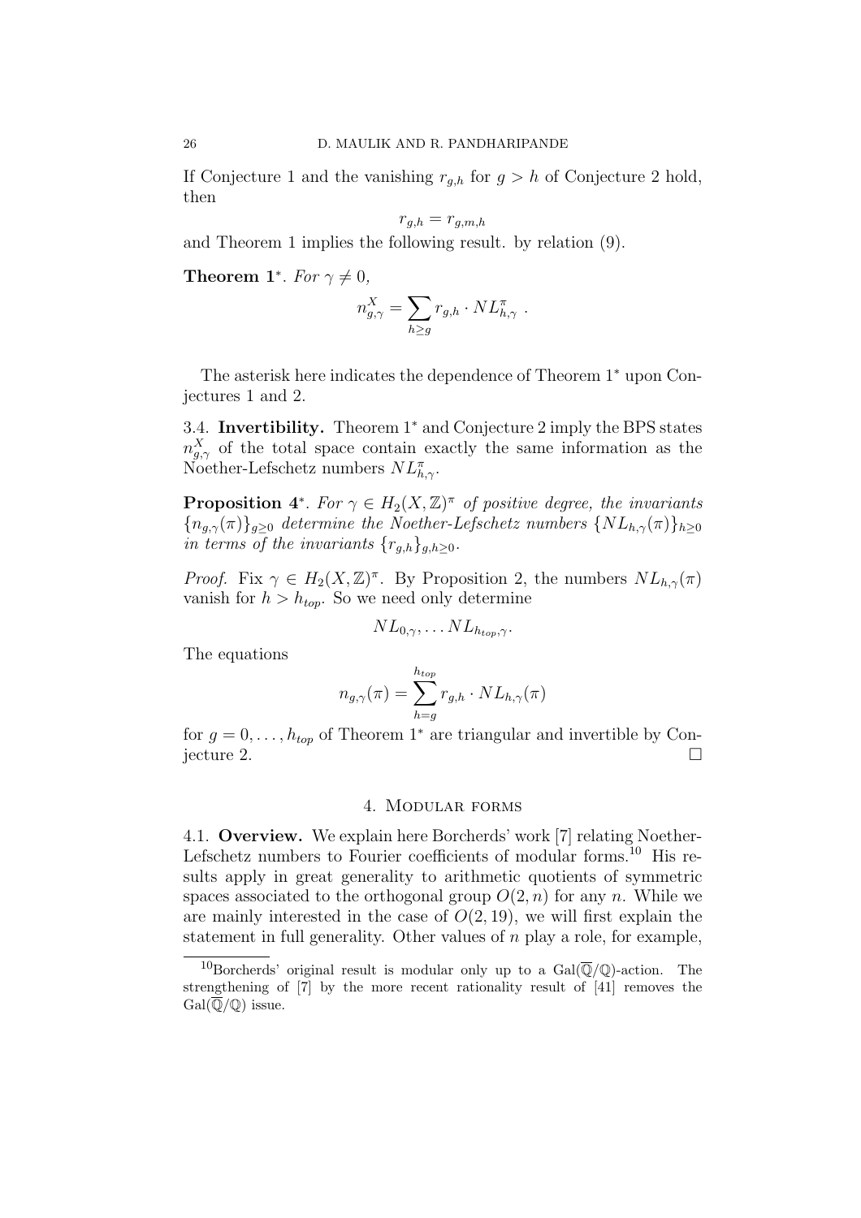If Conjecture 1 and the vanishing $r_{g,h}$ for $g > h$ of Conjecture 2 hold, then

$$r_{g,h} = r_{g,m,h}$$

and Theorem 1 implies the following result. by relation (9).

**Theorem 1$^*$**. *For $\gamma \neq 0$,*

$$n^X_{g,\gamma} = \sum_{h \geq g} r_{g,h} \cdot NL^\pi_{h,\gamma} \ .$$

The asterisk here indicates the dependence of Theorem 1$^*$ upon Conjectures 1 and 2.

3.4. **Invertibility.** Theorem 1$^*$ and Conjecture 2 imply the BPS states $n^X_{g,\gamma}$ of the total space contain exactly the same information as the Noether-Lefschetz numbers $NL^\pi_{h,\gamma}$.

**Proposition 4$^*$**. *For $\gamma \in H_2(X, \mathbb{Z})^\pi$ of positive degree, the invariants $\{n_{g,\gamma}(\pi)\}_{g\geq 0}$ determine the Noether-Lefschetz numbers $\{NL_{h,\gamma}(\pi)\}_{h\geq 0}$ in terms of the invariants $\{r_{g,h}\}_{g,h\geq 0}$.*

*Proof.* Fix $\gamma \in H_2(X, \mathbb{Z})^\pi$. By Proposition 2, the numbers $NL_{h,\gamma}(\pi)$ vanish for $h > h_{top}$. So we need only determine

$$NL_{0,\gamma}, \ldots NL_{h_{top},\gamma}.$$

The equations

$$n_{g,\gamma}(\pi) = \sum_{h=g}^{h_{top}} r_{g,h} \cdot NL_{h,\gamma}(\pi)$$

for $g = 0, \ldots, h_{top}$ of Theorem 1$^*$ are triangular and invertible by Conjecture 2. □

## 4. Modular forms

4.1. **Overview.** We explain here Borcherds' work [7] relating Noether-Lefschetz numbers to Fourier coefficients of modular forms.[10] His results apply in great generality to arithmetic quotients of symmetric spaces associated to the orthogonal group $O(2, n)$ for any $n$. While we are mainly interested in the case of $O(2, 19)$, we will first explain the statement in full generality. Other values of $n$ play a role, for example,

[10] Borcherds' original result is modular only up to a $\mathrm{Gal}(\overline{\mathbb{Q}}/\mathbb{Q})$-action. The strengthening of [7] by the more recent rationality result of [41] removes the $\mathrm{Gal}(\overline{\mathbb{Q}}/\mathbb{Q})$ issue.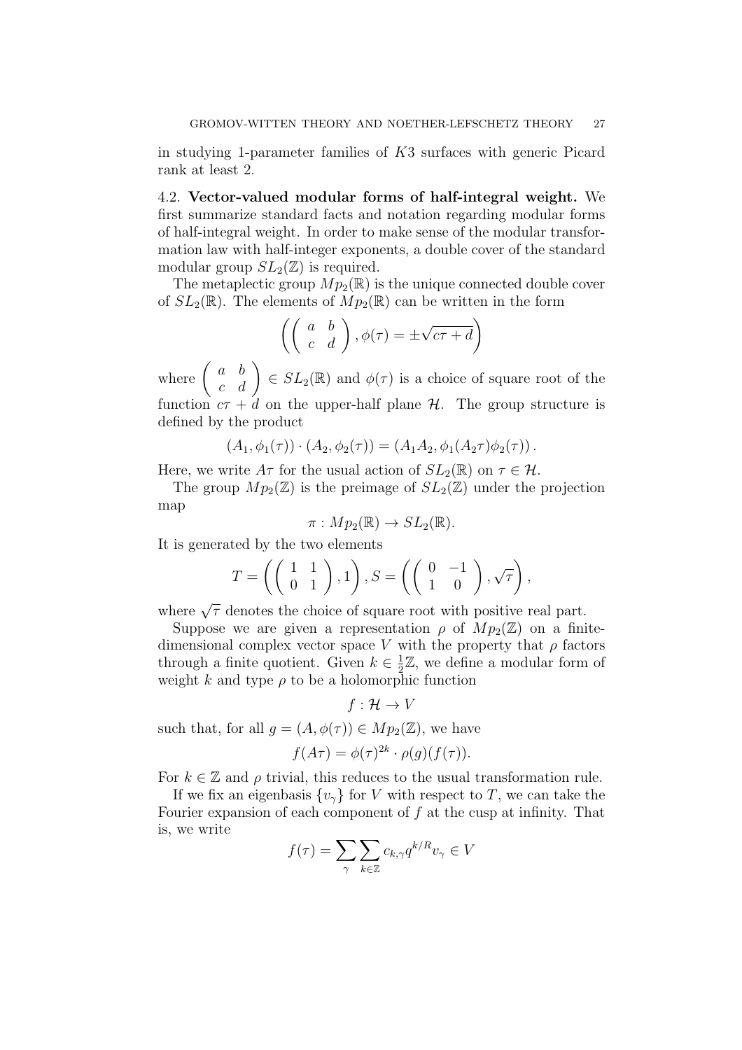in studying 1-parameter families of $K3$ surfaces with generic Picard rank at least 2.

### 4.2. Vector-valued modular forms of half-integral weight.

We first summarize standard facts and notation regarding modular forms of half-integral weight. In order to make sense of the modular transformation law with half-integer exponents, a double cover of the standard modular group $SL_2(\mathbb{Z})$ is required.

The metaplectic group $Mp_2(\mathbb{R})$ is the unique connected double cover of $SL_2(\mathbb{R})$. The elements of $Mp_2(\mathbb{R})$ can be written in the form

$$\left( \left( \begin{array}{cc} a & b \\ c & d \end{array} \right), \phi(\tau) = \pm\sqrt{c\tau + d} \right)$$

where $\left( \begin{array}{cc} a & b \\ c & d \end{array} \right) \in SL_2(\mathbb{R})$ and $\phi(\tau)$ is a choice of square root of the function $c\tau + d$ on the upper-half plane $\mathcal{H}$. The group structure is defined by the product

$$(A_1, \phi_1(\tau)) \cdot (A_2, \phi_2(\tau)) = (A_1 A_2, \phi_1(A_2\tau)\phi_2(\tau)).$$

Here, we write $A\tau$ for the usual action of $SL_2(\mathbb{R})$ on $\tau \in \mathcal{H}$.

The group $Mp_2(\mathbb{Z})$ is the preimage of $SL_2(\mathbb{Z})$ under the projection map

$$\pi : Mp_2(\mathbb{R}) \to SL_2(\mathbb{R}).$$

It is generated by the two elements

$$T = \left( \left( \begin{array}{cc} 1 & 1 \\ 0 & 1 \end{array} \right), 1 \right), S = \left( \left( \begin{array}{cc} 0 & -1 \\ 1 & 0 \end{array} \right), \sqrt{\tau} \right),$$

where $\sqrt{\tau}$ denotes the choice of square root with positive real part.

Suppose we are given a representation $\rho$ of $Mp_2(\mathbb{Z})$ on a finite-dimensional complex vector space $V$ with the property that $\rho$ factors through a finite quotient. Given $k \in \frac{1}{2}\mathbb{Z}$, we define a modular form of weight $k$ and type $\rho$ to be a holomorphic function

$$f : \mathcal{H} \to V$$

such that, for all $g = (A, \phi(\tau)) \in Mp_2(\mathbb{Z})$, we have

$$f(A\tau) = \phi(\tau)^{2k} \cdot \rho(g)(f(\tau)).$$

For $k \in \mathbb{Z}$ and $\rho$ trivial, this reduces to the usual transformation rule.

If we fix an eigenbasis $\{v_\gamma\}$ for $V$ with respect to $T$, we can take the Fourier expansion of each component of $f$ at the cusp at infinity. That is, we write

$$f(\tau) = \sum_{\gamma} \sum_{k \in \mathbb{Z}} c_{k,\gamma} q^{k/R} v_\gamma \in V$$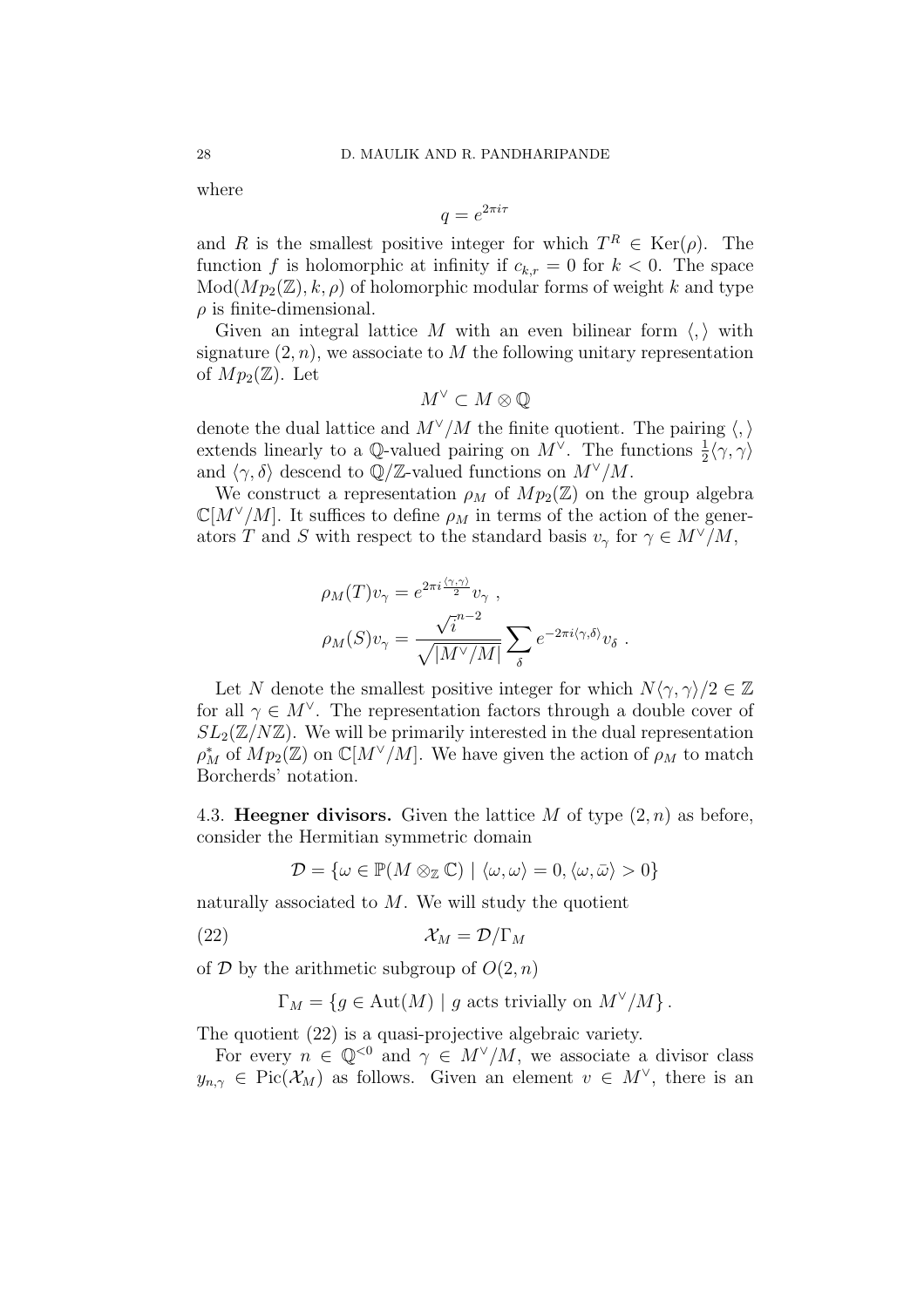where

$$q = e^{2\pi i\tau}$$

and $R$ is the smallest positive integer for which $T^R \in \mathrm{Ker}(\rho)$. The function $f$ is holomorphic at infinity if $c_{k,r} = 0$ for $k < 0$. The space $\mathrm{Mod}(Mp_2(\mathbb{Z}), k, \rho)$ of holomorphic modular forms of weight $k$ and type $\rho$ is finite-dimensional.

Given an integral lattice $M$ with an even bilinear form $\langle , \rangle$ with signature $(2, n)$, we associate to $M$ the following unitary representation of $Mp_2(\mathbb{Z})$. Let

$$M^\vee \subset M \otimes \mathbb{Q}$$

denote the dual lattice and $M^\vee/M$ the finite quotient. The pairing $\langle , \rangle$ extends linearly to a $\mathbb{Q}$-valued pairing on $M^\vee$. The functions $\frac{1}{2}\langle \gamma, \gamma \rangle$ and $\langle \gamma, \delta \rangle$ descend to $\mathbb{Q}/\mathbb{Z}$-valued functions on $M^\vee/M$.

We construct a representation $\rho_M$ of $Mp_2(\mathbb{Z})$ on the group algebra $\mathbb{C}[M^\vee/M]$. It suffices to define $\rho_M$ in terms of the action of the generators $T$ and $S$ with respect to the standard basis $v_\gamma$ for $\gamma \in M^\vee/M$,

$$\rho_M(T)v_\gamma = e^{2\pi i \frac{\langle \gamma, \gamma \rangle}{2}} v_\gamma \ ,$$
$$\rho_M(S)v_\gamma = \frac{\sqrt{i}^{n-2}}{\sqrt{|M^\vee/M|}} \sum_\delta e^{-2\pi i \langle \gamma, \delta \rangle} v_\delta \ .$$

Let $N$ denote the smallest positive integer for which $N\langle \gamma, \gamma \rangle/2 \in \mathbb{Z}$ for all $\gamma \in M^\vee$. The representation factors through a double cover of $SL_2(\mathbb{Z}/N\mathbb{Z})$. We will be primarily interested in the dual representation $\rho_M^*$ of $Mp_2(\mathbb{Z})$ on $\mathbb{C}[M^\vee/M]$. We have given the action of $\rho_M$ to match Borcherds' notation.

## 4.3. Heegner divisors.

Given the lattice $M$ of type $(2, n)$ as before, consider the Hermitian symmetric domain

$$\mathcal{D} = \{\omega \in \mathbb{P}(M \otimes_\mathbb{Z} \mathbb{C}) \mid \langle \omega, \omega \rangle = 0, \langle \omega, \bar{\omega} \rangle > 0\}$$

naturally associated to $M$. We will study the quotient

$$\mathcal{X}_M = \mathcal{D}/\Gamma_M \tag{22}$$

of $\mathcal{D}$ by the arithmetic subgroup of $O(2, n)$

$$\Gamma_M = \{g \in \mathrm{Aut}(M) \mid g \text{ acts trivially on } M^\vee/M\}.$$

The quotient (22) is a quasi-projective algebraic variety.

For every $n \in \mathbb{Q}^{<0}$ and $\gamma \in M^\vee/M$, we associate a divisor class $y_{n,\gamma} \in \mathrm{Pic}(\mathcal{X}_M)$ as follows. Given an element $v \in M^\vee$, there is an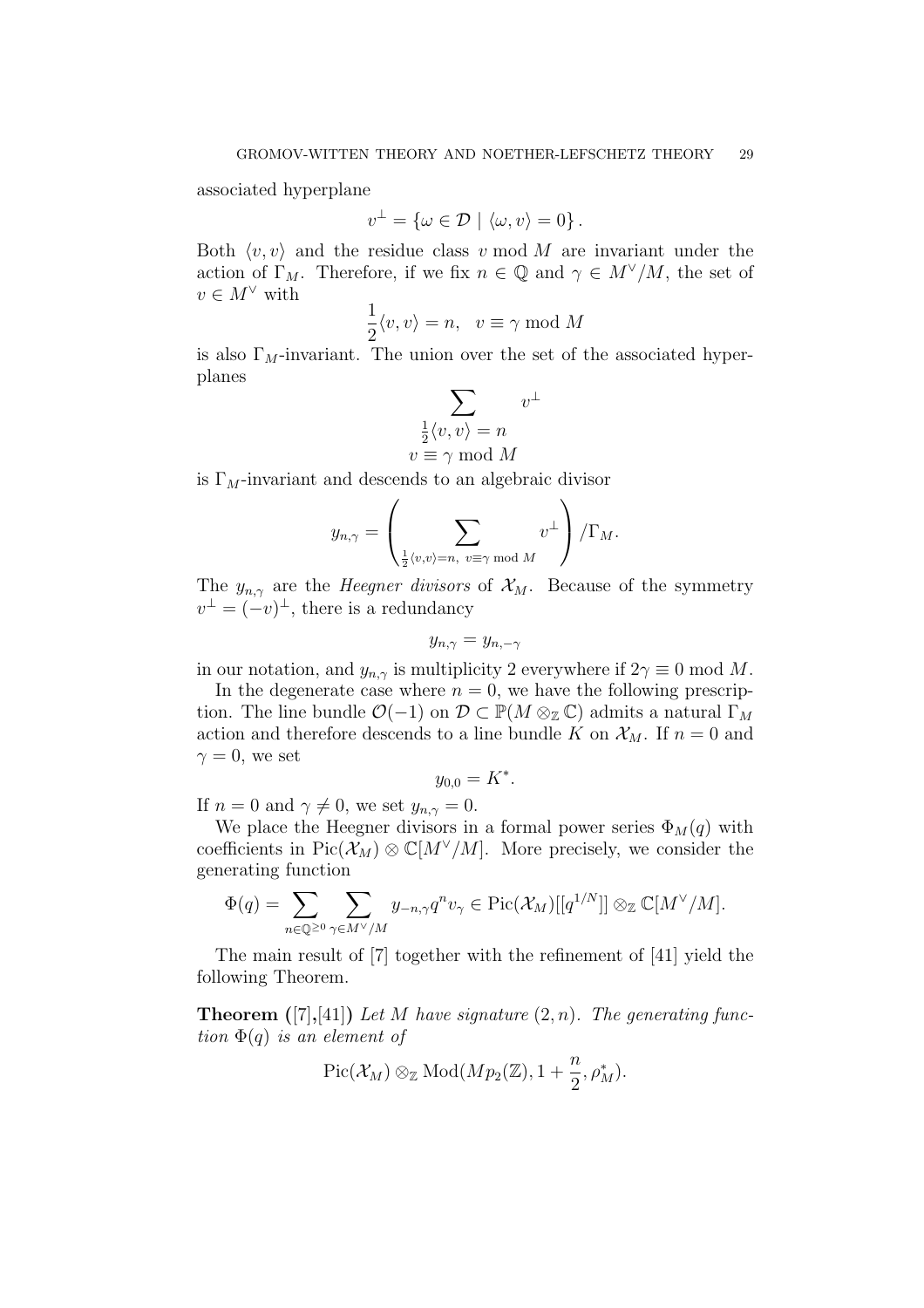associated hyperplane

$$v^\perp = \{\omega \in \mathcal{D} \mid \langle \omega, v \rangle = 0\}.$$

Both $\langle v, v\rangle$ and the residue class $v \bmod M$ are invariant under the action of $\Gamma_M$. Therefore, if we fix $n \in \mathbb{Q}$ and $\gamma \in M^\vee/M$, the set of $v \in M^\vee$ with

$$\frac{1}{2}\langle v, v\rangle = n, \quad v \equiv \gamma \bmod M$$

is also $\Gamma_M$-invariant. The union over the set of the associated hyperplanes

$$\sum_{\substack{\frac{1}{2}\langle v,v\rangle = n \\ v \equiv \gamma \bmod M}} v^\perp$$

is $\Gamma_M$-invariant and descends to an algebraic divisor

$$y_{n,\gamma} = \left( \sum_{\frac{1}{2}\langle v,v\rangle = n,\ v\equiv\gamma \bmod M} v^\perp \right) / \Gamma_M.$$

The $y_{n,\gamma}$ are the *Heegner divisors* of $\mathcal{X}_M$. Because of the symmetry $v^\perp = (-v)^\perp$, there is a redundancy

$$y_{n,\gamma} = y_{n,-\gamma}$$

in our notation, and $y_{n,\gamma}$ is multiplicity 2 everywhere if $2\gamma \equiv 0 \bmod M$.

In the degenerate case where $n = 0$, we have the following prescription. The line bundle $\mathcal{O}(-1)$ on $\mathcal{D} \subset \mathbb{P}(M \otimes_{\mathbb{Z}} \mathbb{C})$ admits a natural $\Gamma_M$ action and therefore descends to a line bundle $K$ on $\mathcal{X}_M$. If $n = 0$ and $\gamma = 0$, we set

$$y_{0,0} = K^*.$$

If $n = 0$ and $\gamma \neq 0$, we set $y_{n,\gamma} = 0$.

We place the Heegner divisors in a formal power series $\Phi_M(q)$ with coefficients in $\mathrm{Pic}(\mathcal{X}_M) \otimes \mathbb{C}[M^\vee/M]$. More precisely, we consider the generating function

$$\Phi(q) = \sum_{n \in \mathbb{Q}^{\geq 0}} \sum_{\gamma \in M^\vee/M} y_{-n,\gamma} q^n v_\gamma \in \mathrm{Pic}(\mathcal{X}_M)[[q^{1/N}]] \otimes_{\mathbb{Z}} \mathbb{C}[M^\vee/M].$$

The main result of [7] together with the refinement of [41] yield the following Theorem.

**Theorem ([7],[41])** *Let $M$ have signature $(2, n)$. The generating function $\Phi(q)$ is an element of*

$$\mathrm{Pic}(\mathcal{X}_M) \otimes_{\mathbb{Z}} \mathrm{Mod}(Mp_2(\mathbb{Z}), 1 + \frac{n}{2}, \rho_M^*).$$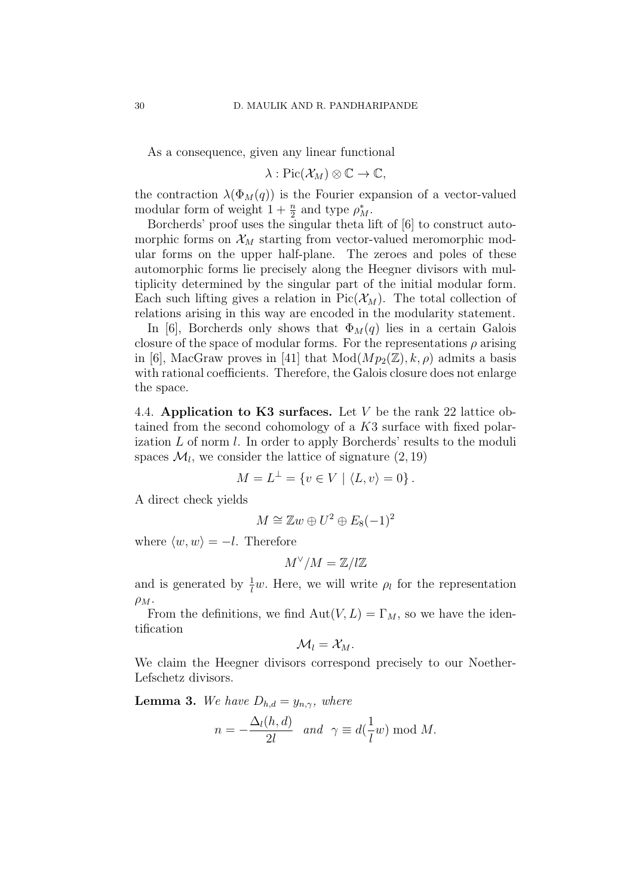As a consequence, given any linear functional

$$\lambda : \mathrm{Pic}(\mathcal{X}_M) \otimes \mathbb{C} \to \mathbb{C},$$

the contraction $\lambda(\Phi_M(q))$ is the Fourier expansion of a vector-valued modular form of weight $1 + \frac{n}{2}$ and type $\rho_M^*$.

Borcherds' proof uses the singular theta lift of [6] to construct automorphic forms on $\mathcal{X}_M$ starting from vector-valued meromorphic modular forms on the upper half-plane. The zeroes and poles of these automorphic forms lie precisely along the Heegner divisors with multiplicity determined by the singular part of the initial modular form. Each such lifting gives a relation in $\mathrm{Pic}(\mathcal{X}_M)$. The total collection of relations arising in this way are encoded in the modularity statement.

In [6], Borcherds only shows that $\Phi_M(q)$ lies in a certain Galois closure of the space of modular forms. For the representations $\rho$ arising in [6], MacGraw proves in [41] that $\mathrm{Mod}(Mp_2(\mathbb{Z}), k, \rho)$ admits a basis with rational coefficients. Therefore, the Galois closure does not enlarge the space.

4.4. **Application to K3 surfaces.** Let $V$ be the rank 22 lattice obtained from the second cohomology of a $K3$ surface with fixed polarization $L$ of norm $l$. In order to apply Borcherds' results to the moduli spaces $\mathcal{M}_l$, we consider the lattice of signature $(2, 19)$

$$M = L^\perp = \{v \in V \mid \langle L, v \rangle = 0\}.$$

A direct check yields

$$M \cong \mathbb{Z}w \oplus U^2 \oplus E_8(-1)^2$$

where $\langle w, w \rangle = -l$. Therefore

$$M^\vee / M = \mathbb{Z}/l\mathbb{Z}$$

and is generated by $\frac{1}{l}w$. Here, we will write $\rho_l$ for the representation $\rho_M$.

From the definitions, we find $\mathrm{Aut}(V, L) = \Gamma_M$, so we have the identification

$$\mathcal{M}_l = \mathcal{X}_M.$$

We claim the Heegner divisors correspond precisely to our Noether-Lefschetz divisors.

**Lemma 3.** *We have $D_{h,d} = y_{n,\gamma}$, where*

$$n = -\frac{\Delta_l(h,d)}{2l} \quad \text{and} \quad \gamma \equiv d(\frac{1}{l}w) \bmod M.$$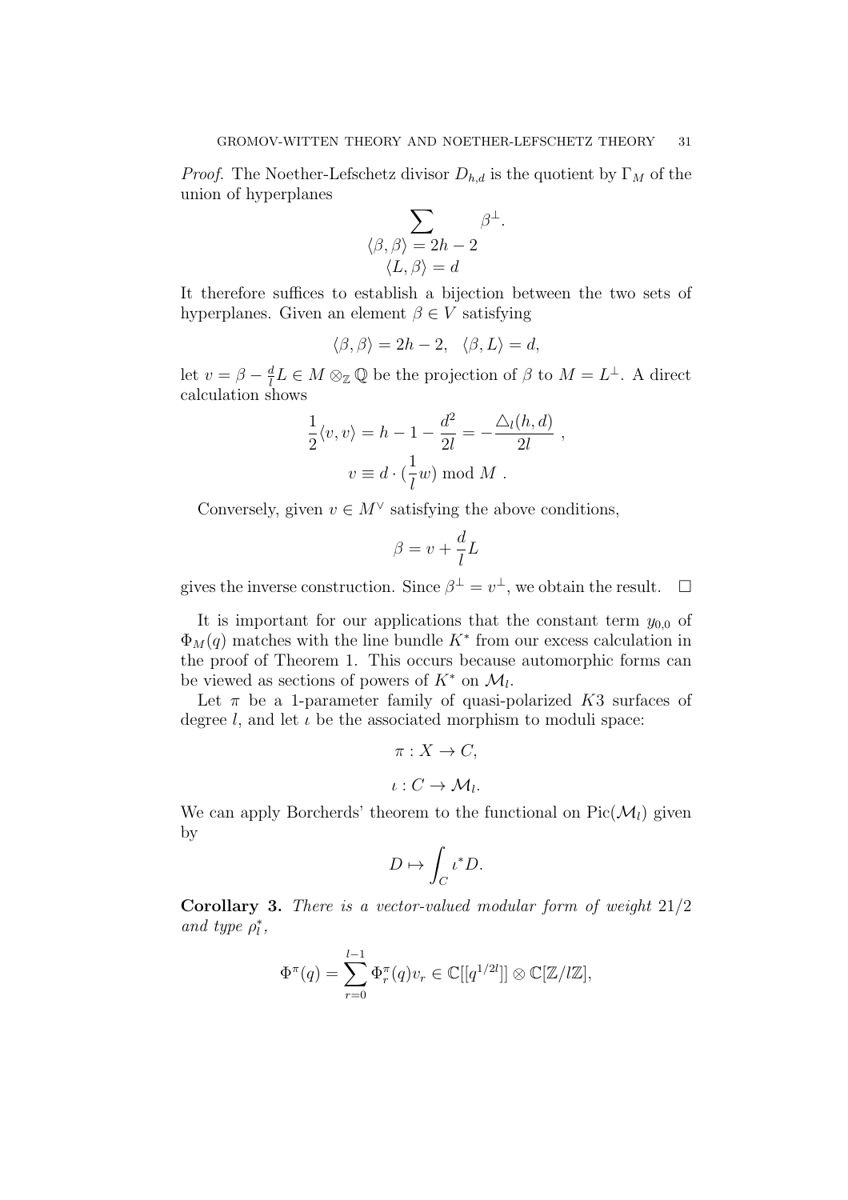*Proof.* The Noether-Lefschetz divisor $D_{h,d}$ is the quotient by $\Gamma_M$ of the union of hyperplanes

$$\sum_{\substack{\langle \beta, \beta \rangle = 2h-2 \\ \langle L, \beta \rangle = d}} \beta^{\perp}.$$

It therefore suffices to establish a bijection between the two sets of hyperplanes. Given an element $\beta \in V$ satisfying

$$\langle \beta, \beta \rangle = 2h - 2, \quad \langle \beta, L \rangle = d,$$

let $v = \beta - \frac{d}{l} L \in M \otimes_{\mathbb{Z}} \mathbb{Q}$ be the projection of $\beta$ to $M = L^{\perp}$. A direct calculation shows

$$\frac{1}{2}\langle v, v \rangle = h - 1 - \frac{d^2}{2l} = -\frac{\triangle_l(h,d)}{2l} \ ,$$

$$v \equiv d \cdot (\frac{1}{l} w) \bmod M \ .$$

Conversely, given $v \in M^{\vee}$ satisfying the above conditions,

$$\beta = v + \frac{d}{l} L$$

gives the inverse construction. Since $\beta^{\perp} = v^{\perp}$, we obtain the result. $\square$

It is important for our applications that the constant term $y_{0,0}$ of $\Phi_M(q)$ matches with the line bundle $K^*$ from our excess calculation in the proof of Theorem 1. This occurs because automorphic forms can be viewed as sections of powers of $K^*$ on $\mathcal{M}_l$.

Let $\pi$ be a 1-parameter family of quasi-polarized $K3$ surfaces of degree $l$, and let $\iota$ be the associated morphism to moduli space:

$$\pi : X \to C,$$

$$\iota : C \to \mathcal{M}_l.$$

We can apply Borcherds' theorem to the functional on $\mathrm{Pic}(\mathcal{M}_l)$ given by

$$D \mapsto \int_C \iota^* D.$$

**Corollary 3.** *There is a vector-valued modular form of weight* $21/2$ *and type* $\rho_l^*$,

$$\Phi^{\pi}(q) = \sum_{r=0}^{l-1} \Phi_r^{\pi}(q) v_r \in \mathbb{C}[[q^{1/2l}]] \otimes \mathbb{C}[\mathbb{Z}/l\mathbb{Z}],$$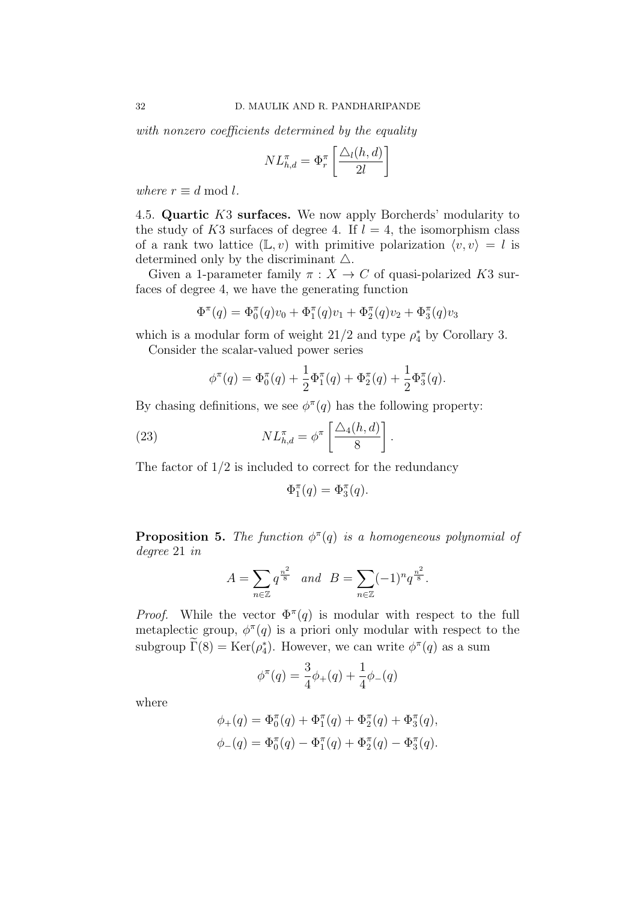*with nonzero coefficients determined by the equality*

$$NL^{\pi}_{h,d} = \Phi^{\pi}_r \left[ \frac{\triangle_l(h,d)}{2l} \right]$$

*where* $r \equiv d \bmod l$.

4.5. **Quartic $K3$ surfaces.** We now apply Borcherds' modularity to the study of $K3$ surfaces of degree 4. If $l = 4$, the isomorphism class of a rank two lattice $(\mathbb{L}, v)$ with primitive polarization $\langle v, v \rangle = l$ is determined only by the discriminant $\triangle$.

Given a 1-parameter family $\pi : X \to C$ of quasi-polarized $K3$ surfaces of degree 4, we have the generating function

$$\Phi^{\pi}(q) = \Phi^{\pi}_0(q)v_0 + \Phi^{\pi}_1(q)v_1 + \Phi^{\pi}_2(q)v_2 + \Phi^{\pi}_3(q)v_3$$

which is a modular form of weight $21/2$ and type $\rho_4^*$ by Corollary 3.

Consider the scalar-valued power series

$$\phi^{\pi}(q) = \Phi^{\pi}_0(q) + \frac{1}{2}\Phi^{\pi}_1(q) + \Phi^{\pi}_2(q) + \frac{1}{2}\Phi^{\pi}_3(q).$$

By chasing definitions, we see $\phi^{\pi}(q)$ has the following property:

$$NL^{\pi}_{h,d} = \phi^{\pi} \left[ \frac{\triangle_4(h,d)}{8} \right]. \tag{23}$$

The factor of $1/2$ is included to correct for the redundancy

$$\Phi^{\pi}_1(q) = \Phi^{\pi}_3(q).$$

**Proposition 5.** *The function $\phi^{\pi}(q)$ is a homogeneous polynomial of degree 21 in*

$$A = \sum_{n \in \mathbb{Z}} q^{\frac{n^2}{8}} \quad \textit{and} \quad B = \sum_{n \in \mathbb{Z}} (-1)^n q^{\frac{n^2}{8}}.$$

*Proof.* While the vector $\Phi^{\pi}(q)$ is modular with respect to the full metaplectic group, $\phi^{\pi}(q)$ is a priori only modular with respect to the subgroup $\widetilde{\Gamma}(8) = \mathrm{Ker}(\rho_4^*)$. However, we can write $\phi^{\pi}(q)$ as a sum

$$\phi^{\pi}(q) = \frac{3}{4}\phi_+(q) + \frac{1}{4}\phi_-(q)$$

where

$$\phi_+(q) = \Phi^{\pi}_0(q) + \Phi^{\pi}_1(q) + \Phi^{\pi}_2(q) + \Phi^{\pi}_3(q),$$
$$\phi_-(q) = \Phi^{\pi}_0(q) - \Phi^{\pi}_1(q) + \Phi^{\pi}_2(q) - \Phi^{\pi}_3(q).$$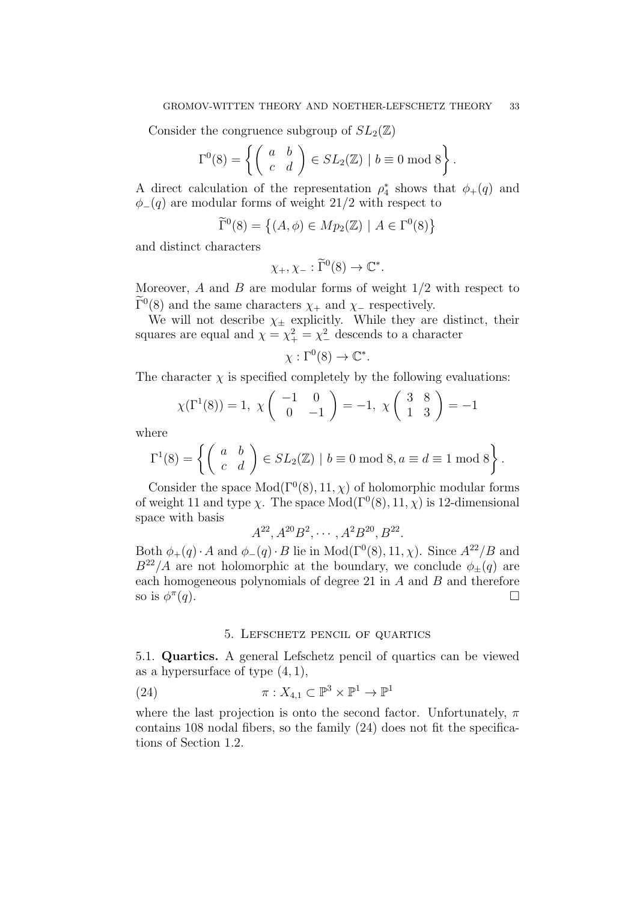Consider the congruence subgroup of $SL_2(\mathbb{Z})$

$$\Gamma^0(8) = \left\{ \left( \begin{array}{cc} a & b \\ c & d \end{array} \right) \in SL_2(\mathbb{Z}) \mid b \equiv 0 \bmod 8 \right\}.$$

A direct calculation of the representation $\rho_4^*$ shows that $\phi_+(q)$ and $\phi_-(q)$ are modular forms of weight $21/2$ with respect to

$$\widetilde{\Gamma}^0(8) = \left\{ (A, \phi) \in Mp_2(\mathbb{Z}) \mid A \in \Gamma^0(8) \right\}$$

and distinct characters

$$\chi_+, \chi_- : \widetilde{\Gamma}^0(8) \to \mathbb{C}^*.$$

Moreover, $A$ and $B$ are modular forms of weight $1/2$ with respect to $\widetilde{\Gamma}^0(8)$ and the same characters $\chi_+$ and $\chi_-$ respectively.

We will not describe $\chi_\pm$ explicitly. While they are distinct, their squares are equal and $\chi = \chi_+^2 = \chi_-^2$ descends to a character

$$\chi : \Gamma^0(8) \to \mathbb{C}^*.$$

The character $\chi$ is specified completely by the following evaluations:

$$\chi(\Gamma^1(8)) = 1, \ \chi \left( \begin{array}{cc} -1 & 0 \\ 0 & -1 \end{array} \right) = -1, \ \chi \left( \begin{array}{cc} 3 & 8 \\ 1 & 3 \end{array} \right) = -1$$

where

$$\Gamma^1(8) = \left\{ \left( \begin{array}{cc} a & b \\ c & d \end{array} \right) \in SL_2(\mathbb{Z}) \mid b \equiv 0 \bmod 8, a \equiv d \equiv 1 \bmod 8 \right\}.$$

Consider the space $\mathrm{Mod}(\Gamma^0(8), 11, \chi)$ of holomorphic modular forms of weight 11 and type $\chi$. The space $\mathrm{Mod}(\Gamma^0(8), 11, \chi)$ is 12-dimensional space with basis

$$A^{22}, A^{20}B^2, \cdots, A^2B^{20}, B^{22}.$$

Both $\phi_+(q) \cdot A$ and $\phi_-(q) \cdot B$ lie in $\mathrm{Mod}(\Gamma^0(8), 11, \chi)$. Since $A^{22}/B$ and $B^{22}/A$ are not holomorphic at the boundary, we conclude $\phi_\pm(q)$ are each homogeneous polynomials of degree 21 in $A$ and $B$ and therefore so is $\phi^\pi(q)$. □

## 5. Lefschetz pencil of quartics

**5.1. Quartics.** A general Lefschetz pencil of quartics can be viewed as a hypersurface of type $(4, 1)$,

$$\pi : X_{4,1} \subset \mathbb{P}^3 \times \mathbb{P}^1 \to \mathbb{P}^1 \tag{24}$$

where the last projection is onto the second factor. Unfortunately, $\pi$ contains 108 nodal fibers, so the family (24) does not fit the specifications of Section 1.2.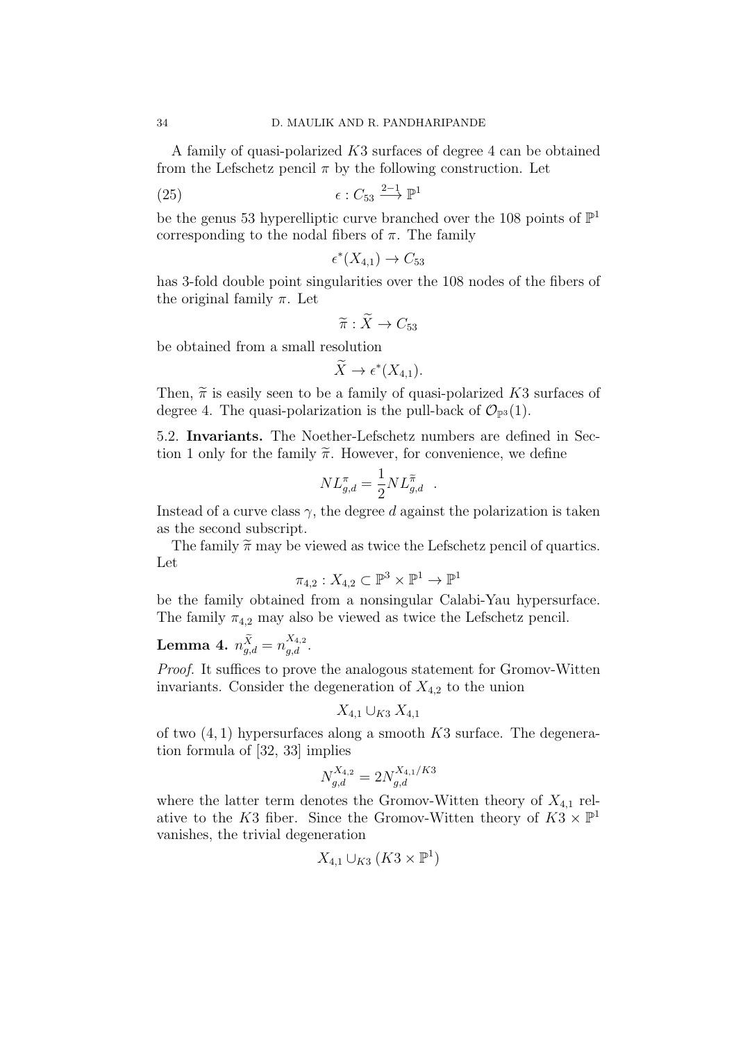A family of quasi-polarized $K3$ surfaces of degree 4 can be obtained from the Lefschetz pencil $\pi$ by the following construction. Let

$$\epsilon : C_{53} \xrightarrow{2-1} \mathbb{P}^1 \tag{25}$$

be the genus 53 hyperelliptic curve branched over the 108 points of $\mathbb{P}^1$ corresponding to the nodal fibers of $\pi$. The family

$$\epsilon^*(X_{4,1}) \to C_{53}$$

has 3-fold double point singularities over the 108 nodes of the fibers of the original family $\pi$. Let

$$\widetilde{\pi} : \widetilde{X} \to C_{53}$$

be obtained from a small resolution

$$\widetilde{X} \to \epsilon^*(X_{4,1}).$$

Then, $\widetilde{\pi}$ is easily seen to be a family of quasi-polarized $K3$ surfaces of degree 4. The quasi-polarization is the pull-back of $\mathcal{O}_{\mathbb{P}^3}(1)$.

5.2. **Invariants.** The Noether-Lefschetz numbers are defined in Section 1 only for the family $\widetilde{\pi}$. However, for convenience, we define

$$NL^{\pi}_{g,d} = \frac{1}{2} NL^{\widetilde{\pi}}_{g,d} \ \ .$$

Instead of a curve class $\gamma$, the degree $d$ against the polarization is taken as the second subscript.

The family $\widetilde{\pi}$ may be viewed as twice the Lefschetz pencil of quartics. Let

$$\pi_{4,2} : X_{4,2} \subset \mathbb{P}^3 \times \mathbb{P}^1 \to \mathbb{P}^1$$

be the family obtained from a nonsingular Calabi-Yau hypersurface. The family $\pi_{4,2}$ may also be viewed as twice the Lefschetz pencil.

**Lemma 4.** $n^{\widetilde{X}}_{g,d} = n^{X_{4,2}}_{g,d}$.

*Proof.* It suffices to prove the analogous statement for Gromov-Witten invariants. Consider the degeneration of $X_{4,2}$ to the union

$$X_{4,1} \cup_{K3} X_{4,1}$$

of two $(4,1)$ hypersurfaces along a smooth $K3$ surface. The degeneration formula of [32, 33] implies

$$N^{X_{4,2}}_{g,d} = 2N^{X_{4,1}/K3}_{g,d}$$

where the latter term denotes the Gromov-Witten theory of $X_{4,1}$ relative to the $K3$ fiber. Since the Gromov-Witten theory of $K3 \times \mathbb{P}^1$ vanishes, the trivial degeneration

$$X_{4,1} \cup_{K3} (K3 \times \mathbb{P}^1)$$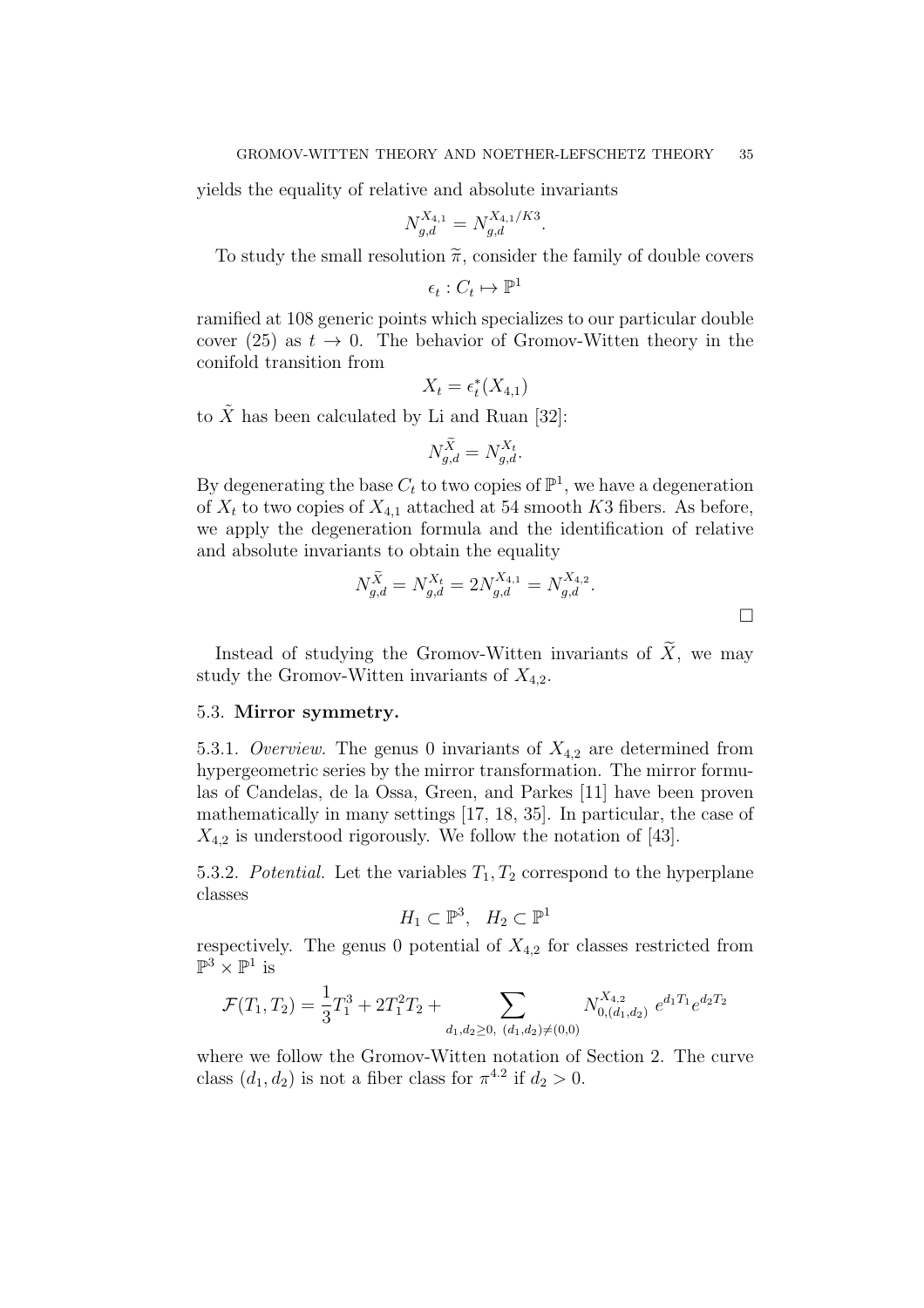yields the equality of relative and absolute invariants

$$N_{g,d}^{X_{4,1}} = N_{g,d}^{X_{4,1}/K3}.$$

To study the small resolution $\widetilde{\pi}$, consider the family of double covers

$$\epsilon_t : C_t \mapsto \mathbb{P}^1$$

ramified at 108 generic points which specializes to our particular double cover (25) as $t \to 0$. The behavior of Gromov-Witten theory in the conifold transition from

$$X_t = \epsilon_t^*(X_{4,1})$$

to $\tilde{X}$ has been calculated by Li and Ruan [32]:

$$N_{g,d}^{\widetilde{X}} = N_{g,d}^{X_t}.$$

By degenerating the base $C_t$ to two copies of $\mathbb{P}^1$, we have a degeneration of $X_t$ to two copies of $X_{4,1}$ attached at 54 smooth $K3$ fibers. As before, we apply the degeneration formula and the identification of relative and absolute invariants to obtain the equality

$$N_{g,d}^{\widetilde{X}} = N_{g,d}^{X_t} = 2N_{g,d}^{X_{4,1}} = N_{g,d}^{X_{4,2}}.$$

□

Instead of studying the Gromov-Witten invariants of $\widetilde{X}$, we may study the Gromov-Witten invariants of $X_{4,2}$.

## 5.3. **Mirror symmetry.**

5.3.1. *Overview.* The genus 0 invariants of $X_{4,2}$ are determined from hypergeometric series by the mirror transformation. The mirror formulas of Candelas, de la Ossa, Green, and Parkes [11] have been proven mathematically in many settings [17, 18, 35]. In particular, the case of $X_{4,2}$ is understood rigorously. We follow the notation of [43].

5.3.2. *Potential.* Let the variables $T_1, T_2$ correspond to the hyperplane classes

$$H_1 \subset \mathbb{P}^3, \quad H_2 \subset \mathbb{P}^1$$

respectively. The genus 0 potential of $X_{4,2}$ for classes restricted from $\mathbb{P}^3 \times \mathbb{P}^1$ is

$$\mathcal{F}(T_1, T_2) = \frac{1}{3}T_1^3 + 2T_1^2T_2 + \sum_{d_1,d_2 \geq 0,\ (d_1,d_2) \neq (0,0)} N_{0,(d_1,d_2)}^{X_{4,2}}\ e^{d_1T_1}e^{d_2T_2}$$

where we follow the Gromov-Witten notation of Section 2. The curve class $(d_1, d_2)$ is not a fiber class for $\pi^{4,2}$ if $d_2 > 0$.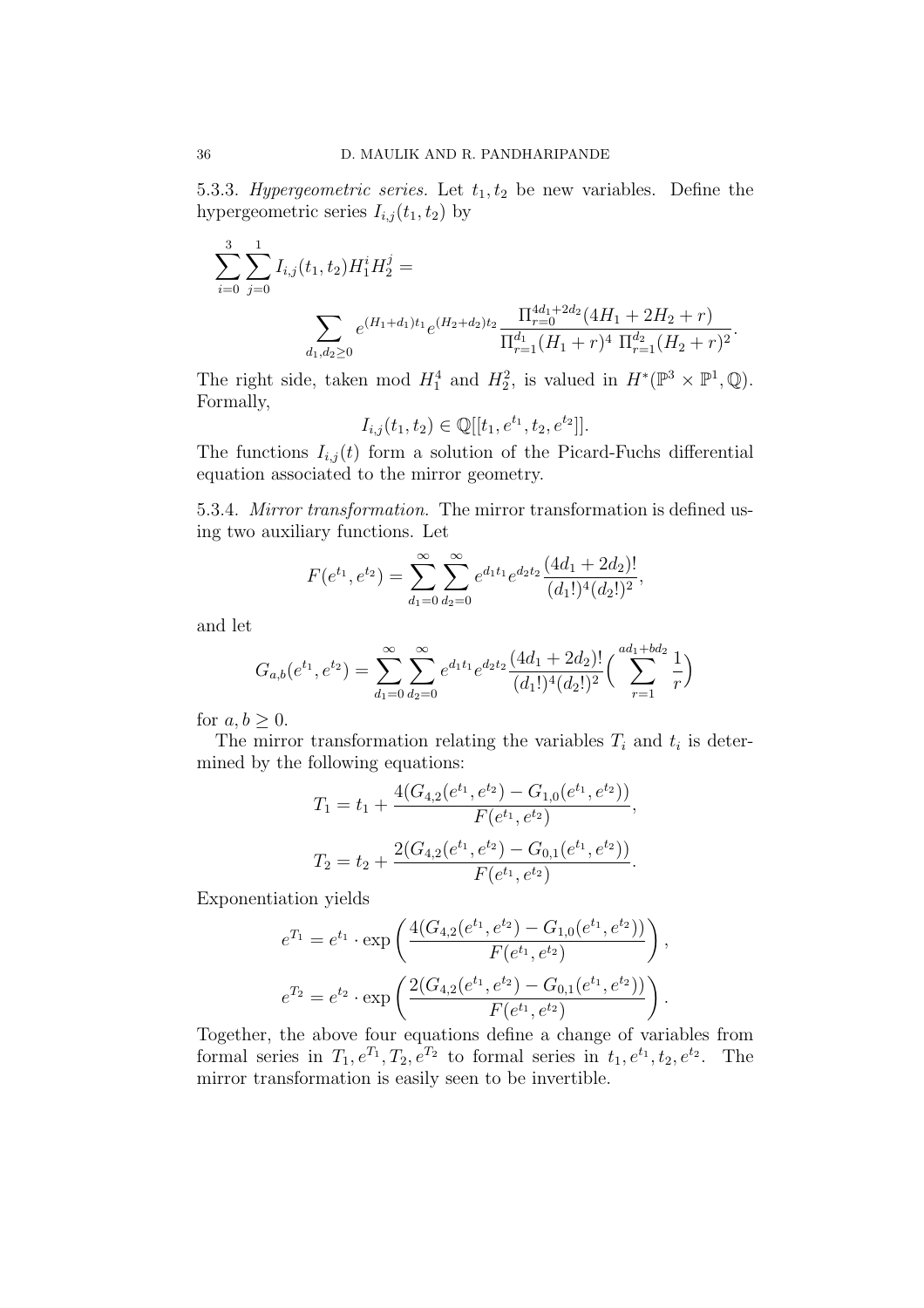5.3.3. *Hypergeometric series.* Let $t_1, t_2$ be new variables. Define the hypergeometric series $I_{i,j}(t_1, t_2)$ by

$$\sum_{i=0}^{3} \sum_{j=0}^{1} I_{i,j}(t_1, t_2) H_1^i H_2^j =$$

$$\sum_{d_1, d_2 \geq 0} e^{(H_1+d_1)t_1} e^{(H_2+d_2)t_2} \frac{\Pi_{r=0}^{4d_1+2d_2}(4H_1 + 2H_2 + r)}{\Pi_{r=1}^{d_1}(H_1 + r)^4 \ \Pi_{r=1}^{d_2}(H_2 + r)^2}.$$

The right side, taken mod $H_1^4$ and $H_2^2$, is valued in $H^*(\mathbb{P}^3 \times \mathbb{P}^1, \mathbb{Q})$. Formally,

$$I_{i,j}(t_1, t_2) \in \mathbb{Q}[[t_1, e^{t_1}, t_2, e^{t_2}]].$$

The functions $I_{i,j}(t)$ form a solution of the Picard-Fuchs differential equation associated to the mirror geometry.

5.3.4. *Mirror transformation.* The mirror transformation is defined using two auxiliary functions. Let

$$F(e^{t_1}, e^{t_2}) = \sum_{d_1=0}^{\infty} \sum_{d_2=0}^{\infty} e^{d_1 t_1} e^{d_2 t_2} \frac{(4d_1 + 2d_2)!}{(d_1!)^4 (d_2!)^2},$$

and let

$$G_{a,b}(e^{t_1}, e^{t_2}) = \sum_{d_1=0}^{\infty} \sum_{d_2=0}^{\infty} e^{d_1 t_1} e^{d_2 t_2} \frac{(4d_1 + 2d_2)!}{(d_1!)^4 (d_2!)^2} \Big( \sum_{r=1}^{ad_1 + bd_2} \frac{1}{r} \Big)$$

for $a, b \geq 0$.

The mirror transformation relating the variables $T_i$ and $t_i$ is determined by the following equations:

$$T_1 = t_1 + \frac{4(G_{4,2}(e^{t_1}, e^{t_2}) - G_{1,0}(e^{t_1}, e^{t_2}))}{F(e^{t_1}, e^{t_2})},$$

$$T_2 = t_2 + \frac{2(G_{4,2}(e^{t_1}, e^{t_2}) - G_{0,1}(e^{t_1}, e^{t_2}))}{F(e^{t_1}, e^{t_2})}.$$

Exponentiation yields

$$e^{T_1} = e^{t_1} \cdot \exp\left( \frac{4(G_{4,2}(e^{t_1}, e^{t_2}) - G_{1,0}(e^{t_1}, e^{t_2}))}{F(e^{t_1}, e^{t_2})} \right),$$

$$e^{T_2} = e^{t_2} \cdot \exp\left( \frac{2(G_{4,2}(e^{t_1}, e^{t_2}) - G_{0,1}(e^{t_1}, e^{t_2}))}{F(e^{t_1}, e^{t_2})} \right).$$

Together, the above four equations define a change of variables from formal series in $T_1, e^{T_1}, T_2, e^{T_2}$ to formal series in $t_1, e^{t_1}, t_2, e^{t_2}$. The mirror transformation is easily seen to be invertible.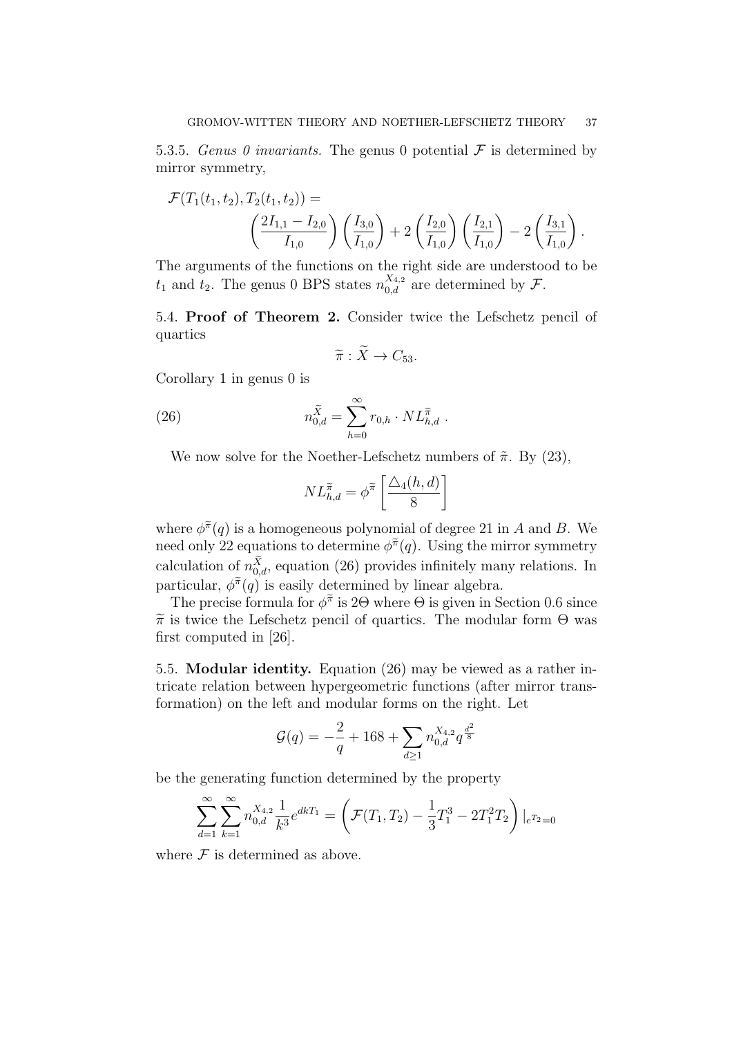5.3.5. *Genus 0 invariants.* The genus 0 potential $\mathcal{F}$ is determined by mirror symmetry,

$$\mathcal{F}(T_1(t_1,t_2),T_2(t_1,t_2)) = \left(\frac{2I_{1,1}-I_{2,0}}{I_{1,0}}\right)\left(\frac{I_{3,0}}{I_{1,0}}\right) + 2\left(\frac{I_{2,0}}{I_{1,0}}\right)\left(\frac{I_{2,1}}{I_{1,0}}\right) - 2\left(\frac{I_{3,1}}{I_{1,0}}\right).$$

The arguments of the functions on the right side are understood to be $t_1$ and $t_2$. The genus 0 BPS states $n^{X_{4,2}}_{0,d}$ are determined by $\mathcal{F}$.

5.4. **Proof of Theorem 2.** Consider twice the Lefschetz pencil of quartics

$$\widetilde{\pi} : \widetilde{X} \to C_{53}.$$

Corollary 1 in genus 0 is

$$n^{\widetilde{X}}_{0,d} = \sum_{h=0}^{\infty} r_{0,h} \cdot NL^{\widetilde{\pi}}_{h,d} \ . \tag{26}$$

We now solve for the Noether-Lefschetz numbers of $\tilde{\pi}$. By (23),

$$NL^{\widetilde{\pi}}_{h,d} = \phi^{\widetilde{\pi}}\left[\frac{\triangle_4(h,d)}{8}\right]$$

where $\phi^{\widetilde{\pi}}(q)$ is a homogeneous polynomial of degree 21 in $A$ and $B$. We need only 22 equations to determine $\phi^{\widetilde{\pi}}(q)$. Using the mirror symmetry calculation of $n^{\widetilde{X}}_{0,d}$, equation (26) provides infinitely many relations. In particular, $\phi^{\widetilde{\pi}}(q)$ is easily determined by linear algebra.

The precise formula for $\phi^{\widetilde{\pi}}$ is $2\Theta$ where $\Theta$ is given in Section 0.6 since $\widetilde{\pi}$ is twice the Lefschetz pencil of quartics. The modular form $\Theta$ was first computed in [26].

5.5. **Modular identity.** Equation (26) may be viewed as a rather intricate relation between hypergeometric functions (after mirror transformation) on the left and modular forms on the right. Let

$$\mathcal{G}(q) = -\frac{2}{q} + 168 + \sum_{d \geq 1} n^{X_{4,2}}_{0,d} q^{\frac{d^2}{8}}$$

be the generating function determined by the property

$$\sum_{d=1}^{\infty}\sum_{k=1}^{\infty} n^{X_{4,2}}_{0,d} \frac{1}{k^3} e^{dkT_1} = \left(\mathcal{F}(T_1,T_2) - \frac{1}{3}T_1^3 - 2T_1^2T_2\right)|_{e^{T_2}=0}$$

where $\mathcal{F}$ is determined as above.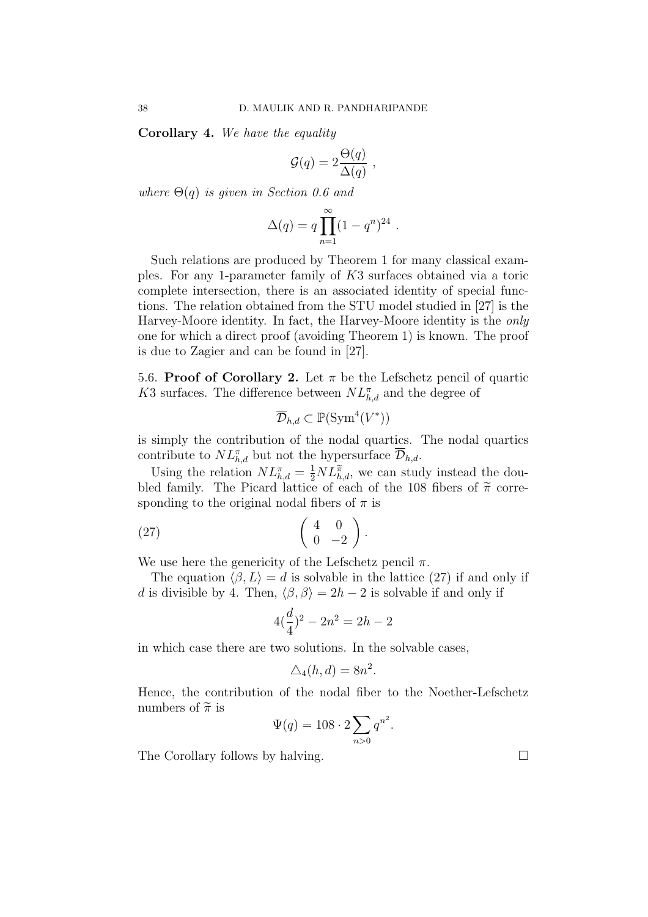**Corollary 4.** *We have the equality*

$$\mathcal{G}(q) = 2\frac{\Theta(q)}{\Delta(q)} \ ,$$

*where* $\Theta(q)$ *is given in Section 0.6 and*

$$\Delta(q) = q\prod_{n=1}^{\infty}(1-q^n)^{24} \ .$$

Such relations are produced by Theorem 1 for many classical examples. For any 1-parameter family of $K3$ surfaces obtained via a toric complete intersection, there is an associated identity of special functions. The relation obtained from the STU model studied in [27] is the Harvey-Moore identity. In fact, the Harvey-Moore identity is the *only* one for which a direct proof (avoiding Theorem 1) is known. The proof is due to Zagier and can be found in [27].

5.6. **Proof of Corollary 2.** Let $\pi$ be the Lefschetz pencil of quartic $K3$ surfaces. The difference between $NL^{\pi}_{h,d}$ and the degree of

$$\overline{\mathcal{D}}_{h,d} \subset \mathbb{P}(\mathrm{Sym}^4(V^*))$$

is simply the contribution of the nodal quartics. The nodal quartics contribute to $NL^{\pi}_{h,d}$ but not the hypersurface $\overline{\mathcal{D}}_{h,d}$.

Using the relation $NL^{\pi}_{h,d} = \frac{1}{2}NL^{\widetilde{\pi}}_{h,d}$, we can study instead the doubled family. The Picard lattice of each of the 108 fibers of $\widetilde{\pi}$ corresponding to the original nodal fibers of $\pi$ is

$$\begin{pmatrix} 4 & 0 \\ 0 & -2 \end{pmatrix}. \tag{27}$$

We use here the genericity of the Lefschetz pencil $\pi$.

The equation $\langle \beta, L\rangle = d$ is solvable in the lattice (27) if and only if $d$ is divisible by 4. Then, $\langle \beta, \beta\rangle = 2h-2$ is solvable if and only if

$$4(\frac{d}{4})^2 - 2n^2 = 2h-2$$

in which case there are two solutions. In the solvable cases,

$$\triangle_4(h,d) = 8n^2.$$

Hence, the contribution of the nodal fiber to the Noether-Lefschetz numbers of $\widetilde{\pi}$ is

$$\Psi(q) = 108\cdot 2\sum_{n>0} q^{n^2}.$$

The Corollary follows by halving. □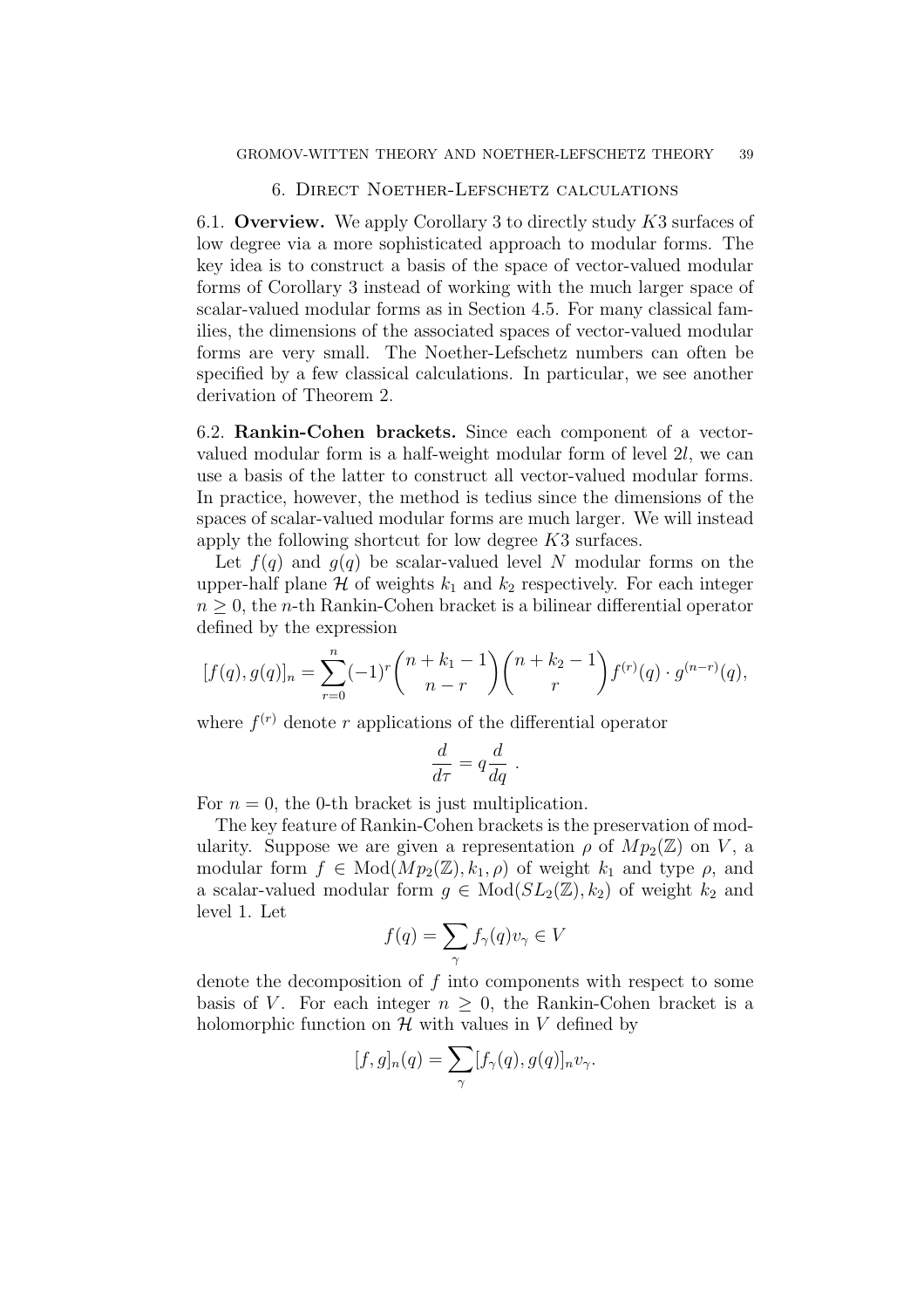## 6. Direct Noether-Lefschetz calculations

6.1. **Overview.** We apply Corollary 3 to directly study $K3$ surfaces of low degree via a more sophisticated approach to modular forms. The key idea is to construct a basis of the space of vector-valued modular forms of Corollary 3 instead of working with the much larger space of scalar-valued modular forms as in Section 4.5. For many classical families, the dimensions of the associated spaces of vector-valued modular forms are very small. The Noether-Lefschetz numbers can often be specified by a few classical calculations. In particular, we see another derivation of Theorem 2.

6.2. **Rankin-Cohen brackets.** Since each component of a vector-valued modular form is a half-weight modular form of level $2l$, we can use a basis of the latter to construct all vector-valued modular forms. In practice, however, the method is tedius since the dimensions of the spaces of scalar-valued modular forms are much larger. We will instead apply the following shortcut for low degree $K3$ surfaces.

Let $f(q)$ and $g(q)$ be scalar-valued level $N$ modular forms on the upper-half plane $\mathcal{H}$ of weights $k_1$ and $k_2$ respectively. For each integer $n \geq 0$, the $n$-th Rankin-Cohen bracket is a bilinear differential operator defined by the expression

$$[f(q), g(q)]_n = \sum_{r=0}^{n} (-1)^r \binom{n+k_1-1}{n-r} \binom{n+k_2-1}{r} f^{(r)}(q) \cdot g^{(n-r)}(q),$$

where $f^{(r)}$ denote $r$ applications of the differential operator

$$\frac{d}{d\tau} = q\frac{d}{dq} \ .$$

For $n = 0$, the 0-th bracket is just multiplication.

The key feature of Rankin-Cohen brackets is the preservation of modularity. Suppose we are given a representation $\rho$ of $Mp_2(\mathbb{Z})$ on $V$, a modular form $f \in \text{Mod}(Mp_2(\mathbb{Z}), k_1, \rho)$ of weight $k_1$ and type $\rho$, and a scalar-valued modular form $g \in \text{Mod}(SL_2(\mathbb{Z}), k_2)$ of weight $k_2$ and level 1. Let

$$f(q) = \sum_{\gamma} f_\gamma(q) v_\gamma \in V$$

denote the decomposition of $f$ into components with respect to some basis of $V$. For each integer $n \geq 0$, the Rankin-Cohen bracket is a holomorphic function on $\mathcal{H}$ with values in $V$ defined by

$$[f, g]_n(q) = \sum_{\gamma} [f_\gamma(q), g(q)]_n v_\gamma.$$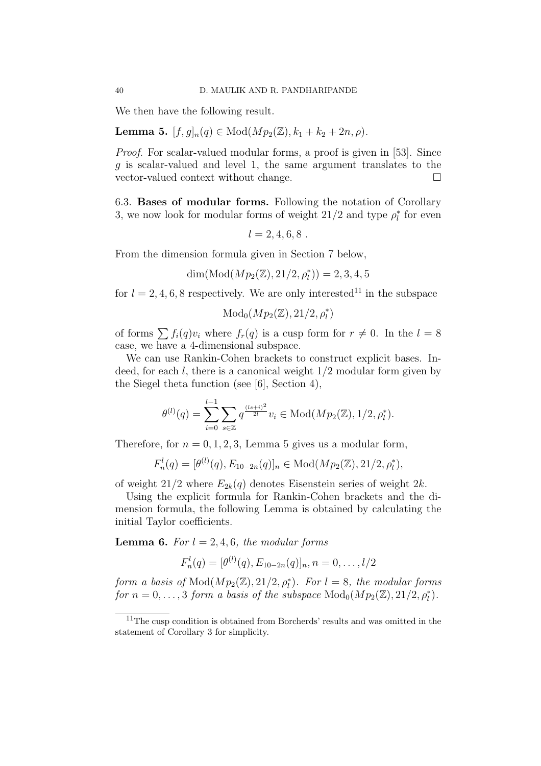We then have the following result.

**Lemma 5.** $[f,g]_n(q) \in \mathrm{Mod}(Mp_2(\mathbb{Z}), k_1 + k_2 + 2n, \rho)$.

*Proof.* For scalar-valued modular forms, a proof is given in [53]. Since $g$ is scalar-valued and level 1, the same argument translates to the vector-valued context without change. □

6.3. **Bases of modular forms.** Following the notation of Corollary 3, we now look for modular forms of weight $21/2$ and type $\rho_l^*$ for even

$$l = 2, 4, 6, 8 \; .$$

From the dimension formula given in Section 7 below,

$$\dim(\mathrm{Mod}(Mp_2(\mathbb{Z}), 21/2, \rho_l^*)) = 2, 3, 4, 5$$

for $l = 2, 4, 6, 8$ respectively. We are only interested[11] in the subspace

$$\mathrm{Mod}_0(Mp_2(\mathbb{Z}), 21/2, \rho_l^*)$$

of forms $\sum f_i(q) v_i$ where $f_r(q)$ is a cusp form for $r \neq 0$. In the $l = 8$ case, we have a 4-dimensional subspace.

We can use Rankin-Cohen brackets to construct explicit bases. Indeed, for each $l$, there is a canonical weight $1/2$ modular form given by the Siegel theta function (see [6], Section 4),

$$\theta^{(l)}(q) = \sum_{i=0}^{l-1} \sum_{s \in \mathbb{Z}} q^{\frac{(ls+i)^2}{2l}} v_i \in \mathrm{Mod}(Mp_2(\mathbb{Z}), 1/2, \rho_l^*).$$

Therefore, for $n = 0, 1, 2, 3$, Lemma 5 gives us a modular form,

$$F_n^l(q) = [\theta^{(l)}(q), E_{10-2n}(q)]_n \in \mathrm{Mod}(Mp_2(\mathbb{Z}), 21/2, \rho_l^*),$$

of weight $21/2$ where $E_{2k}(q)$ denotes Eisenstein series of weight $2k$.

Using the explicit formula for Rankin-Cohen brackets and the dimension formula, the following Lemma is obtained by calculating the initial Taylor coefficients.

**Lemma 6.** *For $l = 2, 4, 6$, the modular forms*

$$F_n^l(q) = [\theta^{(l)}(q), E_{10-2n}(q)]_n, n = 0, \ldots, l/2$$

*form a basis of $\mathrm{Mod}(Mp_2(\mathbb{Z}), 21/2, \rho_l^*)$. For $l = 8$, the modular forms for $n = 0, \ldots, 3$ form a basis of the subspace $\mathrm{Mod}_0(Mp_2(\mathbb{Z}), 21/2, \rho_l^*)$.*

[11] The cusp condition is obtained from Borcherds' results and was omitted in the statement of Corollary 3 for simplicity.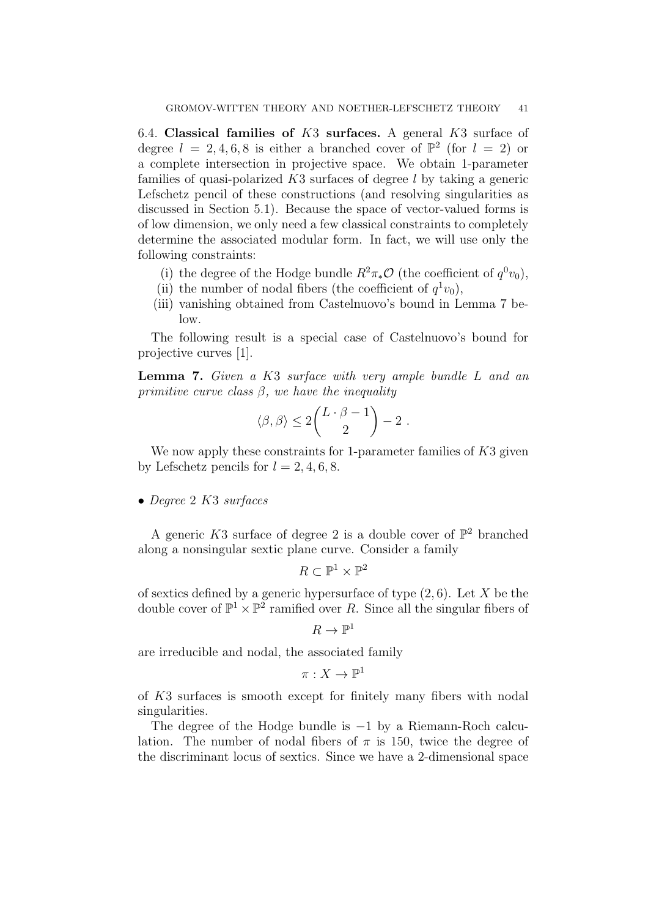### 6.4. **Classical families of $K3$ surfaces.**

A general $K3$ surface of degree $l = 2, 4, 6, 8$ is either a branched cover of $\mathbb{P}^2$ (for $l = 2$) or a complete intersection in projective space. We obtain 1-parameter families of quasi-polarized $K3$ surfaces of degree $l$ by taking a generic Lefschetz pencil of these constructions (and resolving singularities as discussed in Section 5.1). Because the space of vector-valued forms is of low dimension, we only need a few classical constraints to completely determine the associated modular form. In fact, we will use only the following constraints:

- (i) the degree of the Hodge bundle $R^2\pi_*\mathcal{O}$ (the coefficient of $q^0 v_0$),
- (ii) the number of nodal fibers (the coefficient of $q^1 v_0$),
- (iii) vanishing obtained from Castelnuovo's bound in Lemma 7 below.

The following result is a special case of Castelnuovo's bound for projective curves [1].

**Lemma 7.** *Given a $K3$ surface with very ample bundle $L$ and an primitive curve class $\beta$, we have the inequality*

$$\langle \beta, \beta \rangle \leq 2\binom{L \cdot \beta - 1}{2} - 2 .$$

We now apply these constraints for 1-parameter families of $K3$ given by Lefschetz pencils for $l = 2, 4, 6, 8$.

- *Degree 2 $K3$ surfaces*

A generic $K3$ surface of degree 2 is a double cover of $\mathbb{P}^2$ branched along a nonsingular sextic plane curve. Consider a family

$$R \subset \mathbb{P}^1 \times \mathbb{P}^2$$

of sextics defined by a generic hypersurface of type $(2, 6)$. Let $X$ be the double cover of $\mathbb{P}^1 \times \mathbb{P}^2$ ramified over $R$. Since all the singular fibers of

$$R \to \mathbb{P}^1$$

are irreducible and nodal, the associated family

$$\pi : X \to \mathbb{P}^1$$

of $K3$ surfaces is smooth except for finitely many fibers with nodal singularities.

The degree of the Hodge bundle is $-1$ by a Riemann-Roch calculation. The number of nodal fibers of $\pi$ is 150, twice the degree of the discriminant locus of sextics. Since we have a 2-dimensional space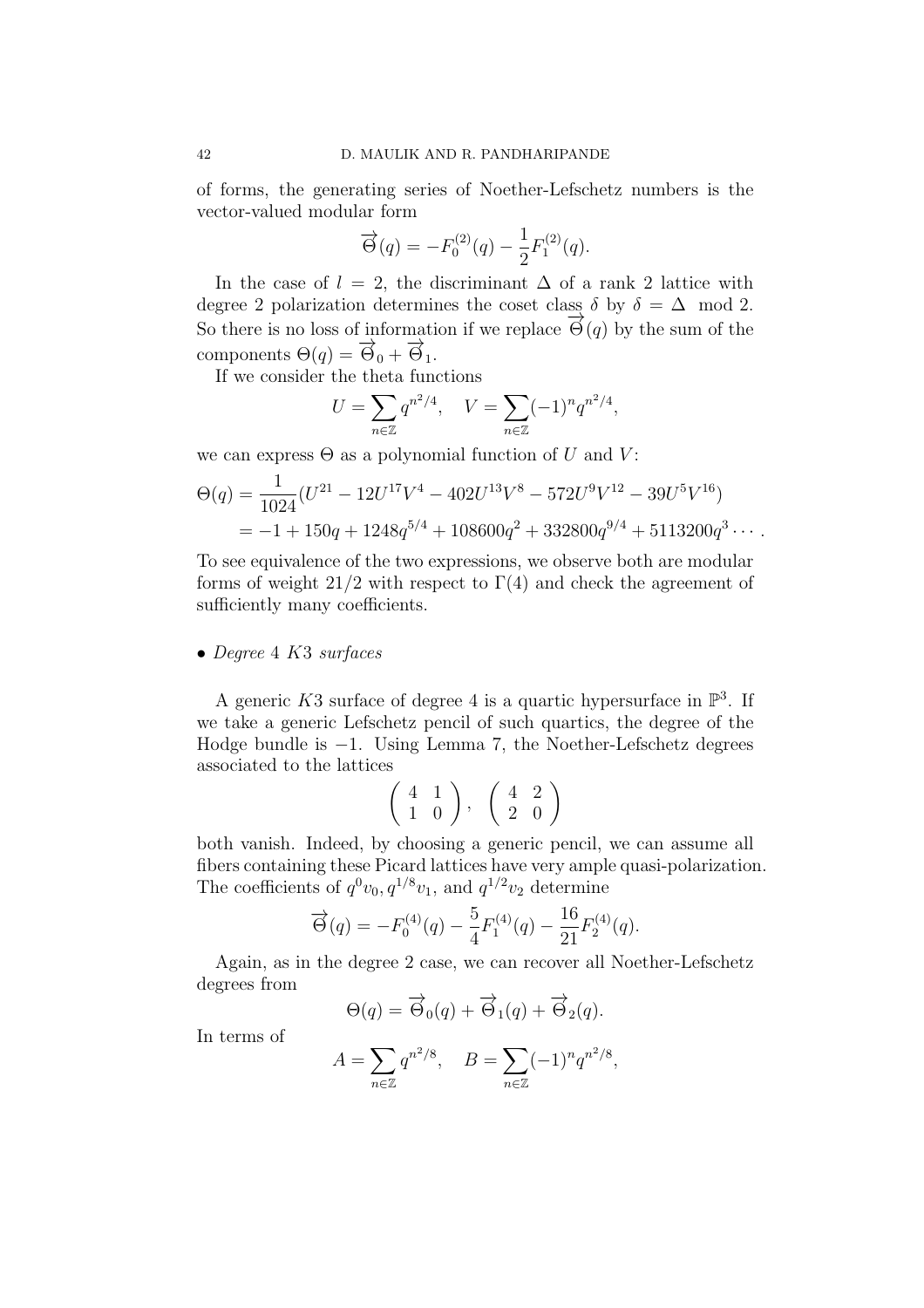of forms, the generating series of Noether-Lefschetz numbers is the vector-valued modular form

$$\overrightarrow{\Theta}(q) = -F_0^{(2)}(q) - \frac{1}{2}F_1^{(2)}(q).$$

In the case of $l = 2$, the discriminant $\Delta$ of a rank 2 lattice with degree 2 polarization determines the coset class $\delta$ by $\delta = \Delta \mod 2$. So there is no loss of information if we replace $\overrightarrow{\Theta}(q)$ by the sum of the components $\Theta(q) = \overrightarrow{\Theta}_0 + \overrightarrow{\Theta}_1$.

If we consider the theta functions

$$U = \sum_{n\in\mathbb{Z}} q^{n^2/4}, \quad V = \sum_{n\in\mathbb{Z}} (-1)^n q^{n^2/4},$$

we can express $\Theta$ as a polynomial function of $U$ and $V$:

$$\begin{aligned}\Theta(q) &= \frac{1}{1024}(U^{21} - 12U^{17}V^4 - 402U^{13}V^8 - 572U^9V^{12} - 39U^5V^{16}) \\ &= -1 + 150q + 1248q^{5/4} + 108600q^2 + 332800q^{9/4} + 5113200q^3 \cdots .\end{aligned}$$

To see equivalence of the two expressions, we observe both are modular forms of weight $21/2$ with respect to $\Gamma(4)$ and check the agreement of sufficiently many coefficients.

- *Degree 4 $K3$ surfaces*

A generic $K3$ surface of degree 4 is a quartic hypersurface in $\mathbb{P}^3$. If we take a generic Lefschetz pencil of such quartics, the degree of the Hodge bundle is $-1$. Using Lemma 7, the Noether-Lefschetz degrees associated to the lattices

$$\begin{pmatrix} 4 & 1 \\ 1 & 0 \end{pmatrix}, \quad \begin{pmatrix} 4 & 2 \\ 2 & 0 \end{pmatrix}$$

both vanish. Indeed, by choosing a generic pencil, we can assume all fibers containing these Picard lattices have very ample quasi-polarization. The coefficients of $q^0v_0, q^{1/8}v_1$, and $q^{1/2}v_2$ determine

$$\overrightarrow{\Theta}(q) = -F_0^{(4)}(q) - \frac{5}{4}F_1^{(4)}(q) - \frac{16}{21}F_2^{(4)}(q).$$

Again, as in the degree 2 case, we can recover all Noether-Lefschetz degrees from

$$\Theta(q) = \overrightarrow{\Theta}_0(q) + \overrightarrow{\Theta}_1(q) + \overrightarrow{\Theta}_2(q).$$

In terms of

$$A = \sum_{n\in\mathbb{Z}} q^{n^2/8}, \quad B = \sum_{n\in\mathbb{Z}} (-1)^n q^{n^2/8},$$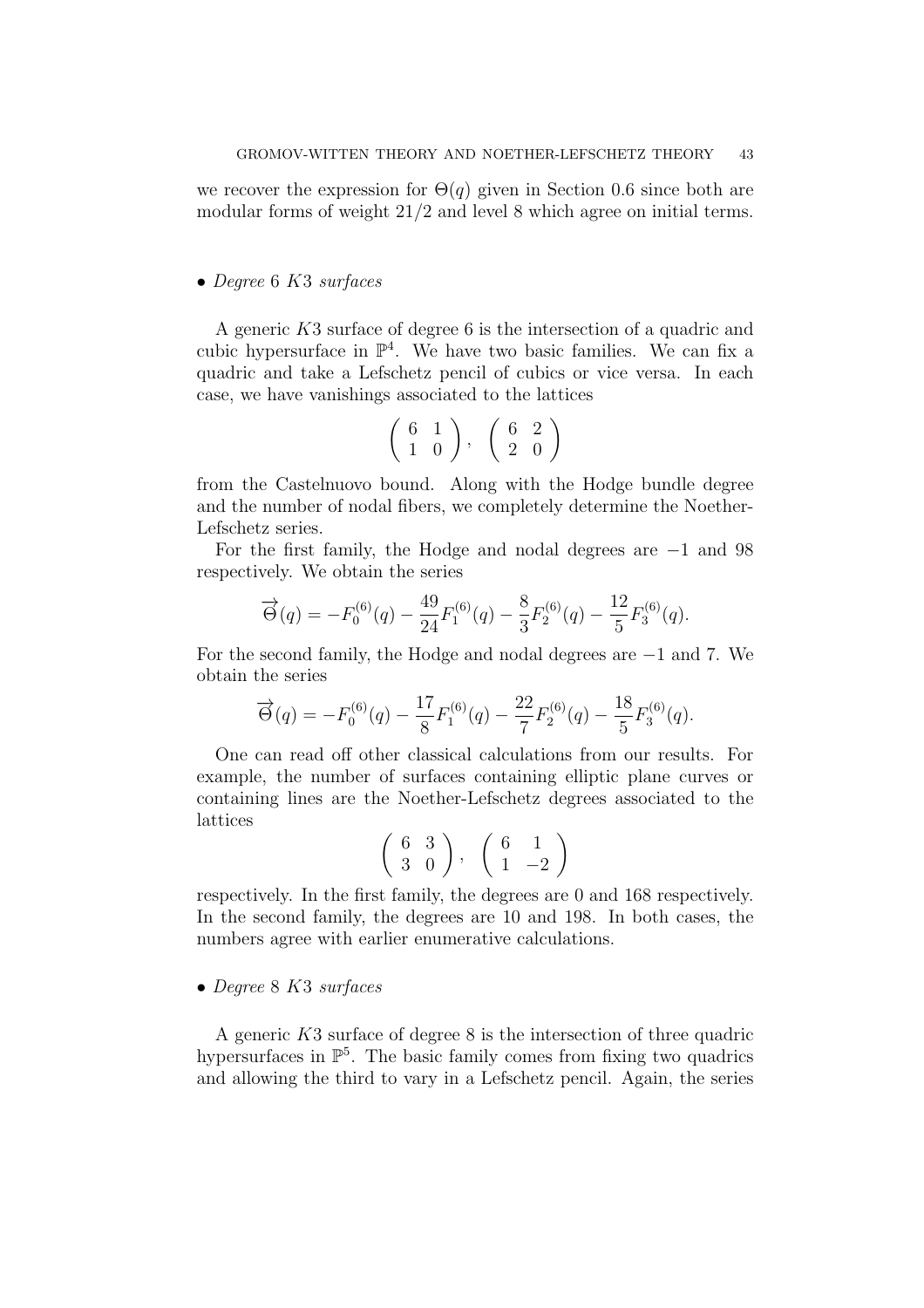we recover the expression for $\Theta(q)$ given in Section 0.6 since both are modular forms of weight $21/2$ and level 8 which agree on initial terms.

- *Degree* 6 $K3$ *surfaces*

A generic $K3$ surface of degree 6 is the intersection of a quadric and cubic hypersurface in $\mathbb{P}^4$. We have two basic families. We can fix a quadric and take a Lefschetz pencil of cubics or vice versa. In each case, we have vanishings associated to the lattices

$$\begin{pmatrix} 6 & 1 \\ 1 & 0 \end{pmatrix}, \quad \begin{pmatrix} 6 & 2 \\ 2 & 0 \end{pmatrix}$$

from the Castelnuovo bound. Along with the Hodge bundle degree and the number of nodal fibers, we completely determine the Noether-Lefschetz series.

For the first family, the Hodge and nodal degrees are $-1$ and 98 respectively. We obtain the series

$$\overrightarrow{\Theta}(q) = -F_0^{(6)}(q) - \frac{49}{24}F_1^{(6)}(q) - \frac{8}{3}F_2^{(6)}(q) - \frac{12}{5}F_3^{(6)}(q).$$

For the second family, the Hodge and nodal degrees are $-1$ and 7. We obtain the series

$$\overrightarrow{\Theta}(q) = -F_0^{(6)}(q) - \frac{17}{8}F_1^{(6)}(q) - \frac{22}{7}F_2^{(6)}(q) - \frac{18}{5}F_3^{(6)}(q).$$

One can read off other classical calculations from our results. For example, the number of surfaces containing elliptic plane curves or containing lines are the Noether-Lefschetz degrees associated to the lattices

$$\begin{pmatrix} 6 & 3 \\ 3 & 0 \end{pmatrix}, \quad \begin{pmatrix} 6 & 1 \\ 1 & -2 \end{pmatrix}$$

respectively. In the first family, the degrees are 0 and 168 respectively. In the second family, the degrees are 10 and 198. In both cases, the numbers agree with earlier enumerative calculations.

- *Degree* 8 $K3$ *surfaces*

A generic $K3$ surface of degree 8 is the intersection of three quadric hypersurfaces in $\mathbb{P}^5$. The basic family comes from fixing two quadrics and allowing the third to vary in a Lefschetz pencil. Again, the series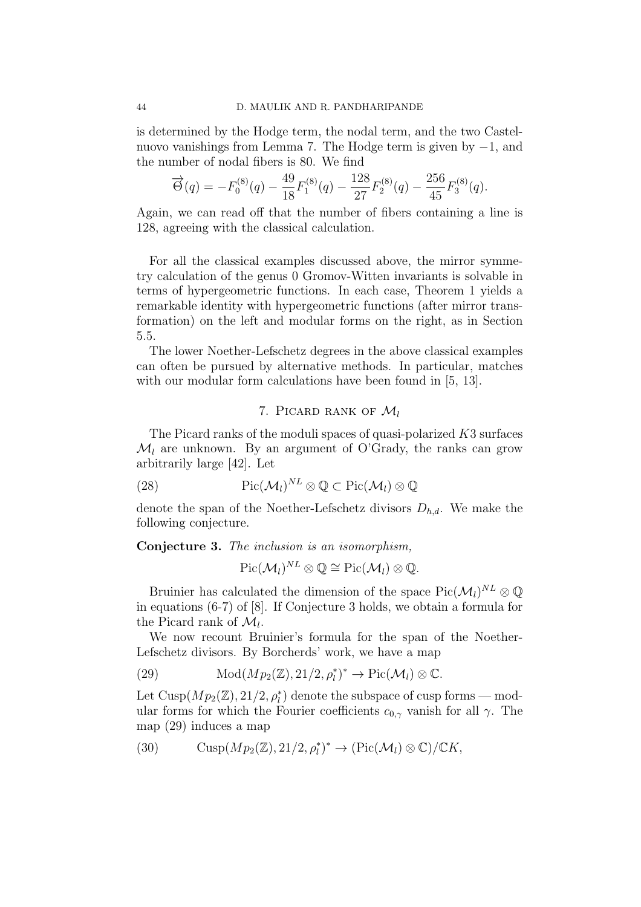is determined by the Hodge term, the nodal term, and the two Castelnuovo vanishings from Lemma 7. The Hodge term is given by $-1$, and the number of nodal fibers is 80. We find

$$\overrightarrow{\Theta}(q) = -F_0^{(8)}(q) - \frac{49}{18}F_1^{(8)}(q) - \frac{128}{27}F_2^{(8)}(q) - \frac{256}{45}F_3^{(8)}(q).$$

Again, we can read off that the number of fibers containing a line is 128, agreeing with the classical calculation.

For all the classical examples discussed above, the mirror symmetry calculation of the genus 0 Gromov-Witten invariants is solvable in terms of hypergeometric functions. In each case, Theorem 1 yields a remarkable identity with hypergeometric functions (after mirror transformation) on the left and modular forms on the right, as in Section 5.5.

The lower Noether-Lefschetz degrees in the above classical examples can often be pursued by alternative methods. In particular, matches with our modular form calculations have been found in [5, 13].

## 7. Picard rank of $\mathcal{M}_l$

The Picard ranks of the moduli spaces of quasi-polarized $K3$ surfaces $\mathcal{M}_l$ are unknown. By an argument of O'Grady, the ranks can grow arbitrarily large [42]. Let

$$\text{Pic}(\mathcal{M}_l)^{NL} \otimes \mathbb{Q} \subset \text{Pic}(\mathcal{M}_l) \otimes \mathbb{Q} \tag{28}$$

denote the span of the Noether-Lefschetz divisors $D_{h,d}$. We make the following conjecture.

**Conjecture 3.** *The inclusion is an isomorphism,*

$$\text{Pic}(\mathcal{M}_l)^{NL} \otimes \mathbb{Q} \cong \text{Pic}(\mathcal{M}_l) \otimes \mathbb{Q}.$$

Bruinier has calculated the dimension of the space $\text{Pic}(\mathcal{M}_l)^{NL} \otimes \mathbb{Q}$ in equations (6-7) of [8]. If Conjecture 3 holds, we obtain a formula for the Picard rank of $\mathcal{M}_l$.

We now recount Bruinier's formula for the span of the Noether-Lefschetz divisors. By Borcherds' work, we have a map

$$\text{Mod}(Mp_2(\mathbb{Z}), 21/2, \rho_l^*)^* \to \text{Pic}(\mathcal{M}_l) \otimes \mathbb{C}. \tag{29}$$

Let $\text{Cusp}(Mp_2(\mathbb{Z}), 21/2, \rho_l^*)$ denote the subspace of cusp forms — modular forms for which the Fourier coefficients $c_{0,\gamma}$ vanish for all $\gamma$. The map (29) induces a map

$$\text{Cusp}(Mp_2(\mathbb{Z}), 21/2, \rho_l^*)^* \to (\text{Pic}(\mathcal{M}_l) \otimes \mathbb{C})/\mathbb{C}K, \tag{30}$$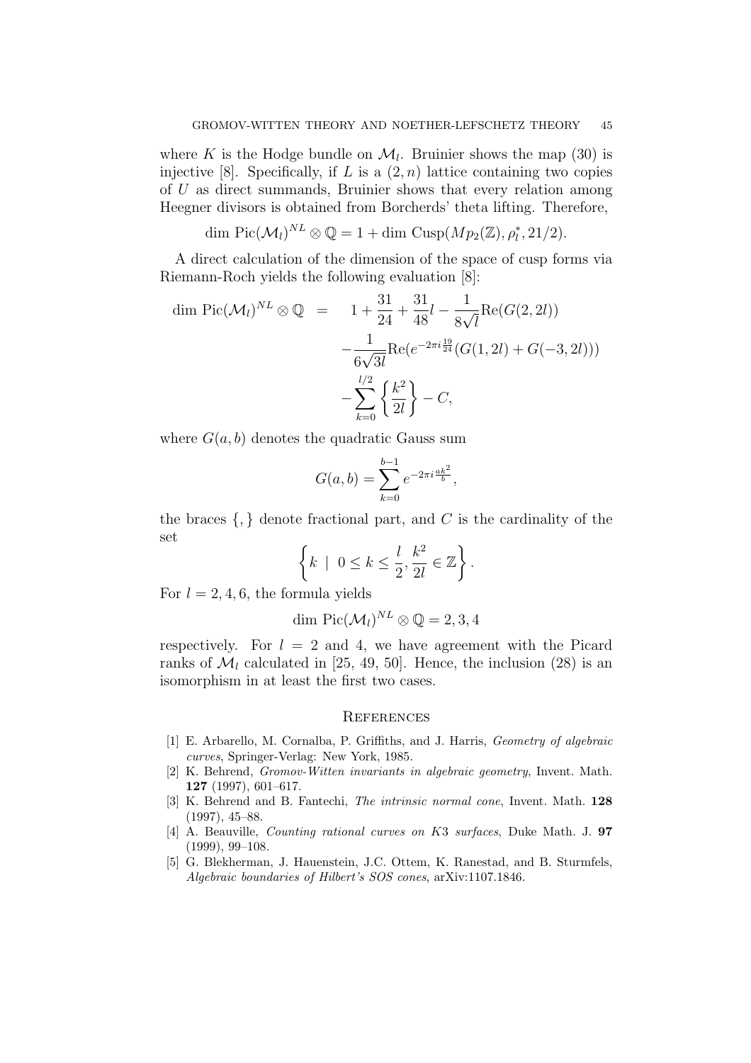where $K$ is the Hodge bundle on $\mathcal{M}_l$. Bruinier shows the map (30) is injective [8]. Specifically, if $L$ is a $(2, n)$ lattice containing two copies of $U$ as direct summands, Bruinier shows that every relation among Heegner divisors is obtained from Borcherds' theta lifting. Therefore,

$$\dim \text{Pic}(\mathcal{M}_l)^{NL} \otimes \mathbb{Q} = 1 + \dim \text{Cusp}(Mp_2(\mathbb{Z}), \rho_l^*, 21/2).$$

A direct calculation of the dimension of the space of cusp forms via Riemann-Roch yields the following evaluation [8]:

$$\begin{aligned}
\dim \text{Pic}(\mathcal{M}_l)^{NL} \otimes \mathbb{Q} \quad = \quad & 1 + \frac{31}{24} + \frac{31}{48}l - \frac{1}{8\sqrt{l}}\text{Re}(G(2, 2l)) \\
& - \frac{1}{6\sqrt{3l}}\text{Re}(e^{-2\pi i \frac{19}{24}}(G(1, 2l) + G(-3, 2l))) \\
& - \sum_{k=0}^{l/2} \left\{ \frac{k^2}{2l} \right\} - C,
\end{aligned}$$

where $G(a, b)$ denotes the quadratic Gauss sum

$$G(a, b) = \sum_{k=0}^{b-1} e^{-2\pi i \frac{ak^2}{b}},$$

the braces $\{,\}$ denote fractional part, and $C$ is the cardinality of the set

$$\left\{ k \ \mid \ 0 \leq k \leq \frac{l}{2}, \frac{k^2}{2l} \in \mathbb{Z} \right\}.$$

For $l = 2, 4, 6$, the formula yields

$$\dim \text{Pic}(\mathcal{M}_l)^{NL} \otimes \mathbb{Q} = 2, 3, 4$$

respectively. For $l = 2$ and 4, we have agreement with the Picard ranks of $\mathcal{M}_l$ calculated in [25, 49, 50]. Hence, the inclusion (28) is an isomorphism in at least the first two cases.

## References

[1] E. Arbarello, M. Cornalba, P. Griffiths, and J. Harris, *Geometry of algebraic curves*, Springer-Verlag: New York, 1985.

[2] K. Behrend, *Gromov-Witten invariants in algebraic geometry*, Invent. Math. **127** (1997), 601–617.

[3] K. Behrend and B. Fantechi, *The intrinsic normal cone*, Invent. Math. **128** (1997), 45–88.

[4] A. Beauville, *Counting rational curves on K3 surfaces*, Duke Math. J. **97** (1999), 99–108.

[5] G. Blekherman, J. Hauenstein, J.C. Ottem, K. Ranestad, and B. Sturmfels, *Algebraic boundaries of Hilbert's SOS cones*, arXiv:1107.1846.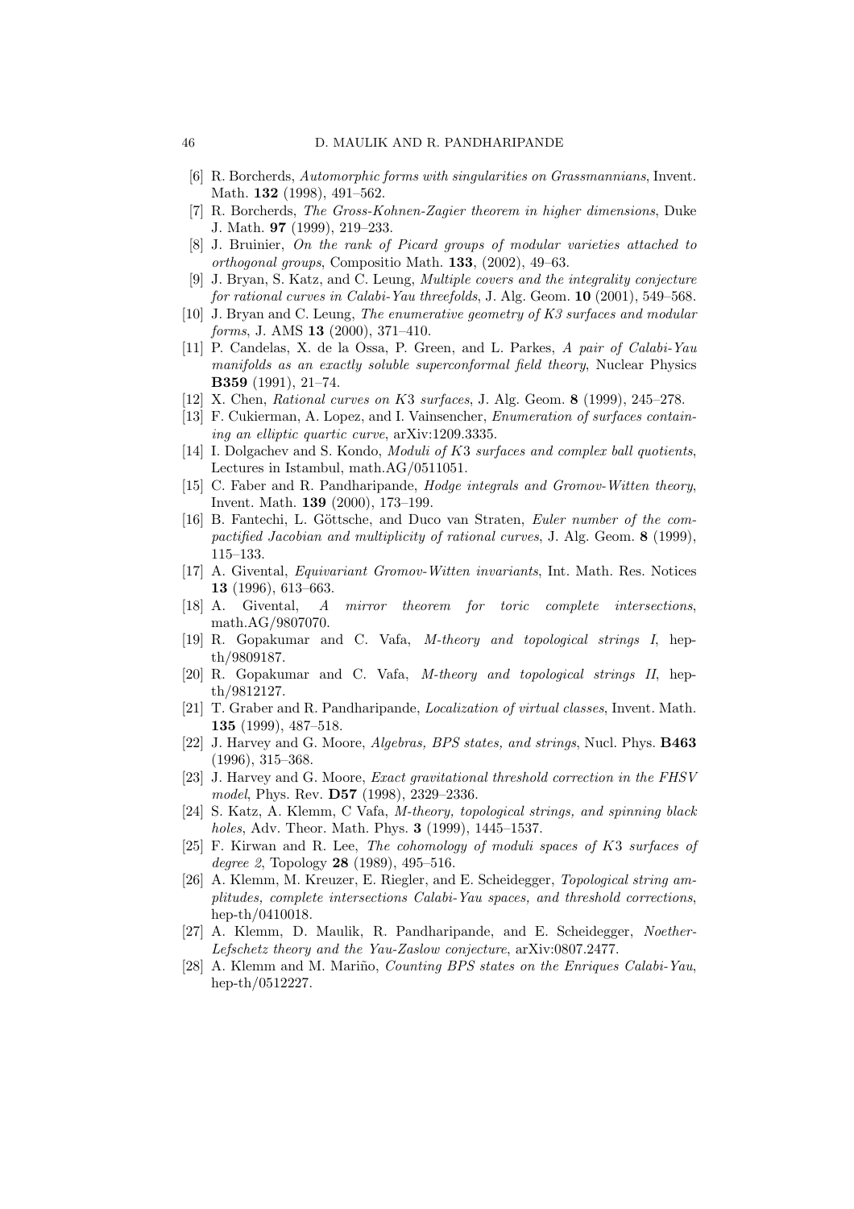[6] R. Borcherds, *Automorphic forms with singularities on Grassmannians*, Invent. Math. **132** (1998), 491–562.

[7] R. Borcherds, *The Gross-Kohnen-Zagier theorem in higher dimensions*, Duke J. Math. **97** (1999), 219–233.

[8] J. Bruinier, *On the rank of Picard groups of modular varieties attached to orthogonal groups*, Compositio Math. **133**, (2002), 49–63.

[9] J. Bryan, S. Katz, and C. Leung, *Multiple covers and the integrality conjecture for rational curves in Calabi-Yau threefolds*, J. Alg. Geom. **10** (2001), 549–568.

[10] J. Bryan and C. Leung, *The enumerative geometry of K3 surfaces and modular forms*, J. AMS **13** (2000), 371–410.

[11] P. Candelas, X. de la Ossa, P. Green, and L. Parkes, *A pair of Calabi-Yau manifolds as an exactly soluble superconformal field theory*, Nuclear Physics **B359** (1991), 21–74.

[12] X. Chen, *Rational curves on* $K3$ *surfaces*, J. Alg. Geom. **8** (1999), 245–278.

[13] F. Cukierman, A. Lopez, and I. Vainsencher, *Enumeration of surfaces containing an elliptic quartic curve*, arXiv:1209.3335.

[14] I. Dolgachev and S. Kondo, *Moduli of* $K3$ *surfaces and complex ball quotients*, Lectures in Istambul, math.AG/0511051.

[15] C. Faber and R. Pandharipande, *Hodge integrals and Gromov-Witten theory*, Invent. Math. **139** (2000), 173–199.

[16] B. Fantechi, L. Göttsche, and Duco van Straten, *Euler number of the compactified Jacobian and multiplicity of rational curves*, J. Alg. Geom. **8** (1999), 115–133.

[17] A. Givental, *Equivariant Gromov-Witten invariants*, Int. Math. Res. Notices **13** (1996), 613–663.

[18] A. Givental, *A mirror theorem for toric complete intersections*, math.AG/9807070.

[19] R. Gopakumar and C. Vafa, *M-theory and topological strings I*, hep-th/9809187.

[20] R. Gopakumar and C. Vafa, *M-theory and topological strings II*, hep-th/9812127.

[21] T. Graber and R. Pandharipande, *Localization of virtual classes*, Invent. Math. **135** (1999), 487–518.

[22] J. Harvey and G. Moore, *Algebras, BPS states, and strings*, Nucl. Phys. **B463** (1996), 315–368.

[23] J. Harvey and G. Moore, *Exact gravitational threshold correction in the FHSV model*, Phys. Rev. **D57** (1998), 2329–2336.

[24] S. Katz, A. Klemm, C Vafa, *M-theory, topological strings, and spinning black holes*, Adv. Theor. Math. Phys. **3** (1999), 1445–1537.

[25] F. Kirwan and R. Lee, *The cohomology of moduli spaces of* $K3$ *surfaces of degree 2*, Topology **28** (1989), 495–516.

[26] A. Klemm, M. Kreuzer, E. Riegler, and E. Scheidegger, *Topological string amplitudes, complete intersections Calabi-Yau spaces, and threshold corrections*, hep-th/0410018.

[27] A. Klemm, D. Maulik, R. Pandharipande, and E. Scheidegger, *Noether-Lefschetz theory and the Yau-Zaslow conjecture*, arXiv:0807.2477.

[28] A. Klemm and M. Mariño, *Counting BPS states on the Enriques Calabi-Yau*, hep-th/0512227.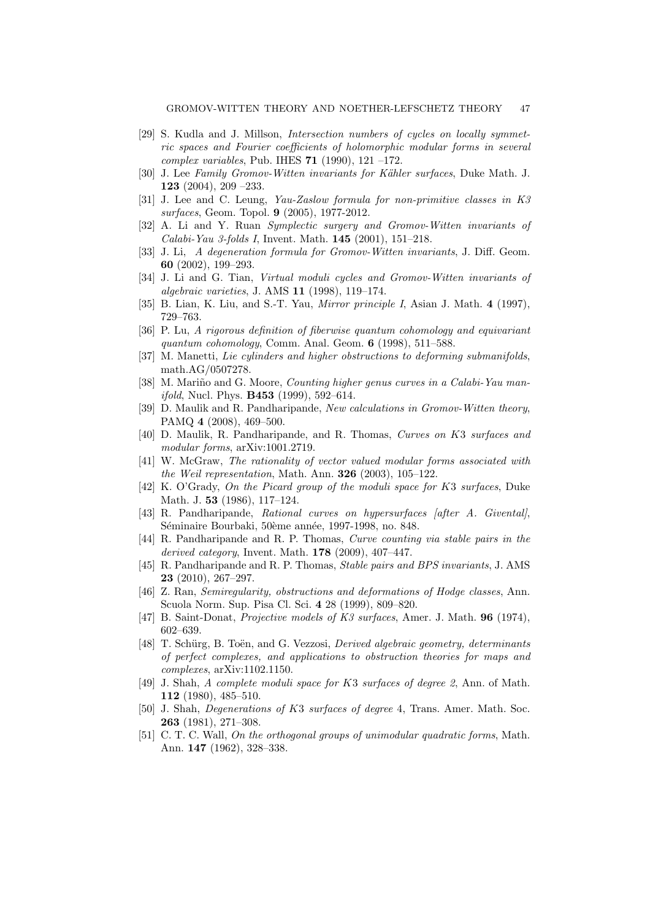[29] S. Kudla and J. Millson, *Intersection numbers of cycles on locally symmetric spaces and Fourier coefficients of holomorphic modular forms in several complex variables*, Pub. IHES **71** (1990), 121 –172.

[30] J. Lee *Family Gromov-Witten invariants for Kähler surfaces*, Duke Math. J. **123** (2004), 209 –233.

[31] J. Lee and C. Leung, *Yau-Zaslow formula for non-primitive classes in K3 surfaces*, Geom. Topol. **9** (2005), 1977-2012.

[32] A. Li and Y. Ruan *Symplectic surgery and Gromov-Witten invariants of Calabi-Yau 3-folds I*, Invent. Math. **145** (2001), 151–218.

[33] J. Li, *A degeneration formula for Gromov-Witten invariants*, J. Diff. Geom. **60** (2002), 199–293.

[34] J. Li and G. Tian, *Virtual moduli cycles and Gromov-Witten invariants of algebraic varieties*, J. AMS **11** (1998), 119–174.

[35] B. Lian, K. Liu, and S.-T. Yau, *Mirror principle I*, Asian J. Math. **4** (1997), 729–763.

[36] P. Lu, *A rigorous definition of fiberwise quantum cohomology and equivariant quantum cohomology*, Comm. Anal. Geom. **6** (1998), 511–588.

[37] M. Manetti, *Lie cylinders and higher obstructions to deforming submanifolds*, math.AG/0507278.

[38] M. Mariño and G. Moore, *Counting higher genus curves in a Calabi-Yau manifold*, Nucl. Phys. **B453** (1999), 592–614.

[39] D. Maulik and R. Pandharipande, *New calculations in Gromov-Witten theory*, PAMQ **4** (2008), 469–500.

[40] D. Maulik, R. Pandharipande, and R. Thomas, *Curves on K*3 *surfaces and modular forms*, arXiv:1001.2719.

[41] W. McGraw, *The rationality of vector valued modular forms associated with the Weil representation*, Math. Ann. **326** (2003), 105–122.

[42] K. O'Grady, *On the Picard group of the moduli space for K*3 *surfaces*, Duke Math. J. **53** (1986), 117–124.

[43] R. Pandharipande, *Rational curves on hypersurfaces [after A. Givental]*, Séminaire Bourbaki, 50ème année, 1997-1998, no. 848.

[44] R. Pandharipande and R. P. Thomas, *Curve counting via stable pairs in the derived category*, Invent. Math. **178** (2009), 407–447.

[45] R. Pandharipande and R. P. Thomas, *Stable pairs and BPS invariants*, J. AMS **23** (2010), 267–297.

[46] Z. Ran, *Semiregularity, obstructions and deformations of Hodge classes*, Ann. Scuola Norm. Sup. Pisa Cl. Sci. **4** 28 (1999), 809–820.

[47] B. Saint-Donat, *Projective models of K3 surfaces*, Amer. J. Math. **96** (1974), 602–639.

[48] T. Schürg, B. Toën, and G. Vezzosi, *Derived algebraic geometry, determinants of perfect complexes, and applications to obstruction theories for maps and complexes*, arXiv:1102.1150.

[49] J. Shah, *A complete moduli space for K*3 *surfaces of degree 2*, Ann. of Math. **112** (1980), 485–510.

[50] J. Shah, *Degenerations of K*3 *surfaces of degree* 4, Trans. Amer. Math. Soc. **263** (1981), 271–308.

[51] C. T. C. Wall, *On the orthogonal groups of unimodular quadratic forms*, Math. Ann. **147** (1962), 328–338.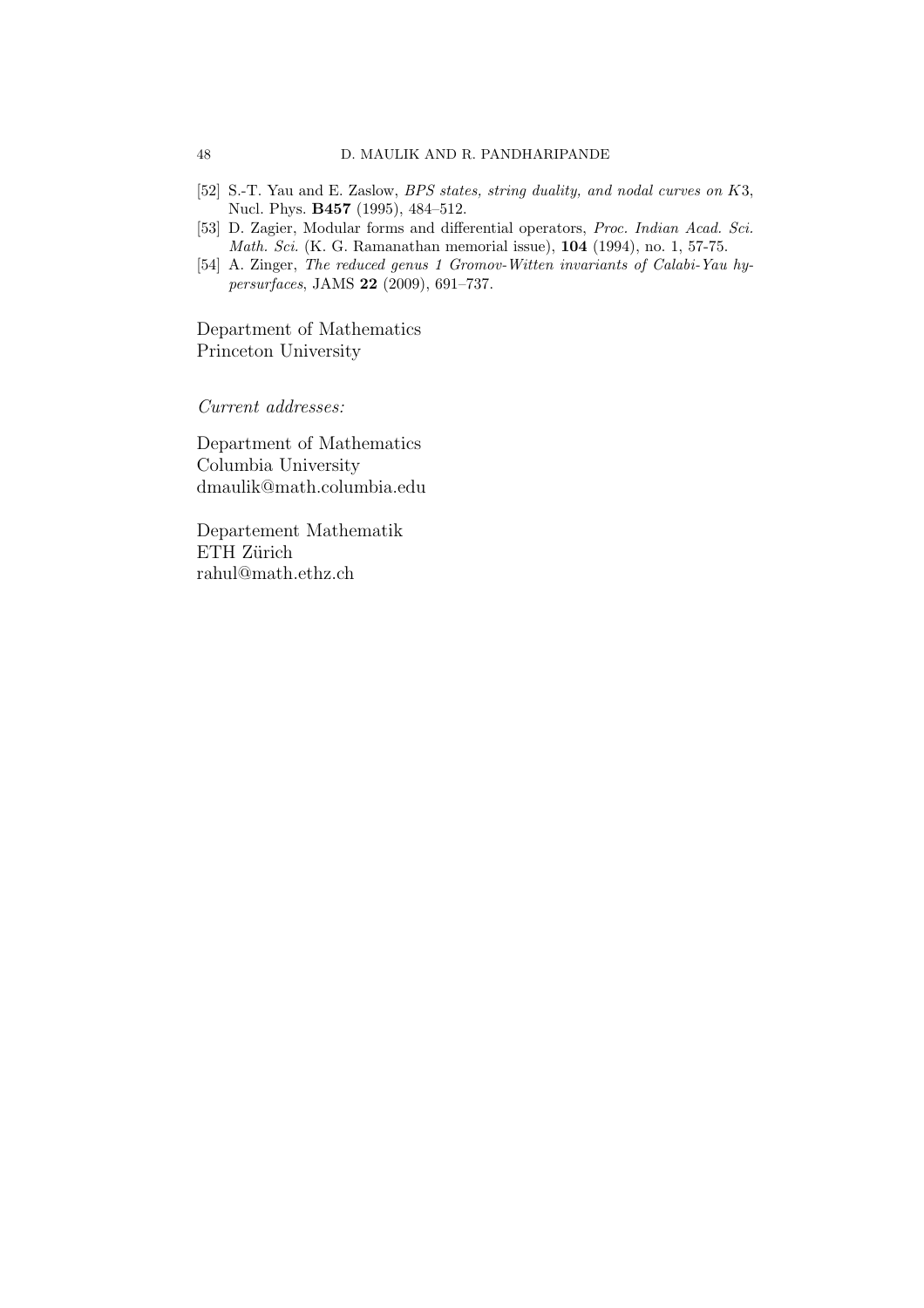[52] S.-T. Yau and E. Zaslow, *BPS states, string duality, and nodal curves on K3*, Nucl. Phys. **B457** (1995), 484–512.

[53] D. Zagier, Modular forms and differential operators, *Proc. Indian Acad. Sci. Math. Sci.* (K. G. Ramanathan memorial issue), **104** (1994), no. 1, 57-75.

[54] A. Zinger, *The reduced genus 1 Gromov-Witten invariants of Calabi-Yau hypersurfaces*, JAMS **22** (2009), 691–737.

Department of Mathematics
Princeton University

*Current addresses:*

Department of Mathematics
Columbia University
dmaulik@math.columbia.edu

Departement Mathematik
ETH Zürich
rahul@math.ethz.ch